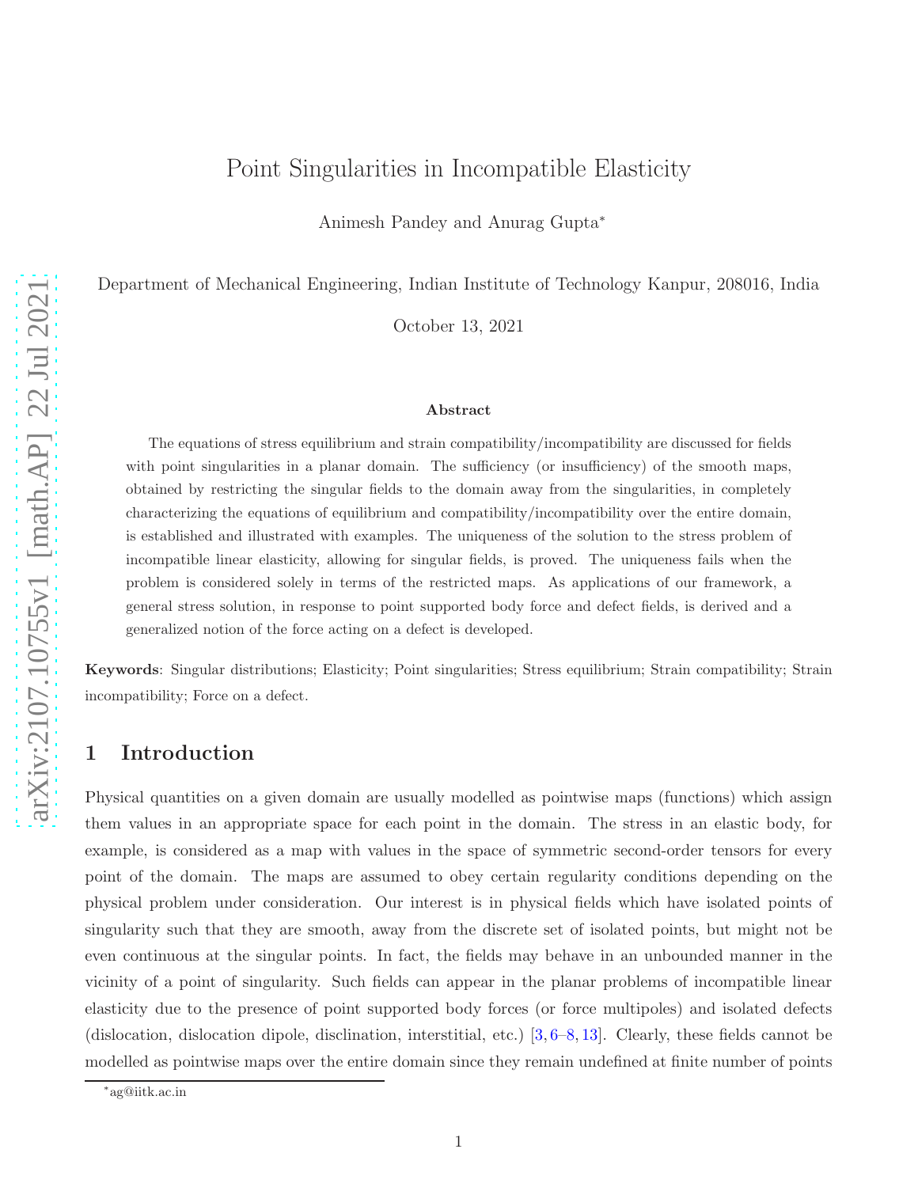# Point Singularities in Incompatible Elasticity

Animesh Pandey and Anurag Gupta*

Department of Mechanical Engineering, Indian Institute of Technology Kanpur, 208016, India

October 13, 2021

**Abstract**

The equations of stress equilibrium and strain compatibility/incompatibility are discussed for fields with point singularities in a planar domain. The sufficiency (or insufficiency) of the smooth maps, obtained by restricting the singular fields to the domain away from the singularities, in completely characterizing the equations of equilibrium and compatibility/incompatibility over the entire domain, is established and illustrated with examples. The uniqueness of the solution to the stress problem of incompatible linear elasticity, allowing for singular fields, is proved. The uniqueness fails when the problem is considered solely in terms of the restricted maps. As applications of our framework, a general stress solution, in response to point supported body force and defect fields, is derived and a generalized notion of the force acting on a defect is developed.

**Keywords**: Singular distributions; Elasticity; Point singularities; Stress equilibrium; Strain compatibility; Strain incompatibility; Force on a defect.

## 1 Introduction

Physical quantities on a given domain are usually modelled as pointwise maps (functions) which assign them values in an appropriate space for each point in the domain. The stress in an elastic body, for example, is considered as a map with values in the space of symmetric second-order tensors for every point of the domain. The maps are assumed to obey certain regularity conditions depending on the physical problem under consideration. Our interest is in physical fields which have isolated points of singularity such that they are smooth, away from the discrete set of isolated points, but might not be even continuous at the singular points. In fact, the fields may behave in an unbounded manner in the vicinity of a point of singularity. Such fields can appear in the planar problems of incompatible linear elasticity due to the presence of point supported body forces (or force multipoles) and isolated defects (dislocation, dislocation dipole, disclination, interstitial, etc.) [3, 6–8, 13]. Clearly, these fields cannot be modelled as pointwise maps over the entire domain since they remain undefined at finite number of points

*ag@iitk.ac.in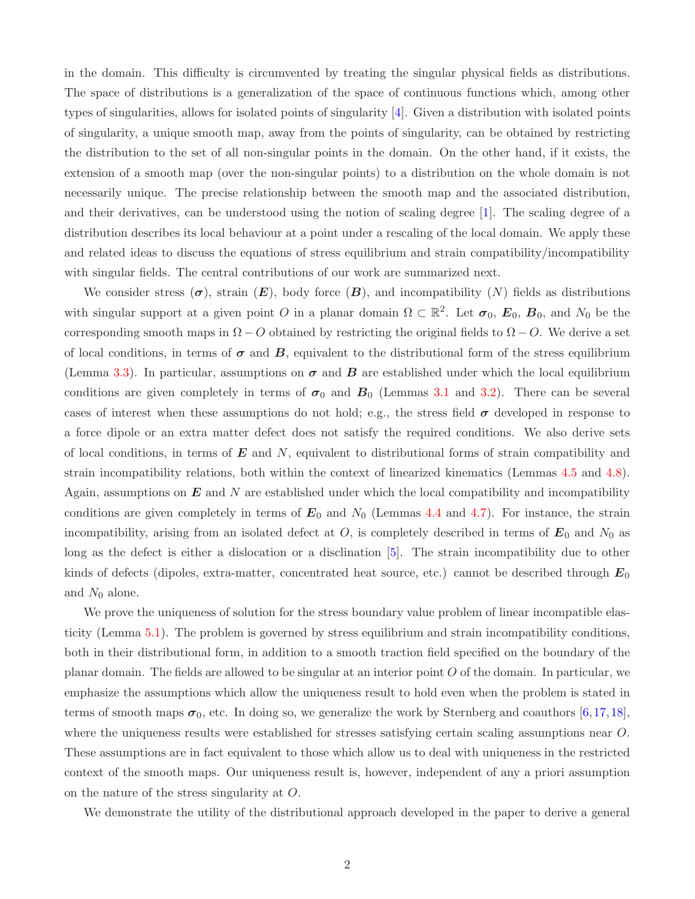in the domain. This difficulty is circumvented by treating the singular physical fields as distributions. The space of distributions is a generalization of the space of continuous functions which, among other types of singularities, allows for isolated points of singularity [4]. Given a distribution with isolated points of singularity, a unique smooth map, away from the points of singularity, can be obtained by restricting the distribution to the set of all non-singular points in the domain. On the other hand, if it exists, the extension of a smooth map (over the non-singular points) to a distribution on the whole domain is not necessarily unique. The precise relationship between the smooth map and the associated distribution, and their derivatives, can be understood using the notion of scaling degree [1]. The scaling degree of a distribution describes its local behaviour at a point under a rescaling of the local domain. We apply these and related ideas to discuss the equations of stress equilibrium and strain compatibility/incompatibility with singular fields. The central contributions of our work are summarized next.

We consider stress ($\boldsymbol{\sigma}$), strain ($\boldsymbol{E}$), body force ($\boldsymbol{B}$), and incompatibility ($N$) fields as distributions with singular support at a given point $O$ in a planar domain $\Omega \subset \mathbb{R}^2$. Let $\boldsymbol{\sigma}_0$, $\boldsymbol{E}_0$, $\boldsymbol{B}_0$, and $N_0$ be the corresponding smooth maps in $\Omega - O$ obtained by restricting the original fields to $\Omega - O$. We derive a set of local conditions, in terms of $\boldsymbol{\sigma}$ and $\boldsymbol{B}$, equivalent to the distributional form of the stress equilibrium (Lemma 3.3). In particular, assumptions on $\boldsymbol{\sigma}$ and $\boldsymbol{B}$ are established under which the local equilibrium conditions are given completely in terms of $\boldsymbol{\sigma}_0$ and $\boldsymbol{B}_0$ (Lemmas 3.1 and 3.2). There can be several cases of interest when these assumptions do not hold; e.g., the stress field $\boldsymbol{\sigma}$ developed in response to a force dipole or an extra matter defect does not satisfy the required conditions. We also derive sets of local conditions, in terms of $\boldsymbol{E}$ and $N$, equivalent to distributional forms of strain compatibility and strain incompatibility relations, both within the context of linearized kinematics (Lemmas 4.5 and 4.8). Again, assumptions on $\boldsymbol{E}$ and $N$ are established under which the local compatibility and incompatibility conditions are given completely in terms of $\boldsymbol{E}_0$ and $N_0$ (Lemmas 4.4 and 4.7). For instance, the strain incompatibility, arising from an isolated defect at $O$, is completely described in terms of $\boldsymbol{E}_0$ and $N_0$ as long as the defect is either a dislocation or a disclination [5]. The strain incompatibility due to other kinds of defects (dipoles, extra-matter, concentrated heat source, etc.) cannot be described through $\boldsymbol{E}_0$ and $N_0$ alone.

We prove the uniqueness of solution for the stress boundary value problem of linear incompatible elasticity (Lemma 5.1). The problem is governed by stress equilibrium and strain incompatibility conditions, both in their distributional form, in addition to a smooth traction field specified on the boundary of the planar domain. The fields are allowed to be singular at an interior point $O$ of the domain. In particular, we emphasize the assumptions which allow the uniqueness result to hold even when the problem is stated in terms of smooth maps $\boldsymbol{\sigma}_0$, etc. In doing so, we generalize the work by Sternberg and coauthors [6,17,18], where the uniqueness results were established for stresses satisfying certain scaling assumptions near $O$. These assumptions are in fact equivalent to those which allow us to deal with uniqueness in the restricted context of the smooth maps. Our uniqueness result is, however, independent of any a priori assumption on the nature of the stress singularity at $O$.

We demonstrate the utility of the distributional approach developed in the paper to derive a general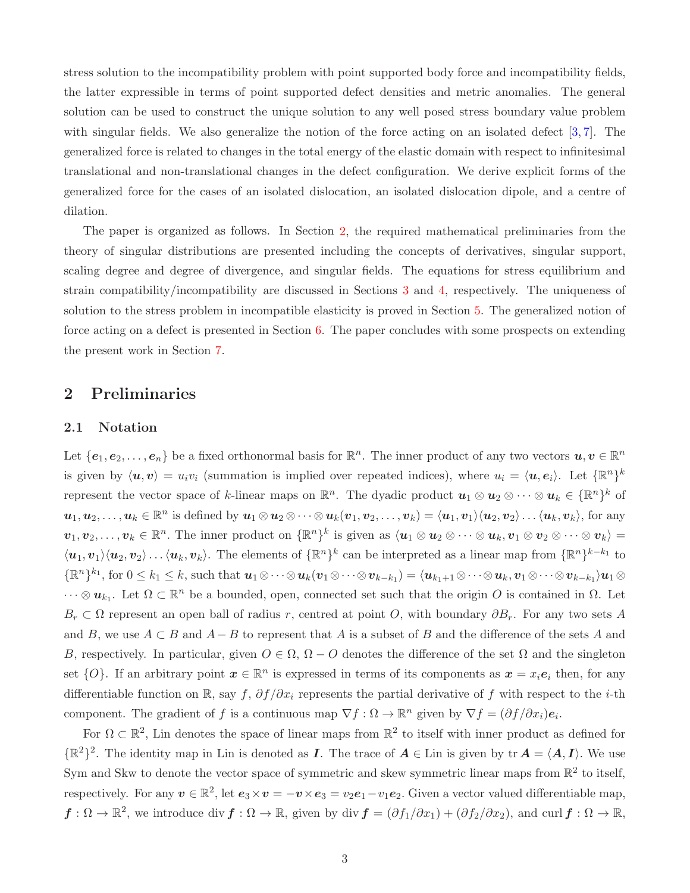stress solution to the incompatibility problem with point supported body force and incompatibility fields, the latter expressible in terms of point supported defect densities and metric anomalies. The general solution can be used to construct the unique solution to any well posed stress boundary value problem with singular fields. We also generalize the notion of the force acting on an isolated defect [3, 7]. The generalized force is related to changes in the total energy of the elastic domain with respect to infinitesimal translational and non-translational changes in the defect configuration. We derive explicit forms of the generalized force for the cases of an isolated dislocation, an isolated dislocation dipole, and a centre of dilation.

The paper is organized as follows. In Section 2, the required mathematical preliminaries from the theory of singular distributions are presented including the concepts of derivatives, singular support, scaling degree and degree of divergence, and singular fields. The equations for stress equilibrium and strain compatibility/incompatibility are discussed in Sections 3 and 4, respectively. The uniqueness of solution to the stress problem in incompatible elasticity is proved in Section 5. The generalized notion of force acting on a defect is presented in Section 6. The paper concludes with some prospects on extending the present work in Section 7.

## 2 Preliminaries

### 2.1 Notation

Let $\{\boldsymbol{e}_1, \boldsymbol{e}_2, \ldots, \boldsymbol{e}_n\}$ be a fixed orthonormal basis for $\mathbb{R}^n$. The inner product of any two vectors $\boldsymbol{u}, \boldsymbol{v} \in \mathbb{R}^n$ is given by $\langle \boldsymbol{u}, \boldsymbol{v} \rangle = u_i v_i$ (summation is implied over repeated indices), where $u_i = \langle \boldsymbol{u}, \boldsymbol{e}_i \rangle$. Let $\{\mathbb{R}^n\}^k$ represent the vector space of $k$-linear maps on $\mathbb{R}^n$. The dyadic product $\boldsymbol{u}_1 \otimes \boldsymbol{u}_2 \otimes \cdots \otimes \boldsymbol{u}_k \in \{\mathbb{R}^n\}^k$ of $\boldsymbol{u}_1, \boldsymbol{u}_2, \ldots, \boldsymbol{u}_k \in \mathbb{R}^n$ is defined by $\boldsymbol{u}_1 \otimes \boldsymbol{u}_2 \otimes \cdots \otimes \boldsymbol{u}_k(\boldsymbol{v}_1, \boldsymbol{v}_2, \ldots, \boldsymbol{v}_k) = \langle \boldsymbol{u}_1, \boldsymbol{v}_1 \rangle \langle \boldsymbol{u}_2, \boldsymbol{v}_2 \rangle \ldots \langle \boldsymbol{u}_k, \boldsymbol{v}_k \rangle$, for any $\boldsymbol{v}_1, \boldsymbol{v}_2, \ldots, \boldsymbol{v}_k \in \mathbb{R}^n$. The inner product on $\{\mathbb{R}^n\}^k$ is given as $\langle \boldsymbol{u}_1 \otimes \boldsymbol{u}_2 \otimes \cdots \otimes \boldsymbol{u}_k, \boldsymbol{v}_1 \otimes \boldsymbol{v}_2 \otimes \cdots \otimes \boldsymbol{v}_k \rangle = \langle \boldsymbol{u}_1, \boldsymbol{v}_1 \rangle \langle \boldsymbol{u}_2, \boldsymbol{v}_2 \rangle \ldots \langle \boldsymbol{u}_k, \boldsymbol{v}_k \rangle$. The elements of $\{\mathbb{R}^n\}^k$ can be interpreted as a linear map from $\{\mathbb{R}^n\}^{k-k_1}$ to $\{\mathbb{R}^n\}^{k_1}$, for $0 \leq k_1 \leq k$, such that $\boldsymbol{u}_1 \otimes \cdots \otimes \boldsymbol{u}_k(\boldsymbol{v}_1 \otimes \cdots \otimes \boldsymbol{v}_{k-k_1}) = \langle \boldsymbol{u}_{k_1+1} \otimes \cdots \otimes \boldsymbol{u}_k, \boldsymbol{v}_1 \otimes \cdots \otimes \boldsymbol{v}_{k-k_1} \rangle \boldsymbol{u}_1 \otimes \cdots \otimes \boldsymbol{u}_{k_1}$. Let $\Omega \subset \mathbb{R}^n$ be a bounded, open, connected set such that the origin $O$ is contained in $\Omega$. Let $B_r \subset \Omega$ represent an open ball of radius $r$, centred at point $O$, with boundary $\partial B_r$. For any two sets $A$ and $B$, we use $A \subset B$ and $A - B$ to represent that $A$ is a subset of $B$ and the difference of the sets $A$ and $B$, respectively. In particular, given $O \in \Omega$, $\Omega - O$ denotes the difference of the set $\Omega$ and the singleton set $\{O\}$. If an arbitrary point $\boldsymbol{x} \in \mathbb{R}^n$ is expressed in terms of its components as $\boldsymbol{x} = x_i \boldsymbol{e}_i$ then, for any differentiable function on $\mathbb{R}$, say $f$, $\partial f / \partial x_i$ represents the partial derivative of $f$ with respect to the $i$-th component. The gradient of $f$ is a continuous map $\nabla f : \Omega \to \mathbb{R}^n$ given by $\nabla f = (\partial f / \partial x_i) \boldsymbol{e}_i$.

For $\Omega \subset \mathbb{R}^2$, Lin denotes the space of linear maps from $\mathbb{R}^2$ to itself with inner product as defined for $\{\mathbb{R}^2\}^2$. The identity map in Lin is denoted as $\boldsymbol{I}$. The trace of $\boldsymbol{A} \in \text{Lin}$ is given by $\operatorname{tr} \boldsymbol{A} = \langle \boldsymbol{A}, \boldsymbol{I} \rangle$. We use Sym and Skw to denote the vector space of symmetric and skew symmetric linear maps from $\mathbb{R}^2$ to itself, respectively. For any $\boldsymbol{v} \in \mathbb{R}^2$, let $\boldsymbol{e}_3 \times \boldsymbol{v} = -\boldsymbol{v} \times \boldsymbol{e}_3 = v_2 \boldsymbol{e}_1 - v_1 \boldsymbol{e}_2$. Given a vector valued differentiable map, $\boldsymbol{f} : \Omega \to \mathbb{R}^2$, we introduce $\operatorname{div} \boldsymbol{f} : \Omega \to \mathbb{R}$, given by $\operatorname{div} \boldsymbol{f} = (\partial f_1 / \partial x_1) + (\partial f_2 / \partial x_2)$, and $\operatorname{curl} \boldsymbol{f} : \Omega \to \mathbb{R}$,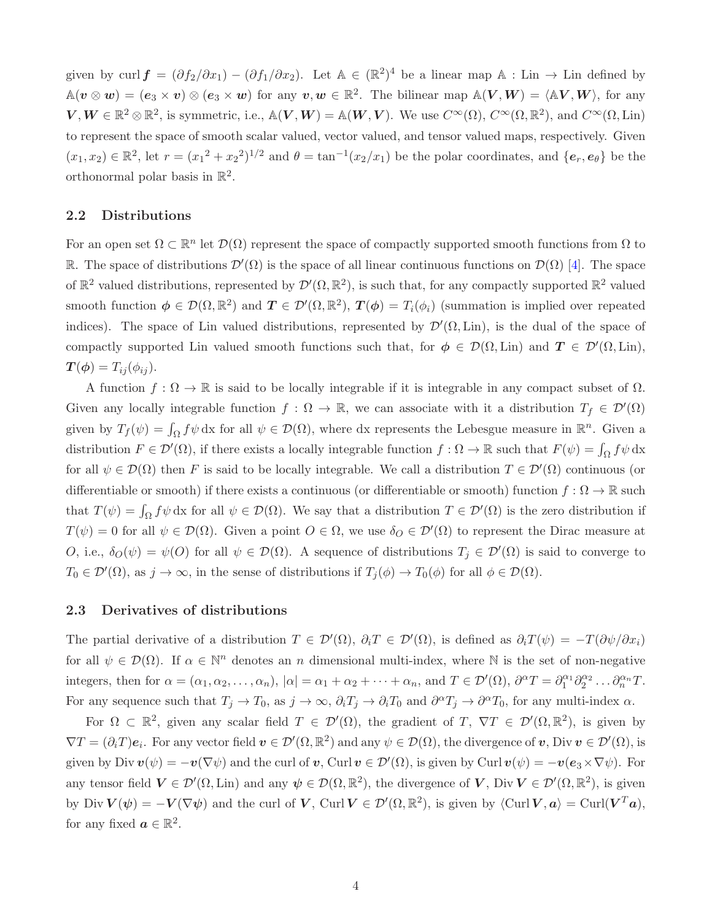given by $\operatorname{curl} \boldsymbol{f} = (\partial f_2/\partial x_1) - (\partial f_1/\partial x_2)$. Let $\mathbb{A} \in (\mathbb{R}^2)^4$ be a linear map $\mathbb{A} : \text{Lin} \to \text{Lin}$ defined by $\mathbb{A}(\boldsymbol{v} \otimes \boldsymbol{w}) = (\boldsymbol{e}_3 \times \boldsymbol{v}) \otimes (\boldsymbol{e}_3 \times \boldsymbol{w})$ for any $\boldsymbol{v}, \boldsymbol{w} \in \mathbb{R}^2$. The bilinear map $\mathbb{A}(\boldsymbol{V}, \boldsymbol{W}) = \langle \mathbb{A}\boldsymbol{V}, \boldsymbol{W} \rangle$, for any $\boldsymbol{V}, \boldsymbol{W} \in \mathbb{R}^2 \otimes \mathbb{R}^2$, is symmetric, i.e., $\mathbb{A}(\boldsymbol{V}, \boldsymbol{W}) = \mathbb{A}(\boldsymbol{W}, \boldsymbol{V})$. We use $C^\infty(\Omega)$, $C^\infty(\Omega, \mathbb{R}^2)$, and $C^\infty(\Omega, \text{Lin})$ to represent the space of smooth scalar valued, vector valued, and tensor valued maps, respectively. Given $(x_1, x_2) \in \mathbb{R}^2$, let $r = ({x_1}^2 + {x_2}^2)^{1/2}$ and $\theta = \tan^{-1}(x_2/x_1)$ be the polar coordinates, and $\{\boldsymbol{e}_r, \boldsymbol{e}_\theta\}$ be the orthonormal polar basis in $\mathbb{R}^2$.

### 2.2 Distributions

For an open set $\Omega \subset \mathbb{R}^n$ let $\mathcal{D}(\Omega)$ represent the space of compactly supported smooth functions from $\Omega$ to $\mathbb{R}$. The space of distributions $\mathcal{D}'(\Omega)$ is the space of all linear continuous functions on $\mathcal{D}(\Omega)$ [4]. The space of $\mathbb{R}^2$ valued distributions, represented by $\mathcal{D}'(\Omega, \mathbb{R}^2)$, is such that, for any compactly supported $\mathbb{R}^2$ valued smooth function $\boldsymbol{\phi} \in \mathcal{D}(\Omega, \mathbb{R}^2)$ and $\boldsymbol{T} \in \mathcal{D}'(\Omega, \mathbb{R}^2)$, $\boldsymbol{T}(\boldsymbol{\phi}) = T_i(\phi_i)$ (summation is implied over repeated indices). The space of Lin valued distributions, represented by $\mathcal{D}'(\Omega, \text{Lin})$, is the dual of the space of compactly supported Lin valued smooth functions such that, for $\boldsymbol{\phi} \in \mathcal{D}(\Omega, \text{Lin})$ and $\boldsymbol{T} \in \mathcal{D}'(\Omega, \text{Lin})$, $\boldsymbol{T}(\boldsymbol{\phi}) = T_{ij}(\phi_{ij})$.

A function $f : \Omega \to \mathbb{R}$ is said to be locally integrable if it is integrable in any compact subset of $\Omega$. Given any locally integrable function $f : \Omega \to \mathbb{R}$, we can associate with it a distribution $T_f \in \mathcal{D}'(\Omega)$ given by $T_f(\psi) = \int_\Omega f\psi \, \mathrm{dx}$ for all $\psi \in \mathcal{D}(\Omega)$, where dx represents the Lebesgue measure in $\mathbb{R}^n$. Given a distribution $F \in \mathcal{D}'(\Omega)$, if there exists a locally integrable function $f : \Omega \to \mathbb{R}$ such that $F(\psi) = \int_\Omega f\psi \, \mathrm{dx}$ for all $\psi \in \mathcal{D}(\Omega)$ then $F$ is said to be locally integrable. We call a distribution $T \in \mathcal{D}'(\Omega)$ continuous (or differentiable or smooth) if there exists a continuous (or differentiable or smooth) function $f : \Omega \to \mathbb{R}$ such that $T(\psi) = \int_\Omega f\psi \, \mathrm{dx}$ for all $\psi \in \mathcal{D}(\Omega)$. We say that a distribution $T \in \mathcal{D}'(\Omega)$ is the zero distribution if $T(\psi) = 0$ for all $\psi \in \mathcal{D}(\Omega)$. Given a point $O \in \Omega$, we use $\delta_O \in \mathcal{D}'(\Omega)$ to represent the Dirac measure at $O$, i.e., $\delta_O(\psi) = \psi(O)$ for all $\psi \in \mathcal{D}(\Omega)$. A sequence of distributions $T_j \in \mathcal{D}'(\Omega)$ is said to converge to $T_0 \in \mathcal{D}'(\Omega)$, as $j \to \infty$, in the sense of distributions if $T_j(\phi) \to T_0(\phi)$ for all $\phi \in \mathcal{D}(\Omega)$.

### 2.3 Derivatives of distributions

The partial derivative of a distribution $T \in \mathcal{D}'(\Omega)$, $\partial_i T \in \mathcal{D}'(\Omega)$, is defined as $\partial_i T(\psi) = -T(\partial\psi/\partial x_i)$ for all $\psi \in \mathcal{D}(\Omega)$. If $\alpha \in \mathbb{N}^n$ denotes an $n$ dimensional multi-index, where $\mathbb{N}$ is the set of non-negative integers, then for $\alpha = (\alpha_1, \alpha_2, \dots, \alpha_n)$, $|\alpha| = \alpha_1 + \alpha_2 + \dots + \alpha_n$, and $T \in \mathcal{D}'(\Omega)$, $\partial^\alpha T = \partial_1^{\alpha_1} \partial_2^{\alpha_2} \dots \partial_n^{\alpha_n} T$. For any sequence such that $T_j \to T_0$, as $j \to \infty$, $\partial_i T_j \to \partial_i T_0$ and $\partial^\alpha T_j \to \partial^\alpha T_0$, for any multi-index $\alpha$.

For $\Omega \subset \mathbb{R}^2$, given any scalar field $T \in \mathcal{D}'(\Omega)$, the gradient of $T$, $\nabla T \in \mathcal{D}'(\Omega, \mathbb{R}^2)$, is given by $\nabla T = (\partial_i T)\boldsymbol{e}_i$. For any vector field $\boldsymbol{v} \in \mathcal{D}'(\Omega, \mathbb{R}^2)$ and any $\psi \in \mathcal{D}(\Omega)$, the divergence of $\boldsymbol{v}$, $\operatorname{Div} \boldsymbol{v} \in \mathcal{D}'(\Omega)$, is given by $\operatorname{Div} \boldsymbol{v}(\psi) = -\boldsymbol{v}(\nabla\psi)$ and the curl of $\boldsymbol{v}$, $\operatorname{Curl} \boldsymbol{v} \in \mathcal{D}'(\Omega)$, is given by $\operatorname{Curl} \boldsymbol{v}(\psi) = -\boldsymbol{v}(\boldsymbol{e}_3 \times \nabla\psi)$. For any tensor field $\boldsymbol{V} \in \mathcal{D}'(\Omega, \text{Lin})$ and any $\boldsymbol{\psi} \in \mathcal{D}(\Omega, \mathbb{R}^2)$, the divergence of $\boldsymbol{V}$, $\operatorname{Div} \boldsymbol{V} \in \mathcal{D}'(\Omega, \mathbb{R}^2)$, is given by $\operatorname{Div} \boldsymbol{V}(\boldsymbol{\psi}) = -\boldsymbol{V}(\nabla\boldsymbol{\psi})$ and the curl of $\boldsymbol{V}$, $\operatorname{Curl} \boldsymbol{V} \in \mathcal{D}'(\Omega, \mathbb{R}^2)$, is given by $\langle \operatorname{Curl} \boldsymbol{V}, \boldsymbol{a} \rangle = \operatorname{Curl}(\boldsymbol{V}^T \boldsymbol{a})$, for any fixed $\boldsymbol{a} \in \mathbb{R}^2$.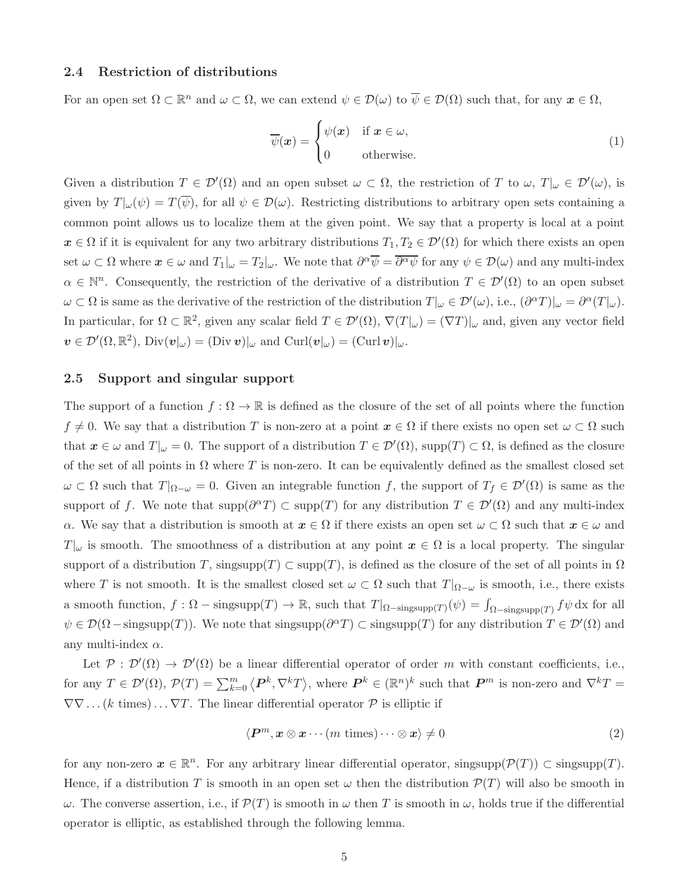### 2.4 Restriction of distributions

For an open set $\Omega \subset \mathbb{R}^n$ and $\omega \subset \Omega$, we can extend $\psi \in \mathcal{D}(\omega)$ to $\overline{\psi} \in \mathcal{D}(\Omega)$ such that, for any $\boldsymbol{x} \in \Omega$,

$$\overline{\psi}(\boldsymbol{x}) = \begin{cases} \psi(\boldsymbol{x}) & \text{if } \boldsymbol{x} \in \omega, \\ 0 & \text{otherwise.} \end{cases} \tag{1}$$

Given a distribution $T \in \mathcal{D}'(\Omega)$ and an open subset $\omega \subset \Omega$, the restriction of $T$ to $\omega$, $T|_\omega \in \mathcal{D}'(\omega)$, is given by $T|_\omega(\psi) = T(\overline{\psi})$, for all $\psi \in \mathcal{D}(\omega)$. Restricting distributions to arbitrary open sets containing a common point allows us to localize them at the given point. We say that a property is local at a point $\boldsymbol{x} \in \Omega$ if it is equivalent for any two arbitrary distributions $T_1, T_2 \in \mathcal{D}'(\Omega)$ for which there exists an open set $\omega \subset \Omega$ where $\boldsymbol{x} \in \omega$ and $T_1|_\omega = T_2|_\omega$. We note that $\partial^\alpha \overline{\psi} = \overline{\partial^\alpha \psi}$ for any $\psi \in \mathcal{D}(\omega)$ and any multi-index $\alpha \in \mathbb{N}^n$. Consequently, the restriction of the derivative of a distribution $T \in \mathcal{D}'(\Omega)$ to an open subset $\omega \subset \Omega$ is same as the derivative of the restriction of the distribution $T|_\omega \in \mathcal{D}'(\omega)$, i.e., $(\partial^\alpha T)|_\omega = \partial^\alpha (T|_\omega)$. In particular, for $\Omega \subset \mathbb{R}^2$, given any scalar field $T \in \mathcal{D}'(\Omega)$, $\nabla(T|_\omega) = (\nabla T)|_\omega$ and, given any vector field $\boldsymbol{v} \in \mathcal{D}'(\Omega, \mathbb{R}^2)$, $\mathrm{Div}(\boldsymbol{v}|_\omega) = (\mathrm{Div}\, \boldsymbol{v})|_\omega$ and $\mathrm{Curl}(\boldsymbol{v}|_\omega) = (\mathrm{Curl}\, \boldsymbol{v})|_\omega$.

### 2.5 Support and singular support

The support of a function $f : \Omega \to \mathbb{R}$ is defined as the closure of the set of all points where the function $f \neq 0$. We say that a distribution $T$ is non-zero at a point $\boldsymbol{x} \in \Omega$ if there exists no open set $\omega \subset \Omega$ such that $\boldsymbol{x} \in \omega$ and $T|_\omega = 0$. The support of a distribution $T \in \mathcal{D}'(\Omega)$, $\mathrm{supp}(T) \subset \Omega$, is defined as the closure of the set of all points in $\Omega$ where $T$ is non-zero. It can be equivalently defined as the smallest closed set $\omega \subset \Omega$ such that $T|_{\Omega - \omega} = 0$. Given an integrable function $f$, the support of $T_f \in \mathcal{D}'(\Omega)$ is same as the support of $f$. We note that $\mathrm{supp}(\partial^\alpha T) \subset \mathrm{supp}(T)$ for any distribution $T \in \mathcal{D}'(\Omega)$ and any multi-index $\alpha$. We say that a distribution is smooth at $\boldsymbol{x} \in \Omega$ if there exists an open set $\omega \subset \Omega$ such that $\boldsymbol{x} \in \omega$ and $T|_\omega$ is smooth. The smoothness of a distribution at any point $\boldsymbol{x} \in \Omega$ is a local property. The singular support of a distribution $T$, $\mathrm{singsupp}(T) \subset \mathrm{supp}(T)$, is defined as the closure of the set of all points in $\Omega$ where $T$ is not smooth. It is the smallest closed set $\omega \subset \Omega$ such that $T|_{\Omega - \omega}$ is smooth, i.e., there exists a smooth function, $f : \Omega - \mathrm{singsupp}(T) \to \mathbb{R}$, such that $T|_{\Omega - \mathrm{singsupp}(T)}(\psi) = \int_{\Omega - \mathrm{singsupp}(T)} f \psi \, \mathrm{dx}$ for all $\psi \in \mathcal{D}(\Omega - \mathrm{singsupp}(T))$. We note that $\mathrm{singsupp}(\partial^\alpha T) \subset \mathrm{singsupp}(T)$ for any distribution $T \in \mathcal{D}'(\Omega)$ and any multi-index $\alpha$.

Let $\mathcal{P} : \mathcal{D}'(\Omega) \to \mathcal{D}'(\Omega)$ be a linear differential operator of order $m$ with constant coefficients, i.e., for any $T \in \mathcal{D}'(\Omega)$, $\mathcal{P}(T) = \sum_{k=0}^m \langle \boldsymbol{P}^k, \nabla^k T \rangle$, where $\boldsymbol{P}^k \in (\mathbb{R}^n)^k$ such that $\boldsymbol{P}^m$ is non-zero and $\nabla^k T = \nabla\nabla \ldots (k \text{ times}) \ldots \nabla T$. The linear differential operator $\mathcal{P}$ is elliptic if

$$\langle \boldsymbol{P}^m, \boldsymbol{x} \otimes \boldsymbol{x} \cdots (m \text{ times}) \cdots \otimes \boldsymbol{x} \rangle \neq 0 \tag{2}$$

for any non-zero $\boldsymbol{x} \in \mathbb{R}^n$. For any arbitrary linear differential operator, $\mathrm{singsupp}(\mathcal{P}(T)) \subset \mathrm{singsupp}(T)$. Hence, if a distribution $T$ is smooth in an open set $\omega$ then the distribution $\mathcal{P}(T)$ will also be smooth in $\omega$. The converse assertion, i.e., if $\mathcal{P}(T)$ is smooth in $\omega$ then $T$ is smooth in $\omega$, holds true if the differential operator is elliptic, as established through the following lemma.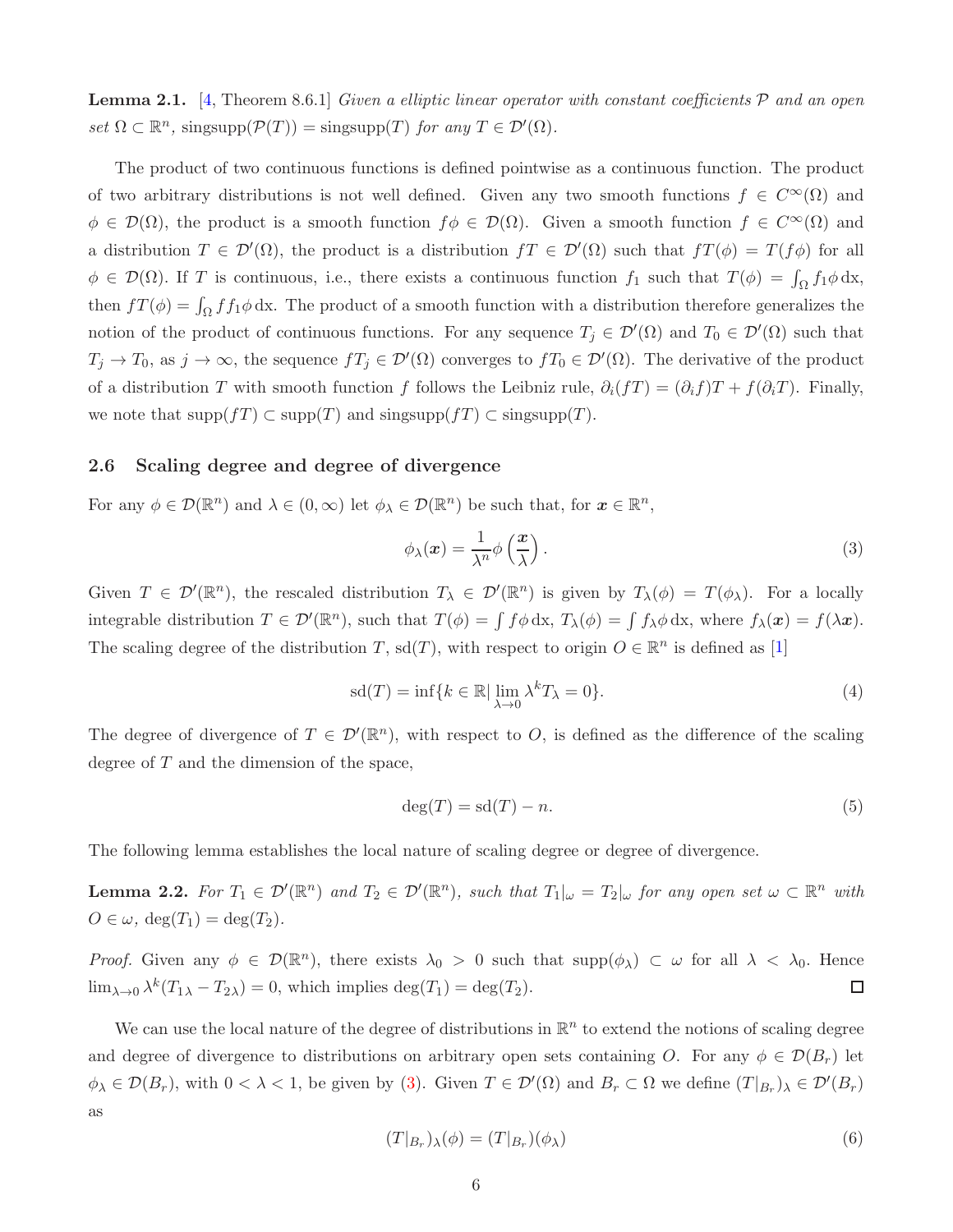**Lemma 2.1.** [4, Theorem 8.6.1] *Given a elliptic linear operator with constant coefficients $\mathcal{P}$ and an open set $\Omega \subset \mathbb{R}^n$, $\text{singsupp}(\mathcal{P}(T)) = \text{singsupp}(T)$ for any $T \in \mathcal{D}'(\Omega)$.*

The product of two continuous functions is defined pointwise as a continuous function. The product of two arbitrary distributions is not well defined. Given any two smooth functions $f \in C^\infty(\Omega)$ and $\phi \in \mathcal{D}(\Omega)$, the product is a smooth function $f\phi \in \mathcal{D}(\Omega)$. Given a smooth function $f \in C^\infty(\Omega)$ and a distribution $T \in \mathcal{D}'(\Omega)$, the product is a distribution $fT \in \mathcal{D}'(\Omega)$ such that $fT(\phi) = T(f\phi)$ for all $\phi \in \mathcal{D}(\Omega)$. If $T$ is continuous, i.e., there exists a continuous function $f_1$ such that $T(\phi) = \int_\Omega f_1 \phi \, \mathrm{dx}$, then $fT(\phi) = \int_\Omega f f_1 \phi \, \mathrm{dx}$. The product of a smooth function with a distribution therefore generalizes the notion of the product of continuous functions. For any sequence $T_j \in \mathcal{D}'(\Omega)$ and $T_0 \in \mathcal{D}'(\Omega)$ such that $T_j \to T_0$, as $j \to \infty$, the sequence $fT_j \in \mathcal{D}'(\Omega)$ converges to $fT_0 \in \mathcal{D}'(\Omega)$. The derivative of the product of a distribution $T$ with smooth function $f$ follows the Leibniz rule, $\partial_i(fT) = (\partial_i f)T + f(\partial_i T)$. Finally, we note that $\text{supp}(fT) \subset \text{supp}(T)$ and $\text{singsupp}(fT) \subset \text{singsupp}(T)$.

### 2.6 Scaling degree and degree of divergence

For any $\phi \in \mathcal{D}(\mathbb{R}^n)$ and $\lambda \in (0, \infty)$ let $\phi_\lambda \in \mathcal{D}(\mathbb{R}^n)$ be such that, for $\boldsymbol{x} \in \mathbb{R}^n$,

$$\phi_\lambda(\boldsymbol{x}) = \frac{1}{\lambda^n} \phi\left(\frac{\boldsymbol{x}}{\lambda}\right). \tag{3}$$

Given $T \in \mathcal{D}'(\mathbb{R}^n)$, the rescaled distribution $T_\lambda \in \mathcal{D}'(\mathbb{R}^n)$ is given by $T_\lambda(\phi) = T(\phi_\lambda)$. For a locally integrable distribution $T \in \mathcal{D}'(\mathbb{R}^n)$, such that $T(\phi) = \int f\phi \, \mathrm{dx}$, $T_\lambda(\phi) = \int f_\lambda \phi \, \mathrm{dx}$, where $f_\lambda(\boldsymbol{x}) = f(\lambda \boldsymbol{x})$. The scaling degree of the distribution $T$, $\text{sd}(T)$, with respect to origin $O \in \mathbb{R}^n$ is defined as [1]

$$\text{sd}(T) = \inf\{k \in \mathbb{R} | \lim_{\lambda \to 0} \lambda^k T_\lambda = 0\}. \tag{4}$$

The degree of divergence of $T \in \mathcal{D}'(\mathbb{R}^n)$, with respect to $O$, is defined as the difference of the scaling degree of $T$ and the dimension of the space,

$$\deg(T) = \text{sd}(T) - n. \tag{5}$$

The following lemma establishes the local nature of scaling degree or degree of divergence.

**Lemma 2.2.** *For $T_1 \in \mathcal{D}'(\mathbb{R}^n)$ and $T_2 \in \mathcal{D}'(\mathbb{R}^n)$, such that $T_1|_\omega = T_2|_\omega$ for any open set $\omega \subset \mathbb{R}^n$ with $O \in \omega$, $\deg(T_1) = \deg(T_2)$.*

*Proof.* Given any $\phi \in \mathcal{D}(\mathbb{R}^n)$, there exists $\lambda_0 > 0$ such that $\text{supp}(\phi_\lambda) \subset \omega$ for all $\lambda < \lambda_0$. Hence $\lim_{\lambda \to 0} \lambda^k (T_{1\lambda} - T_{2\lambda}) = 0$, which implies $\deg(T_1) = \deg(T_2)$. □

We can use the local nature of the degree of distributions in $\mathbb{R}^n$ to extend the notions of scaling degree and degree of divergence to distributions on arbitrary open sets containing $O$. For any $\phi \in \mathcal{D}(B_r)$ let $\phi_\lambda \in \mathcal{D}(B_r)$, with $0 < \lambda < 1$, be given by (3). Given $T \in \mathcal{D}'(\Omega)$ and $B_r \subset \Omega$ we define $(T|_{B_r})_\lambda \in \mathcal{D}'(B_r)$ as

$$(T|_{B_r})_\lambda(\phi) = (T|_{B_r})(\phi_\lambda) \tag{6}$$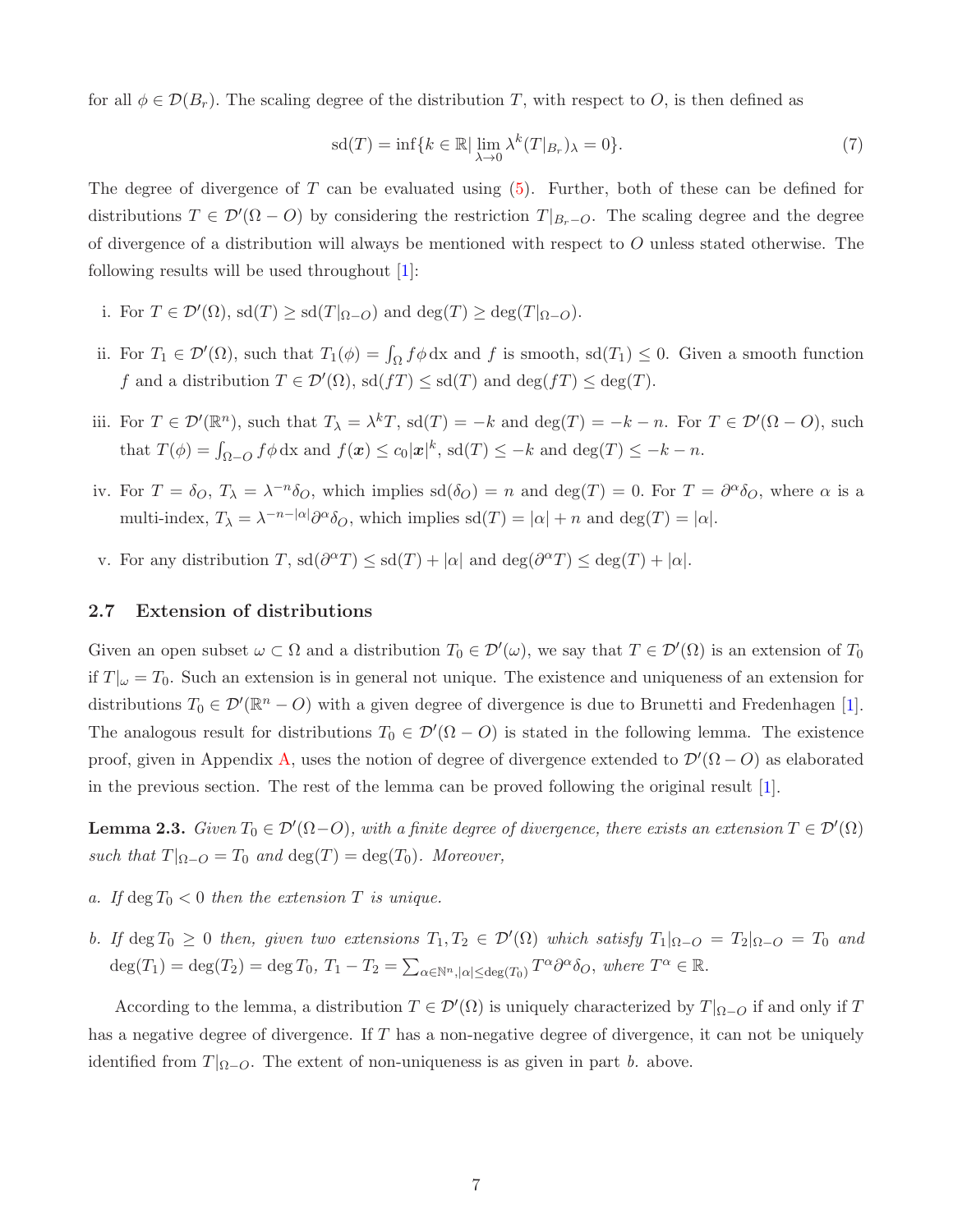for all $\phi \in \mathcal{D}(B_r)$. The scaling degree of the distribution $T$, with respect to $O$, is then defined as

$$\mathrm{sd}(T) = \inf\{k \in \mathbb{R} | \lim_{\lambda \to 0} \lambda^k (T|_{B_r})_\lambda = 0\}. \tag{7}$$

The degree of divergence of $T$ can be evaluated using (5). Further, both of these can be defined for distributions $T \in \mathcal{D}'(\Omega - O)$ by considering the restriction $T|_{B_r - O}$. The scaling degree and the degree of divergence of a distribution will always be mentioned with respect to $O$ unless stated otherwise. The following results will be used throughout [1]:

i. For $T \in \mathcal{D}'(\Omega)$, $\mathrm{sd}(T) \geq \mathrm{sd}(T|_{\Omega - O})$ and $\deg(T) \geq \deg(T|_{\Omega - O})$.

ii. For $T_1 \in \mathcal{D}'(\Omega)$, such that $T_1(\phi) = \int_\Omega f\phi \, \mathrm{d}x$ and $f$ is smooth, $\mathrm{sd}(T_1) \leq 0$. Given a smooth function $f$ and a distribution $T \in \mathcal{D}'(\Omega)$, $\mathrm{sd}(fT) \leq \mathrm{sd}(T)$ and $\deg(fT) \leq \deg(T)$.

iii. For $T \in \mathcal{D}'(\mathbb{R}^n)$, such that $T_\lambda = \lambda^k T$, $\mathrm{sd}(T) = -k$ and $\deg(T) = -k - n$. For $T \in \mathcal{D}'(\Omega - O)$, such that $T(\phi) = \int_{\Omega - O} f\phi \, \mathrm{d}x$ and $f(\boldsymbol{x}) \leq c_0 |\boldsymbol{x}|^k$, $\mathrm{sd}(T) \leq -k$ and $\deg(T) \leq -k - n$.

iv. For $T = \delta_O$, $T_\lambda = \lambda^{-n}\delta_O$, which implies $\mathrm{sd}(\delta_O) = n$ and $\deg(T) = 0$. For $T = \partial^\alpha \delta_O$, where $\alpha$ is a multi-index, $T_\lambda = \lambda^{-n-|\alpha|}\partial^\alpha \delta_O$, which implies $\mathrm{sd}(T) = |\alpha| + n$ and $\deg(T) = |\alpha|$.

v. For any distribution $T$, $\mathrm{sd}(\partial^\alpha T) \leq \mathrm{sd}(T) + |\alpha|$ and $\deg(\partial^\alpha T) \leq \deg(T) + |\alpha|$.

### 2.7 Extension of distributions

Given an open subset $\omega \subset \Omega$ and a distribution $T_0 \in \mathcal{D}'(\omega)$, we say that $T \in \mathcal{D}'(\Omega)$ is an extension of $T_0$ if $T|_\omega = T_0$. Such an extension is in general not unique. The existence and uniqueness of an extension for distributions $T_0 \in \mathcal{D}'(\mathbb{R}^n - O)$ with a given degree of divergence is due to Brunetti and Fredenhagen [1]. The analogous result for distributions $T_0 \in \mathcal{D}'(\Omega - O)$ is stated in the following lemma. The existence proof, given in Appendix A, uses the notion of degree of divergence extended to $\mathcal{D}'(\Omega - O)$ as elaborated in the previous section. The rest of the lemma can be proved following the original result [1].

**Lemma 2.3.** *Given $T_0 \in \mathcal{D}'(\Omega - O)$, with a finite degree of divergence, there exists an extension $T \in \mathcal{D}'(\Omega)$ such that $T|_{\Omega - O} = T_0$ and $\deg(T) = \deg(T_0)$. Moreover,*

*a. If $\deg T_0 < 0$ then the extension $T$ is unique.*

*b. If $\deg T_0 \geq 0$ then, given two extensions $T_1, T_2 \in \mathcal{D}'(\Omega)$ which satisfy $T_1|_{\Omega - O} = T_2|_{\Omega - O} = T_0$ and $\deg(T_1) = \deg(T_2) = \deg T_0$, $T_1 - T_2 = \sum_{\alpha \in \mathbb{N}^n, |\alpha| \leq \deg(T_0)} T^\alpha \partial^\alpha \delta_O$, where $T^\alpha \in \mathbb{R}$.*

According to the lemma, a distribution $T \in \mathcal{D}'(\Omega)$ is uniquely characterized by $T|_{\Omega - O}$ if and only if $T$ has a negative degree of divergence. If $T$ has a non-negative degree of divergence, it can not be uniquely identified from $T|_{\Omega - O}$. The extent of non-uniqueness is as given in part *b.* above.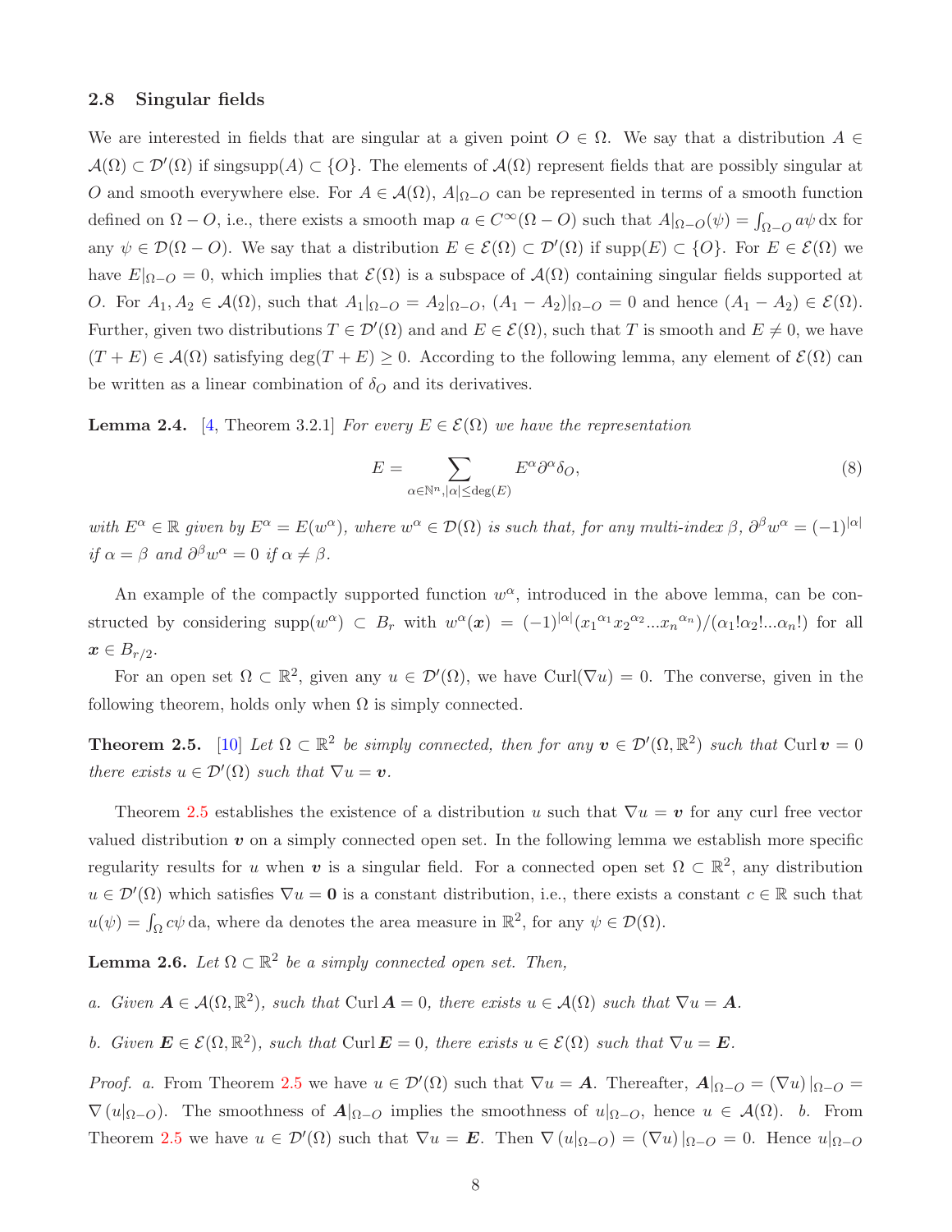### 2.8 Singular fields

We are interested in fields that are singular at a given point $O \in \Omega$. We say that a distribution $A \in \mathcal{A}(\Omega) \subset \mathcal{D}'(\Omega)$ if $\text{singsupp}(A) \subset \{O\}$. The elements of $\mathcal{A}(\Omega)$ represent fields that are possibly singular at $O$ and smooth everywhere else. For $A \in \mathcal{A}(\Omega)$, $A|_{\Omega-O}$ can be represented in terms of a smooth function defined on $\Omega - O$, i.e., there exists a smooth map $a \in C^\infty(\Omega - O)$ such that $A|_{\Omega-O}(\psi) = \int_{\Omega-O} a\psi \, \mathrm{dx}$ for any $\psi \in \mathcal{D}(\Omega - O)$. We say that a distribution $E \in \mathcal{E}(\Omega) \subset \mathcal{D}'(\Omega)$ if $\text{supp}(E) \subset \{O\}$. For $E \in \mathcal{E}(\Omega)$ we have $E|_{\Omega-O} = 0$, which implies that $\mathcal{E}(\Omega)$ is a subspace of $\mathcal{A}(\Omega)$ containing singular fields supported at $O$. For $A_1, A_2 \in \mathcal{A}(\Omega)$, such that $A_1|_{\Omega-O} = A_2|_{\Omega-O}$, $(A_1 - A_2)|_{\Omega-O} = 0$ and hence $(A_1 - A_2) \in \mathcal{E}(\Omega)$. Further, given two distributions $T \in \mathcal{D}'(\Omega)$ and and $E \in \mathcal{E}(\Omega)$, such that $T$ is smooth and $E \neq 0$, we have $(T + E) \in \mathcal{A}(\Omega)$ satisfying $\deg(T + E) \geq 0$. According to the following lemma, any element of $\mathcal{E}(\Omega)$ can be written as a linear combination of $\delta_O$ and its derivatives.

**Lemma 2.4.** [4, Theorem 3.2.1] *For every $E \in \mathcal{E}(\Omega)$ we have the representation*

$$E = \sum_{\alpha \in \mathbb{N}^n, |\alpha| \leq \deg(E)} E^\alpha \partial^\alpha \delta_O, \tag{8}$$

*with $E^\alpha \in \mathbb{R}$ given by $E^\alpha = E(w^\alpha)$, where $w^\alpha \in \mathcal{D}(\Omega)$ is such that, for any multi-index $\beta$, $\partial^\beta w^\alpha = (-1)^{|\alpha|}$ if $\alpha = \beta$ and $\partial^\beta w^\alpha = 0$ if $\alpha \neq \beta$.*

An example of the compactly supported function $w^\alpha$, introduced in the above lemma, can be constructed by considering $\text{supp}(w^\alpha) \subset B_r$ with $w^\alpha(\boldsymbol{x}) = (-1)^{|\alpha|}({x_1}^{\alpha_1}{x_2}^{\alpha_2}...{x_n}^{\alpha_n})/(\alpha_1!\alpha_2!...\alpha_n!)$ for all $\boldsymbol{x} \in B_{r/2}$.

For an open set $\Omega \subset \mathbb{R}^2$, given any $u \in \mathcal{D}'(\Omega)$, we have $\text{Curl}(\nabla u) = 0$. The converse, given in the following theorem, holds only when $\Omega$ is simply connected.

**Theorem 2.5.** [10] *Let $\Omega \subset \mathbb{R}^2$ be simply connected, then for any $\boldsymbol{v} \in \mathcal{D}'(\Omega, \mathbb{R}^2)$ such that $\text{Curl}\, \boldsymbol{v} = 0$ there exists $u \in \mathcal{D}'(\Omega)$ such that $\nabla u = \boldsymbol{v}$.*

Theorem 2.5 establishes the existence of a distribution $u$ such that $\nabla u = \boldsymbol{v}$ for any curl free vector valued distribution $\boldsymbol{v}$ on a simply connected open set. In the following lemma we establish more specific regularity results for $u$ when $\boldsymbol{v}$ is a singular field. For a connected open set $\Omega \subset \mathbb{R}^2$, any distribution $u \in \mathcal{D}'(\Omega)$ which satisfies $\nabla u = \boldsymbol{0}$ is a constant distribution, i.e., there exists a constant $c \in \mathbb{R}$ such that $u(\psi) = \int_\Omega c\psi \, \mathrm{da}$, where da denotes the area measure in $\mathbb{R}^2$, for any $\psi \in \mathcal{D}(\Omega)$.

**Lemma 2.6.** *Let $\Omega \subset \mathbb{R}^2$ be a simply connected open set. Then,*

*a. Given $\boldsymbol{A} \in \mathcal{A}(\Omega, \mathbb{R}^2)$, such that $\text{Curl}\, \boldsymbol{A} = 0$, there exists $u \in \mathcal{A}(\Omega)$ such that $\nabla u = \boldsymbol{A}$.*

*b. Given $\boldsymbol{E} \in \mathcal{E}(\Omega, \mathbb{R}^2)$, such that $\text{Curl}\, \boldsymbol{E} = 0$, there exists $u \in \mathcal{E}(\Omega)$ such that $\nabla u = \boldsymbol{E}$.*

*Proof.* *a.* From Theorem 2.5 we have $u \in \mathcal{D}'(\Omega)$ such that $\nabla u = \boldsymbol{A}$. Thereafter, $\boldsymbol{A}|_{\Omega-O} = (\nabla u)|_{\Omega-O} = \nabla(u|_{\Omega-O})$. The smoothness of $\boldsymbol{A}|_{\Omega-O}$ implies the smoothness of $u|_{\Omega-O}$, hence $u \in \mathcal{A}(\Omega)$. *b.* From Theorem 2.5 we have $u \in \mathcal{D}'(\Omega)$ such that $\nabla u = \boldsymbol{E}$. Then $\nabla(u|_{\Omega-O}) = (\nabla u)|_{\Omega-O} = 0$. Hence $u|_{\Omega-O}$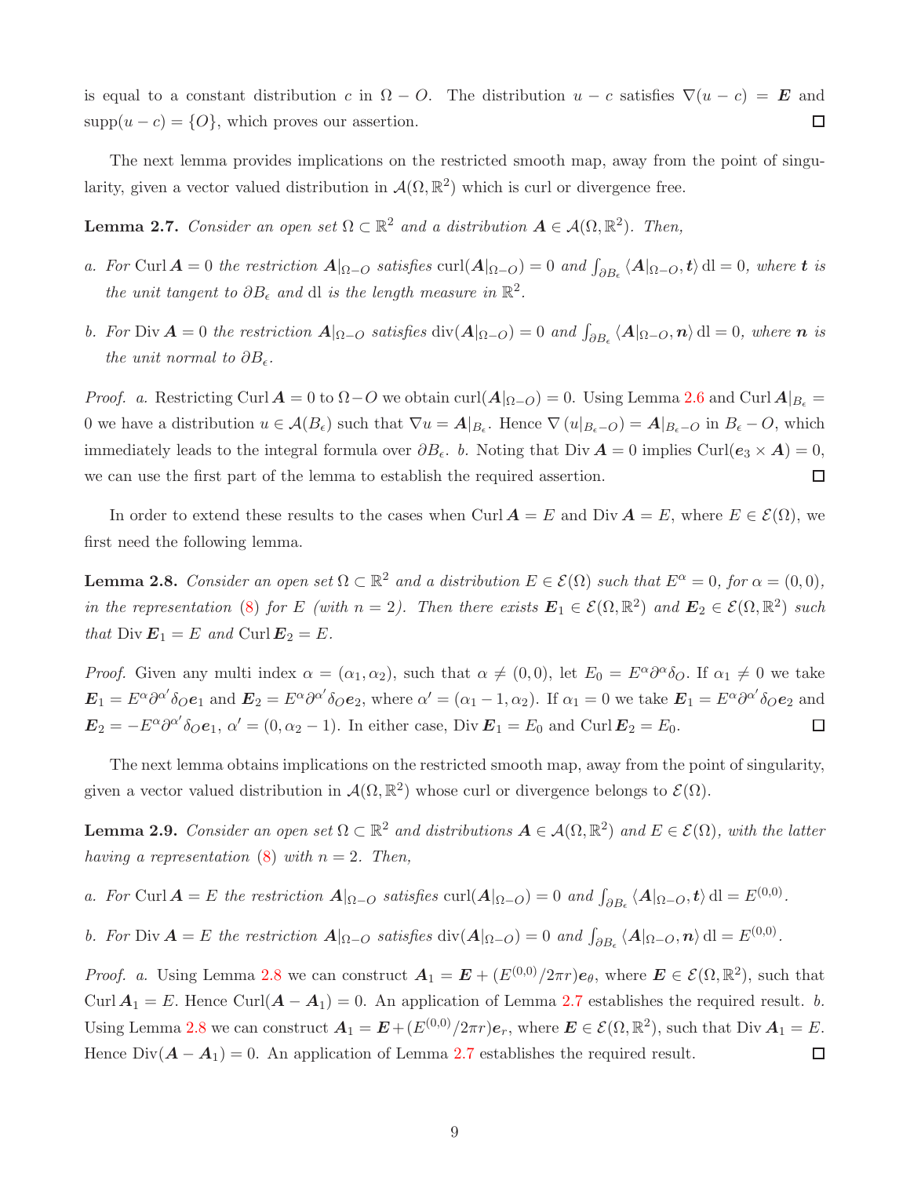is equal to a constant distribution $c$ in $\Omega - O$. The distribution $u - c$ satisfies $\nabla(u - c) = \boldsymbol{E}$ and $\operatorname{supp}(u - c) = \{O\}$, which proves our assertion. ∎

The next lemma provides implications on the restricted smooth map, away from the point of singularity, given a vector valued distribution in $\mathcal{A}(\Omega, \mathbb{R}^2)$ which is curl or divergence free.

**Lemma 2.7.** *Consider an open set $\Omega \subset \mathbb{R}^2$ and a distribution $\boldsymbol{A} \in \mathcal{A}(\Omega, \mathbb{R}^2)$. Then,*

*a. For $\operatorname{Curl} \boldsymbol{A} = 0$ the restriction $\boldsymbol{A}|_{\Omega - O}$ satisfies $\operatorname{curl}(\boldsymbol{A}|_{\Omega - O}) = 0$ and $\int_{\partial B_\epsilon} \langle \boldsymbol{A}|_{\Omega - O}, \boldsymbol{t}\rangle \, \mathrm{dl} = 0$, where $\boldsymbol{t}$ is the unit tangent to $\partial B_\epsilon$ and $\mathrm{dl}$ is the length measure in $\mathbb{R}^2$.*

*b. For $\operatorname{Div} \boldsymbol{A} = 0$ the restriction $\boldsymbol{A}|_{\Omega - O}$ satisfies $\operatorname{div}(\boldsymbol{A}|_{\Omega - O}) = 0$ and $\int_{\partial B_\epsilon} \langle \boldsymbol{A}|_{\Omega - O}, \boldsymbol{n}\rangle \, \mathrm{dl} = 0$, where $\boldsymbol{n}$ is the unit normal to $\partial B_\epsilon$.*

*Proof.* *a.* Restricting $\operatorname{Curl} \boldsymbol{A} = 0$ to $\Omega - O$ we obtain $\operatorname{curl}(\boldsymbol{A}|_{\Omega - O}) = 0$. Using Lemma 2.6 and $\operatorname{Curl} \boldsymbol{A}|_{B_\epsilon} = 0$ we have a distribution $u \in \mathcal{A}(B_\epsilon)$ such that $\nabla u = \boldsymbol{A}|_{B_\epsilon}$. Hence $\nabla \left(u|_{B_\epsilon - O}\right) = \boldsymbol{A}|_{B_\epsilon - O}$ in $B_\epsilon - O$, which immediately leads to the integral formula over $\partial B_\epsilon$. *b.* Noting that $\operatorname{Div} \boldsymbol{A} = 0$ implies $\operatorname{Curl}(\boldsymbol{e}_3 \times \boldsymbol{A}) = 0$, we can use the first part of the lemma to establish the required assertion. ∎

In order to extend these results to the cases when $\operatorname{Curl} \boldsymbol{A} = E$ and $\operatorname{Div} \boldsymbol{A} = E$, where $E \in \mathcal{E}(\Omega)$, we first need the following lemma.

**Lemma 2.8.** *Consider an open set $\Omega \subset \mathbb{R}^2$ and a distribution $E \in \mathcal{E}(\Omega)$ such that $E^\alpha = 0$, for $\alpha = (0, 0)$, in the representation (8) for $E$ (with $n = 2$). Then there exists $\boldsymbol{E}_1 \in \mathcal{E}(\Omega, \mathbb{R}^2)$ and $\boldsymbol{E}_2 \in \mathcal{E}(\Omega, \mathbb{R}^2)$ such that $\operatorname{Div} \boldsymbol{E}_1 = E$ and $\operatorname{Curl} \boldsymbol{E}_2 = E$.*

*Proof.* Given any multi index $\alpha = (\alpha_1, \alpha_2)$, such that $\alpha \neq (0, 0)$, let $E_0 = E^\alpha \partial^\alpha \delta_O$. If $\alpha_1 \neq 0$ we take $\boldsymbol{E}_1 = E^\alpha \partial^{\alpha'} \delta_O \boldsymbol{e}_1$ and $\boldsymbol{E}_2 = E^\alpha \partial^{\alpha'} \delta_O \boldsymbol{e}_2$, where $\alpha' = (\alpha_1 - 1, \alpha_2)$. If $\alpha_1 = 0$ we take $\boldsymbol{E}_1 = E^\alpha \partial^{\alpha'} \delta_O \boldsymbol{e}_2$ and $\boldsymbol{E}_2 = -E^\alpha \partial^{\alpha'} \delta_O \boldsymbol{e}_1$, $\alpha' = (0, \alpha_2 - 1)$. In either case, $\operatorname{Div} \boldsymbol{E}_1 = E_0$ and $\operatorname{Curl} \boldsymbol{E}_2 = E_0$. ∎

The next lemma obtains implications on the restricted smooth map, away from the point of singularity, given a vector valued distribution in $\mathcal{A}(\Omega, \mathbb{R}^2)$ whose curl or divergence belongs to $\mathcal{E}(\Omega)$.

**Lemma 2.9.** *Consider an open set $\Omega \subset \mathbb{R}^2$ and distributions $\boldsymbol{A} \in \mathcal{A}(\Omega, \mathbb{R}^2)$ and $E \in \mathcal{E}(\Omega)$, with the latter having a representation (8) with $n = 2$. Then,*

*a. For $\operatorname{Curl} \boldsymbol{A} = E$ the restriction $\boldsymbol{A}|_{\Omega - O}$ satisfies $\operatorname{curl}(\boldsymbol{A}|_{\Omega - O}) = 0$ and $\int_{\partial B_\epsilon} \langle \boldsymbol{A}|_{\Omega - O}, \boldsymbol{t}\rangle \, \mathrm{dl} = E^{(0,0)}$.*

*b. For $\operatorname{Div} \boldsymbol{A} = E$ the restriction $\boldsymbol{A}|_{\Omega - O}$ satisfies $\operatorname{div}(\boldsymbol{A}|_{\Omega - O}) = 0$ and $\int_{\partial B_\epsilon} \langle \boldsymbol{A}|_{\Omega - O}, \boldsymbol{n}\rangle \, \mathrm{dl} = E^{(0,0)}$.*

*Proof.* *a.* Using Lemma 2.8 we can construct $\boldsymbol{A}_1 = \boldsymbol{E} + (E^{(0,0)}/2\pi r)\boldsymbol{e}_\theta$, where $\boldsymbol{E} \in \mathcal{E}(\Omega, \mathbb{R}^2)$, such that $\operatorname{Curl} \boldsymbol{A}_1 = E$. Hence $\operatorname{Curl}(\boldsymbol{A} - \boldsymbol{A}_1) = 0$. An application of Lemma 2.7 establishes the required result. *b.* Using Lemma 2.8 we can construct $\boldsymbol{A}_1 = \boldsymbol{E} + (E^{(0,0)}/2\pi r)\boldsymbol{e}_r$, where $\boldsymbol{E} \in \mathcal{E}(\Omega, \mathbb{R}^2)$, such that $\operatorname{Div} \boldsymbol{A}_1 = E$. Hence $\operatorname{Div}(\boldsymbol{A} - \boldsymbol{A}_1) = 0$. An application of Lemma 2.7 establishes the required result. ∎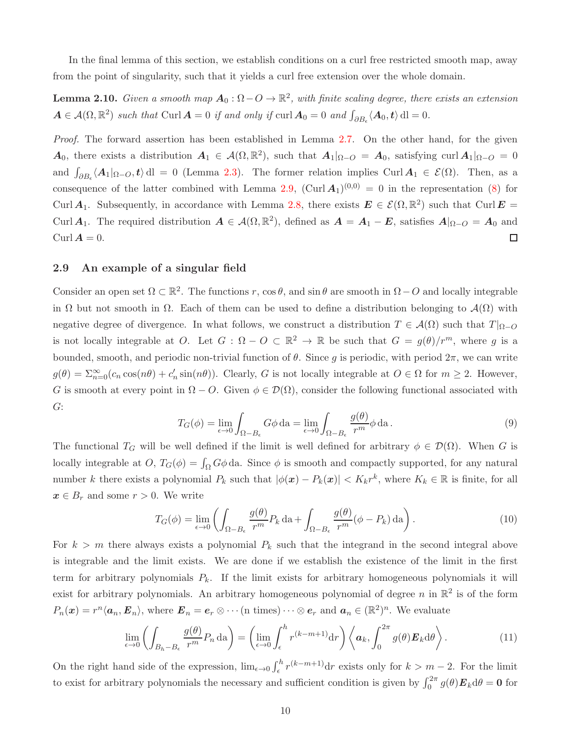In the final lemma of this section, we establish conditions on a curl free restricted smooth map, away from the point of singularity, such that it yields a curl free extension over the whole domain.

**Lemma 2.10.** *Given a smooth map $\boldsymbol{A}_0 : \Omega - O \to \mathbb{R}^2$, with finite scaling degree, there exists an extension $\boldsymbol{A} \in \mathcal{A}(\Omega, \mathbb{R}^2)$ such that* $\operatorname{Curl} \boldsymbol{A} = 0$ *if and only if* $\operatorname{curl} \boldsymbol{A}_0 = 0$ *and* $\int_{\partial B_\epsilon} \langle \boldsymbol{A}_0, \boldsymbol{t} \rangle \, \mathrm{dl} = 0$.

*Proof.* The forward assertion has been established in Lemma 2.7. On the other hand, for the given $\boldsymbol{A}_0$, there exists a distribution $\boldsymbol{A}_1 \in \mathcal{A}(\Omega, \mathbb{R}^2)$, such that $\boldsymbol{A}_1|_{\Omega - O} = \boldsymbol{A}_0$, satisfying $\operatorname{curl} \boldsymbol{A}_1|_{\Omega - O} = 0$ and $\int_{\partial B_\epsilon} \langle \boldsymbol{A}_1|_{\Omega - O}, \boldsymbol{t} \rangle \, \mathrm{dl} = 0$ (Lemma 2.3). The former relation implies $\operatorname{Curl} \boldsymbol{A}_1 \in \mathcal{E}(\Omega)$. Then, as a consequence of the latter combined with Lemma 2.9, $(\operatorname{Curl} \boldsymbol{A}_1)^{(0,0)} = 0$ in the representation (8) for $\operatorname{Curl} \boldsymbol{A}_1$. Subsequently, in accordance with Lemma 2.8, there exists $\boldsymbol{E} \in \mathcal{E}(\Omega, \mathbb{R}^2)$ such that $\operatorname{Curl} \boldsymbol{E} = \operatorname{Curl} \boldsymbol{A}_1$. The required distribution $\boldsymbol{A} \in \mathcal{A}(\Omega, \mathbb{R}^2)$, defined as $\boldsymbol{A} = \boldsymbol{A}_1 - \boldsymbol{E}$, satisfies $\boldsymbol{A}|_{\Omega - O} = \boldsymbol{A}_0$ and $\operatorname{Curl} \boldsymbol{A} = 0$. $\square$

### 2.9 An example of a singular field

Consider an open set $\Omega \subset \mathbb{R}^2$. The functions $r$, $\cos\theta$, and $\sin\theta$ are smooth in $\Omega - O$ and locally integrable in $\Omega$ but not smooth in $\Omega$. Each of them can be used to define a distribution belonging to $\mathcal{A}(\Omega)$ with negative degree of divergence. In what follows, we construct a distribution $T \in \mathcal{A}(\Omega)$ such that $T|_{\Omega - O}$ is not locally integrable at $O$. Let $G : \Omega - O \subset \mathbb{R}^2 \to \mathbb{R}$ be such that $G = g(\theta)/r^m$, where $g$ is a bounded, smooth, and periodic non-trivial function of $\theta$. Since $g$ is periodic, with period $2\pi$, we can write $g(\theta) = \Sigma_{n=0}^{\infty}(c_n \cos(n\theta) + c'_n \sin(n\theta))$. Clearly, $G$ is not locally integrable at $O \in \Omega$ for $m \geq 2$. However, $G$ is smooth at every point in $\Omega - O$. Given $\phi \in \mathcal{D}(\Omega)$, consider the following functional associated with $G$:

$$T_G(\phi) = \lim_{\epsilon \to 0} \int_{\Omega - B_\epsilon} G\phi \, \mathrm{da} = \lim_{\epsilon \to 0} \int_{\Omega - B_\epsilon} \frac{g(\theta)}{r^m} \phi \, \mathrm{da} \,. \tag{9}$$

The functional $T_G$ will be well defined if the limit is well defined for arbitrary $\phi \in \mathcal{D}(\Omega)$. When $G$ is locally integrable at $O$, $T_G(\phi) = \int_\Omega G\phi \, \mathrm{da}$. Since $\phi$ is smooth and compactly supported, for any natural number $k$ there exists a polynomial $P_k$ such that $|\phi(\boldsymbol{x}) - P_k(\boldsymbol{x})| < K_k r^k$, where $K_k \in \mathbb{R}$ is finite, for all $\boldsymbol{x} \in B_r$ and some $r > 0$. We write

$$T_G(\phi) = \lim_{\epsilon \to 0} \left( \int_{\Omega - B_\epsilon} \frac{g(\theta)}{r^m} P_k \, \mathrm{da} + \int_{\Omega - B_\epsilon} \frac{g(\theta)}{r^m} (\phi - P_k) \, \mathrm{da} \right). \tag{10}$$

For $k > m$ there always exists a polynomial $P_k$ such that the integrand in the second integral above is integrable and the limit exists. We are done if we establish the existence of the limit in the first term for arbitrary polynomials $P_k$. If the limit exists for arbitrary homogeneous polynomials it will exist for arbitrary polynomials. An arbitrary homogeneous polynomial of degree $n$ in $\mathbb{R}^2$ is of the form $P_n(\boldsymbol{x}) = r^n \langle \boldsymbol{a}_n, \boldsymbol{E}_n \rangle$, where $\boldsymbol{E}_n = \boldsymbol{e}_r \otimes \cdots (\text{n times}) \cdots \otimes \boldsymbol{e}_r$ and $\boldsymbol{a}_n \in (\mathbb{R}^2)^n$. We evaluate

$$\lim_{\epsilon \to 0} \left( \int_{B_h - B_\epsilon} \frac{g(\theta)}{r^m} P_n \, \mathrm{da} \right) = \left( \lim_{\epsilon \to 0} \int_\epsilon^h r^{(k-m+1)} \mathrm{d}r \right) \left\langle \boldsymbol{a}_k, \int_0^{2\pi} g(\theta) \boldsymbol{E}_k \mathrm{d}\theta \right\rangle. \tag{11}$$

On the right hand side of the expression, $\lim_{\epsilon \to 0} \int_\epsilon^h r^{(k-m+1)} \mathrm{d}r$ exists only for $k > m - 2$. For the limit to exist for arbitrary polynomials the necessary and sufficient condition is given by $\int_0^{2\pi} g(\theta) \boldsymbol{E}_k \mathrm{d}\theta = \boldsymbol{0}$ for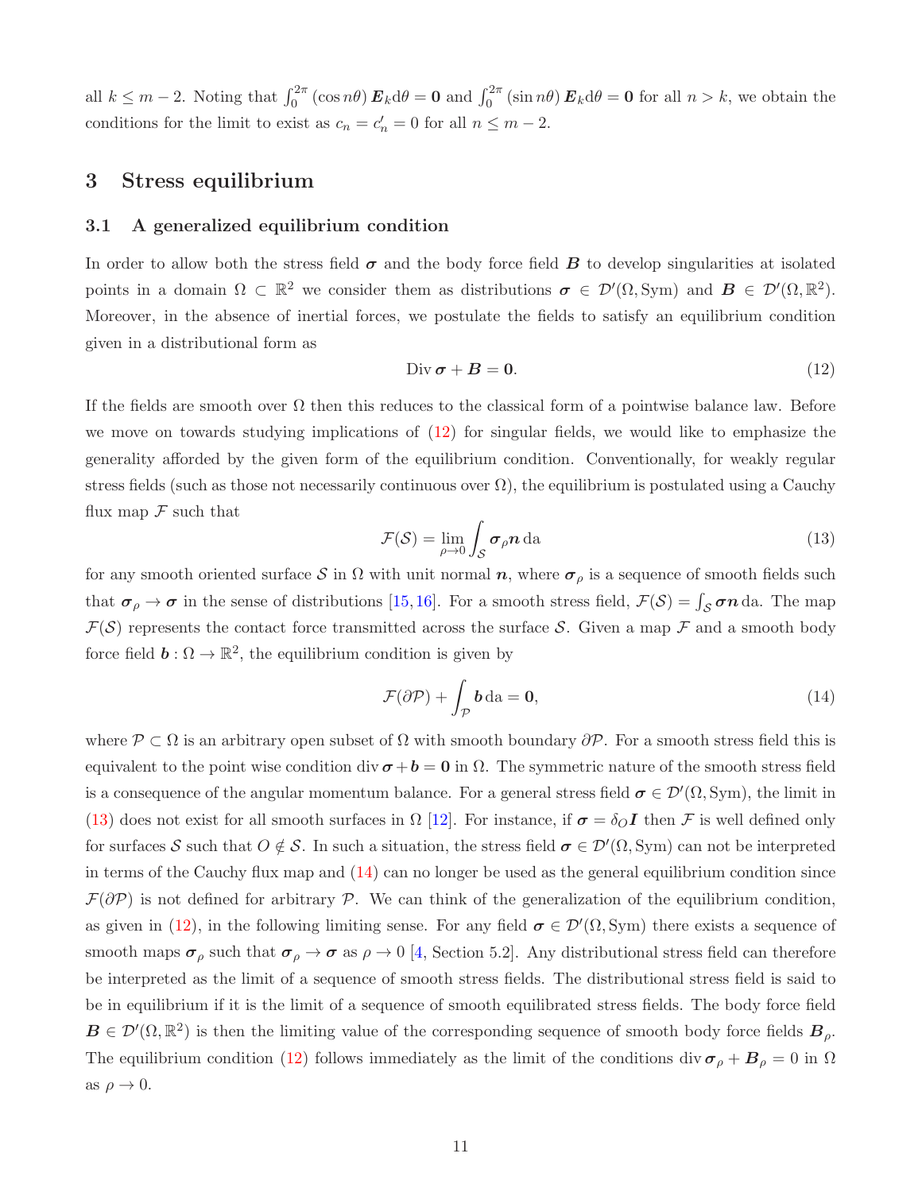all $k \leq m-2$. Noting that $\int_0^{2\pi} (\cos n\theta)\, \boldsymbol{E}_k \mathrm{d}\theta = \boldsymbol{0}$ and $\int_0^{2\pi} (\sin n\theta)\, \boldsymbol{E}_k \mathrm{d}\theta = \boldsymbol{0}$ for all $n > k$, we obtain the conditions for the limit to exist as $c_n = c_n' = 0$ for all $n \leq m-2$.

## 3 Stress equilibrium

### 3.1 A generalized equilibrium condition

In order to allow both the stress field $\boldsymbol{\sigma}$ and the body force field $\boldsymbol{B}$ to develop singularities at isolated points in a domain $\Omega \subset \mathbb{R}^2$ we consider them as distributions $\boldsymbol{\sigma} \in \mathcal{D}'(\Omega, \mathrm{Sym})$ and $\boldsymbol{B} \in \mathcal{D}'(\Omega, \mathbb{R}^2)$. Moreover, in the absence of inertial forces, we postulate the fields to satisfy an equilibrium condition given in a distributional form as

$$\operatorname{Div} \boldsymbol{\sigma} + \boldsymbol{B} = \boldsymbol{0}. \tag{12}$$

If the fields are smooth over $\Omega$ then this reduces to the classical form of a pointwise balance law. Before we move on towards studying implications of (12) for singular fields, we would like to emphasize the generality afforded by the given form of the equilibrium condition. Conventionally, for weakly regular stress fields (such as those not necessarily continuous over $\Omega$), the equilibrium is postulated using a Cauchy flux map $\mathcal{F}$ such that

$$\mathcal{F}(\mathcal{S}) = \lim_{\rho \to 0} \int_{\mathcal{S}} \boldsymbol{\sigma}_\rho \boldsymbol{n} \, \mathrm{da} \tag{13}$$

for any smooth oriented surface $\mathcal{S}$ in $\Omega$ with unit normal $\boldsymbol{n}$, where $\boldsymbol{\sigma}_\rho$ is a sequence of smooth fields such that $\boldsymbol{\sigma}_\rho \to \boldsymbol{\sigma}$ in the sense of distributions [15,16]. For a smooth stress field, $\mathcal{F}(\mathcal{S}) = \int_{\mathcal{S}} \boldsymbol{\sigma} \boldsymbol{n} \, \mathrm{da}$. The map $\mathcal{F}(\mathcal{S})$ represents the contact force transmitted across the surface $\mathcal{S}$. Given a map $\mathcal{F}$ and a smooth body force field $\boldsymbol{b} : \Omega \to \mathbb{R}^2$, the equilibrium condition is given by

$$\mathcal{F}(\partial \mathcal{P}) + \int_{\mathcal{P}} \boldsymbol{b} \, \mathrm{da} = \boldsymbol{0}, \tag{14}$$

where $\mathcal{P} \subset \Omega$ is an arbitrary open subset of $\Omega$ with smooth boundary $\partial \mathcal{P}$. For a smooth stress field this is equivalent to the point wise condition $\operatorname{div} \boldsymbol{\sigma} + \boldsymbol{b} = \boldsymbol{0}$ in $\Omega$. The symmetric nature of the smooth stress field is a consequence of the angular momentum balance. For a general stress field $\boldsymbol{\sigma} \in \mathcal{D}'(\Omega, \mathrm{Sym})$, the limit in (13) does not exist for all smooth surfaces in $\Omega$ [12]. For instance, if $\boldsymbol{\sigma} = \delta_O \boldsymbol{I}$ then $\mathcal{F}$ is well defined only for surfaces $\mathcal{S}$ such that $O \notin \mathcal{S}$. In such a situation, the stress field $\boldsymbol{\sigma} \in \mathcal{D}'(\Omega, \mathrm{Sym})$ can not be interpreted in terms of the Cauchy flux map and (14) can no longer be used as the general equilibrium condition since $\mathcal{F}(\partial \mathcal{P})$ is not defined for arbitrary $\mathcal{P}$. We can think of the generalization of the equilibrium condition, as given in (12), in the following limiting sense. For any field $\boldsymbol{\sigma} \in \mathcal{D}'(\Omega, \mathrm{Sym})$ there exists a sequence of smooth maps $\boldsymbol{\sigma}_\rho$ such that $\boldsymbol{\sigma}_\rho \to \boldsymbol{\sigma}$ as $\rho \to 0$ [4, Section 5.2]. Any distributional stress field can therefore be interpreted as the limit of a sequence of smooth stress fields. The distributional stress field is said to be in equilibrium if it is the limit of a sequence of smooth equilibrated stress fields. The body force field $\boldsymbol{B} \in \mathcal{D}'(\Omega, \mathbb{R}^2)$ is then the limiting value of the corresponding sequence of smooth body force fields $\boldsymbol{B}_\rho$. The equilibrium condition (12) follows immediately as the limit of the conditions $\operatorname{div} \boldsymbol{\sigma}_\rho + \boldsymbol{B}_\rho = 0$ in $\Omega$ as $\rho \to 0$.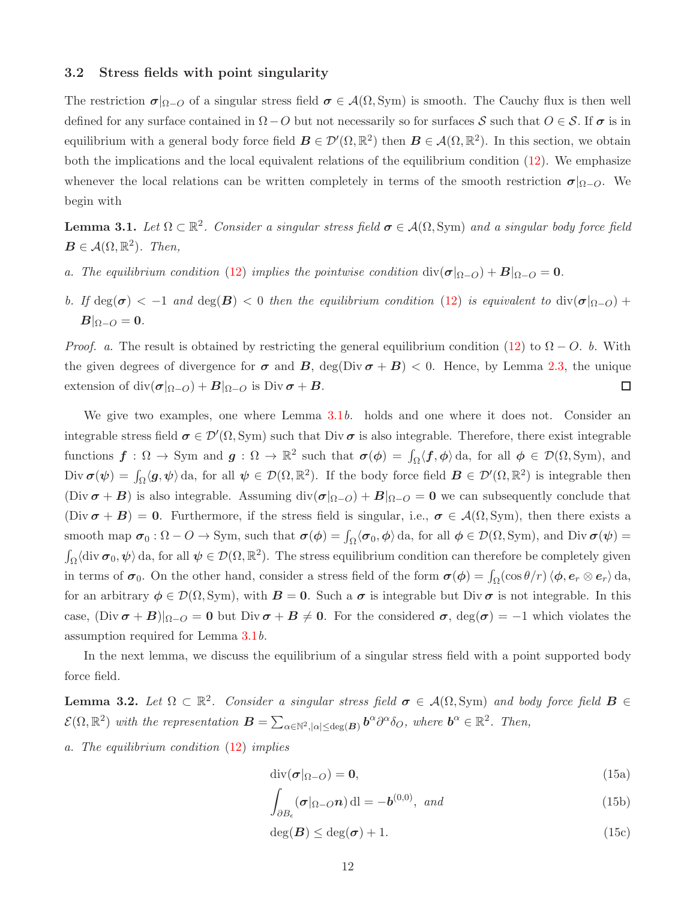### 3.2 Stress fields with point singularity

The restriction $\boldsymbol{\sigma}|_{\Omega-O}$ of a singular stress field $\boldsymbol{\sigma} \in \mathcal{A}(\Omega, \mathrm{Sym})$ is smooth. The Cauchy flux is then well defined for any surface contained in $\Omega - O$ but not necessarily so for surfaces $\mathcal{S}$ such that $O \in \mathcal{S}$. If $\boldsymbol{\sigma}$ is in equilibrium with a general body force field $\boldsymbol{B} \in \mathcal{D}'(\Omega, \mathbb{R}^2)$ then $\boldsymbol{B} \in \mathcal{A}(\Omega, \mathbb{R}^2)$. In this section, we obtain both the implications and the local equivalent relations of the equilibrium condition (12). We emphasize whenever the local relations can be written completely in terms of the smooth restriction $\boldsymbol{\sigma}|_{\Omega-O}$. We begin with

**Lemma 3.1.** *Let $\Omega \subset \mathbb{R}^2$. Consider a singular stress field $\boldsymbol{\sigma} \in \mathcal{A}(\Omega, \mathrm{Sym})$ and a singular body force field $\boldsymbol{B} \in \mathcal{A}(\Omega, \mathbb{R}^2)$. Then,*

*a. The equilibrium condition (12) implies the pointwise condition $\operatorname{div}(\boldsymbol{\sigma}|_{\Omega-O}) + \boldsymbol{B}|_{\Omega-O} = \mathbf{0}$.*

*b. If $\deg(\boldsymbol{\sigma}) < -1$ and $\deg(\boldsymbol{B}) < 0$ then the equilibrium condition (12) is equivalent to $\operatorname{div}(\boldsymbol{\sigma}|_{\Omega-O}) + \boldsymbol{B}|_{\Omega-O} = \mathbf{0}$.*

*Proof.* *a.* The result is obtained by restricting the general equilibrium condition (12) to $\Omega - O$. *b.* With the given degrees of divergence for $\boldsymbol{\sigma}$ and $\boldsymbol{B}$, $\deg(\operatorname{Div}\boldsymbol{\sigma} + \boldsymbol{B}) < 0$. Hence, by Lemma 2.3, the unique extension of $\operatorname{div}(\boldsymbol{\sigma}|_{\Omega-O}) + \boldsymbol{B}|_{\Omega-O}$ is $\operatorname{Div}\boldsymbol{\sigma} + \boldsymbol{B}$. □

We give two examples, one where Lemma 3.1*b.* holds and one where it does not. Consider an integrable stress field $\boldsymbol{\sigma} \in \mathcal{D}'(\Omega, \mathrm{Sym})$ such that $\operatorname{Div}\boldsymbol{\sigma}$ is also integrable. Therefore, there exist integrable functions $\boldsymbol{f} : \Omega \to \mathrm{Sym}$ and $\boldsymbol{g} : \Omega \to \mathbb{R}^2$ such that $\boldsymbol{\sigma}(\boldsymbol{\phi}) = \int_\Omega \langle \boldsymbol{f}, \boldsymbol{\phi} \rangle \, \mathrm{da}$, for all $\boldsymbol{\phi} \in \mathcal{D}(\Omega, \mathrm{Sym})$, and $\operatorname{Div}\boldsymbol{\sigma}(\boldsymbol{\psi}) = \int_\Omega \langle \boldsymbol{g}, \boldsymbol{\psi} \rangle \, \mathrm{da}$, for all $\boldsymbol{\psi} \in \mathcal{D}(\Omega, \mathbb{R}^2)$. If the body force field $\boldsymbol{B} \in \mathcal{D}'(\Omega, \mathbb{R}^2)$ is integrable then $(\operatorname{Div}\boldsymbol{\sigma} + \boldsymbol{B})$ is also integrable. Assuming $\operatorname{div}(\boldsymbol{\sigma}|_{\Omega-O}) + \boldsymbol{B}|_{\Omega-O} = \mathbf{0}$ we can subsequently conclude that $(\operatorname{Div}\boldsymbol{\sigma} + \boldsymbol{B}) = \mathbf{0}$. Furthermore, if the stress field is singular, i.e., $\boldsymbol{\sigma} \in \mathcal{A}(\Omega, \mathrm{Sym})$, then there exists a smooth map $\boldsymbol{\sigma}_0 : \Omega - O \to \mathrm{Sym}$, such that $\boldsymbol{\sigma}(\boldsymbol{\phi}) = \int_\Omega \langle \boldsymbol{\sigma}_0, \boldsymbol{\phi} \rangle \, \mathrm{da}$, for all $\boldsymbol{\phi} \in \mathcal{D}(\Omega, \mathrm{Sym})$, and $\operatorname{Div}\boldsymbol{\sigma}(\boldsymbol{\psi}) = \int_\Omega \langle \operatorname{div}\boldsymbol{\sigma}_0, \boldsymbol{\psi} \rangle \, \mathrm{da}$, for all $\boldsymbol{\psi} \in \mathcal{D}(\Omega, \mathbb{R}^2)$. The stress equilibrium condition can therefore be completely given in terms of $\boldsymbol{\sigma}_0$. On the other hand, consider a stress field of the form $\boldsymbol{\sigma}(\boldsymbol{\phi}) = \int_\Omega (\cos\theta / r) \, \langle \boldsymbol{\phi}, \boldsymbol{e}_r \otimes \boldsymbol{e}_r \rangle \, \mathrm{da}$, for an arbitrary $\boldsymbol{\phi} \in \mathcal{D}(\Omega, \mathrm{Sym})$, with $\boldsymbol{B} = \mathbf{0}$. Such a $\boldsymbol{\sigma}$ is integrable but $\operatorname{Div}\boldsymbol{\sigma}$ is not integrable. In this case, $(\operatorname{Div}\boldsymbol{\sigma} + \boldsymbol{B})|_{\Omega-O} = \mathbf{0}$ but $\operatorname{Div}\boldsymbol{\sigma} + \boldsymbol{B} \neq \mathbf{0}$. For the considered $\boldsymbol{\sigma}$, $\deg(\boldsymbol{\sigma}) = -1$ which violates the assumption required for Lemma 3.1*b.*

In the next lemma, we discuss the equilibrium of a singular stress field with a point supported body force field.

**Lemma 3.2.** *Let $\Omega \subset \mathbb{R}^2$. Consider a singular stress field $\boldsymbol{\sigma} \in \mathcal{A}(\Omega, \mathrm{Sym})$ and body force field $\boldsymbol{B} \in \mathcal{E}(\Omega, \mathbb{R}^2)$ with the representation $\boldsymbol{B} = \sum_{\alpha \in \mathbb{N}^2, |\alpha| \leq \deg(\boldsymbol{B})} \boldsymbol{b}^\alpha \partial^\alpha \delta_O$, where $\boldsymbol{b}^\alpha \in \mathbb{R}^2$. Then,*

*a. The equilibrium condition (12) implies*

$$\operatorname{div}(\boldsymbol{\sigma}|_{\Omega-O}) = \mathbf{0}, \tag{15a}$$

$$\int_{\partial B_\epsilon} (\boldsymbol{\sigma}|_{\Omega-O}\boldsymbol{n}) \, \mathrm{dl} = -\boldsymbol{b}^{(0,0)}, \text{ and} \tag{15b}$$

$$\deg(\boldsymbol{B}) \leq \deg(\boldsymbol{\sigma}) + 1. \tag{15c}$$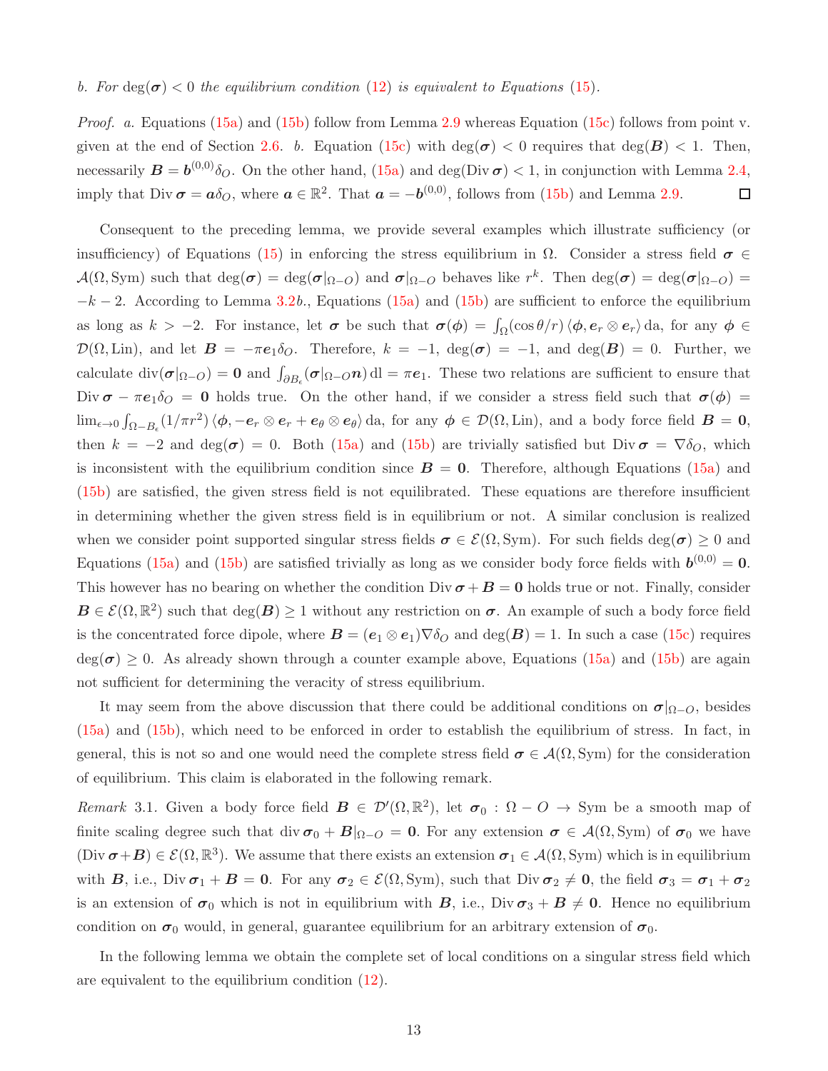*b. For* $\deg(\boldsymbol{\sigma}) < 0$ *the equilibrium condition* (12) *is equivalent to Equations* (15).

*Proof. a.* Equations (15a) and (15b) follow from Lemma 2.9 whereas Equation (15c) follows from point v. given at the end of Section 2.6. *b.* Equation (15c) with $\deg(\boldsymbol{\sigma}) < 0$ requires that $\deg(\boldsymbol{B}) < 1$. Then, necessarily $\boldsymbol{B} = \boldsymbol{b}^{(0,0)}\delta_O$. On the other hand, (15a) and $\deg(\operatorname{Div}\boldsymbol{\sigma}) < 1$, in conjunction with Lemma 2.4, imply that $\operatorname{Div}\boldsymbol{\sigma} = \boldsymbol{a}\delta_O$, where $\boldsymbol{a} \in \mathbb{R}^2$. That $\boldsymbol{a} = -\boldsymbol{b}^{(0,0)}$, follows from (15b) and Lemma 2.9. □

Consequent to the preceding lemma, we provide several examples which illustrate sufficiency (or insufficiency) of Equations (15) in enforcing the stress equilibrium in $\Omega$. Consider a stress field $\boldsymbol{\sigma} \in \mathcal{A}(\Omega, \mathrm{Sym})$ such that $\deg(\boldsymbol{\sigma}) = \deg(\boldsymbol{\sigma}|_{\Omega-O})$ and $\boldsymbol{\sigma}|_{\Omega-O}$ behaves like $r^k$. Then $\deg(\boldsymbol{\sigma}) = \deg(\boldsymbol{\sigma}|_{\Omega-O}) = -k-2$. According to Lemma 3.2*b.*, Equations (15a) and (15b) are sufficient to enforce the equilibrium as long as $k > -2$. For instance, let $\boldsymbol{\sigma}$ be such that $\boldsymbol{\sigma}(\boldsymbol{\phi}) = \int_\Omega (\cos\theta/r)\,\langle \boldsymbol{\phi}, \boldsymbol{e}_r \otimes \boldsymbol{e}_r\rangle\,\mathrm{da}$, for any $\boldsymbol{\phi} \in \mathcal{D}(\Omega, \mathrm{Lin})$, and let $\boldsymbol{B} = -\pi \boldsymbol{e}_1 \delta_O$. Therefore, $k = -1$, $\deg(\boldsymbol{\sigma}) = -1$, and $\deg(\boldsymbol{B}) = 0$. Further, we calculate $\operatorname{div}(\boldsymbol{\sigma}|_{\Omega-O}) = \boldsymbol{0}$ and $\int_{\partial B_\epsilon} (\boldsymbol{\sigma}|_{\Omega-O}\boldsymbol{n})\,\mathrm{dl} = \pi \boldsymbol{e}_1$. These two relations are sufficient to ensure that $\operatorname{Div}\boldsymbol{\sigma} - \pi\boldsymbol{e}_1\delta_O = \boldsymbol{0}$ holds true. On the other hand, if we consider a stress field such that $\boldsymbol{\sigma}(\boldsymbol{\phi}) = \lim_{\epsilon\to 0}\int_{\Omega - B_\epsilon} (1/\pi r^2)\,\langle \boldsymbol{\phi}, -\boldsymbol{e}_r\otimes\boldsymbol{e}_r + \boldsymbol{e}_\theta\otimes\boldsymbol{e}_\theta\rangle\,\mathrm{da}$, for any $\boldsymbol{\phi} \in \mathcal{D}(\Omega, \mathrm{Lin})$, and a body force field $\boldsymbol{B} = \boldsymbol{0}$, then $k = -2$ and $\deg(\boldsymbol{\sigma}) = 0$. Both (15a) and (15b) are trivially satisfied but $\operatorname{Div}\boldsymbol{\sigma} = \nabla\delta_O$, which is inconsistent with the equilibrium condition since $\boldsymbol{B} = \boldsymbol{0}$. Therefore, although Equations (15a) and (15b) are satisfied, the given stress field is not equilibrated. These equations are therefore insufficient in determining whether the given stress field is in equilibrium or not. A similar conclusion is realized when we consider point supported singular stress fields $\boldsymbol{\sigma} \in \mathcal{E}(\Omega, \mathrm{Sym})$. For such fields $\deg(\boldsymbol{\sigma}) \geq 0$ and Equations (15a) and (15b) are satisfied trivially as long as we consider body force fields with $\boldsymbol{b}^{(0,0)} = \boldsymbol{0}$. This however has no bearing on whether the condition $\operatorname{Div}\boldsymbol{\sigma} + \boldsymbol{B} = \boldsymbol{0}$ holds true or not. Finally, consider $\boldsymbol{B} \in \mathcal{E}(\Omega, \mathbb{R}^2)$ such that $\deg(\boldsymbol{B}) \geq 1$ without any restriction on $\boldsymbol{\sigma}$. An example of such a body force field is the concentrated force dipole, where $\boldsymbol{B} = (\boldsymbol{e}_1 \otimes \boldsymbol{e}_1)\nabla\delta_O$ and $\deg(\boldsymbol{B}) = 1$. In such a case (15c) requires $\deg(\boldsymbol{\sigma}) \geq 0$. As already shown through a counter example above, Equations (15a) and (15b) are again not sufficient for determining the veracity of stress equilibrium.

It may seem from the above discussion that there could be additional conditions on $\boldsymbol{\sigma}|_{\Omega-O}$, besides (15a) and (15b), which need to be enforced in order to establish the equilibrium of stress. In fact, in general, this is not so and one would need the complete stress field $\boldsymbol{\sigma} \in \mathcal{A}(\Omega, \mathrm{Sym})$ for the consideration of equilibrium. This claim is elaborated in the following remark.

*Remark* 3.1. Given a body force field $\boldsymbol{B} \in \mathcal{D}'(\Omega, \mathbb{R}^2)$, let $\boldsymbol{\sigma}_0 : \Omega - O \to \mathrm{Sym}$ be a smooth map of finite scaling degree such that $\operatorname{div}\boldsymbol{\sigma}_0 + \boldsymbol{B}|_{\Omega-O} = \boldsymbol{0}$. For any extension $\boldsymbol{\sigma} \in \mathcal{A}(\Omega, \mathrm{Sym})$ of $\boldsymbol{\sigma}_0$ we have $(\operatorname{Div}\boldsymbol{\sigma} + \boldsymbol{B}) \in \mathcal{E}(\Omega, \mathbb{R}^3)$. We assume that there exists an extension $\boldsymbol{\sigma}_1 \in \mathcal{A}(\Omega, \mathrm{Sym})$ which is in equilibrium with $\boldsymbol{B}$, i.e., $\operatorname{Div}\boldsymbol{\sigma}_1 + \boldsymbol{B} = \boldsymbol{0}$. For any $\boldsymbol{\sigma}_2 \in \mathcal{E}(\Omega, \mathrm{Sym})$, such that $\operatorname{Div}\boldsymbol{\sigma}_2 \neq \boldsymbol{0}$, the field $\boldsymbol{\sigma}_3 = \boldsymbol{\sigma}_1 + \boldsymbol{\sigma}_2$ is an extension of $\boldsymbol{\sigma}_0$ which is not in equilibrium with $\boldsymbol{B}$, i.e., $\operatorname{Div}\boldsymbol{\sigma}_3 + \boldsymbol{B} \neq \boldsymbol{0}$. Hence no equilibrium condition on $\boldsymbol{\sigma}_0$ would, in general, guarantee equilibrium for an arbitrary extension of $\boldsymbol{\sigma}_0$.

In the following lemma we obtain the complete set of local conditions on a singular stress field which are equivalent to the equilibrium condition (12).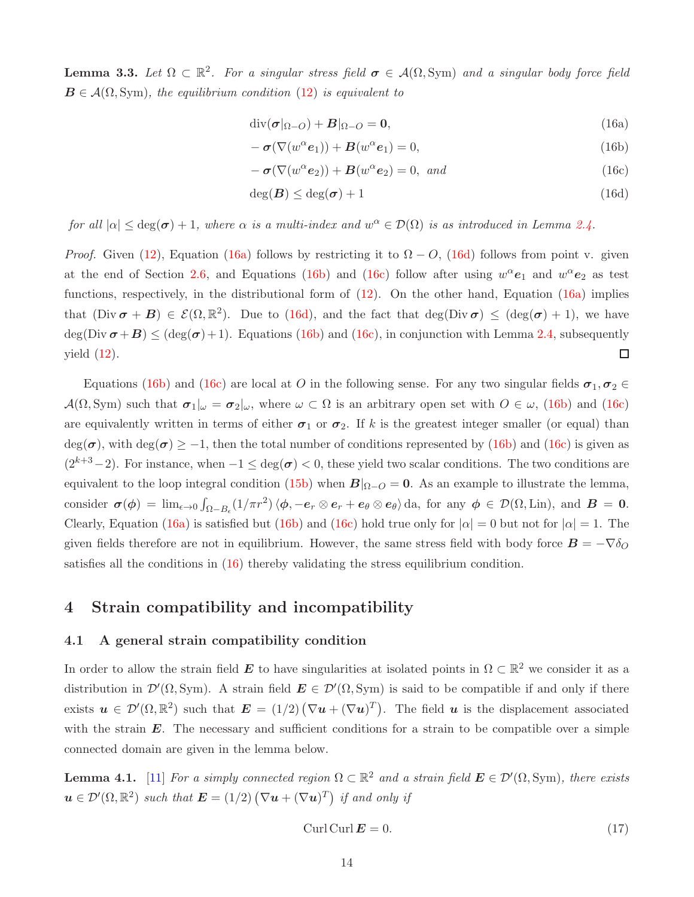**Lemma 3.3.** *Let $\Omega \subset \mathbb{R}^2$. For a singular stress field $\boldsymbol{\sigma} \in \mathcal{A}(\Omega, \mathrm{Sym})$ and a singular body force field $\boldsymbol{B} \in \mathcal{A}(\Omega, \mathrm{Sym})$, the equilibrium condition (12) is equivalent to*

$$\operatorname{div}(\boldsymbol{\sigma}|_{\Omega-O}) + \boldsymbol{B}|_{\Omega-O} = \mathbf{0}, \tag{16a}$$

$$-\,\boldsymbol{\sigma}(\nabla(w^\alpha \boldsymbol{e}_1)) + \boldsymbol{B}(w^\alpha \boldsymbol{e}_1) = 0, \tag{16b}$$

$$-\,\boldsymbol{\sigma}(\nabla(w^\alpha \boldsymbol{e}_2)) + \boldsymbol{B}(w^\alpha \boldsymbol{e}_2) = 0, \text{ and} \tag{16c}$$

$$\deg(\boldsymbol{B}) \leq \deg(\boldsymbol{\sigma}) + 1 \tag{16d}$$

*for all $|\alpha| \leq \deg(\boldsymbol{\sigma}) + 1$, where $\alpha$ is a multi-index and $w^\alpha \in \mathcal{D}(\Omega)$ is as introduced in Lemma 2.4.*

*Proof.* Given (12), Equation (16a) follows by restricting it to $\Omega - O$, (16d) follows from point v. given at the end of Section 2.6, and Equations (16b) and (16c) follow after using $w^\alpha \boldsymbol{e}_1$ and $w^\alpha \boldsymbol{e}_2$ as test functions, respectively, in the distributional form of (12). On the other hand, Equation (16a) implies that $(\operatorname{Div} \boldsymbol{\sigma} + \boldsymbol{B}) \in \mathcal{E}(\Omega, \mathbb{R}^2)$. Due to (16d), and the fact that $\deg(\operatorname{Div} \boldsymbol{\sigma}) \leq (\deg(\boldsymbol{\sigma}) + 1)$, we have $\deg(\operatorname{Div} \boldsymbol{\sigma} + \boldsymbol{B}) \leq (\deg(\boldsymbol{\sigma}) + 1)$. Equations (16b) and (16c), in conjunction with Lemma 2.4, subsequently yield (12). $\square$

Equations (16b) and (16c) are local at $O$ in the following sense. For any two singular fields $\boldsymbol{\sigma}_1, \boldsymbol{\sigma}_2 \in \mathcal{A}(\Omega, \mathrm{Sym})$ such that $\boldsymbol{\sigma}_1|_\omega = \boldsymbol{\sigma}_2|_\omega$, where $\omega \subset \Omega$ is an arbitrary open set with $O \in \omega$, (16b) and (16c) are equivalently written in terms of either $\boldsymbol{\sigma}_1$ or $\boldsymbol{\sigma}_2$. If $k$ is the greatest integer smaller (or equal) than $\deg(\boldsymbol{\sigma})$, with $\deg(\boldsymbol{\sigma}) \geq -1$, then the total number of conditions represented by (16b) and (16c) is given as $(2^{k+3} - 2)$. For instance, when $-1 \leq \deg(\boldsymbol{\sigma}) < 0$, these yield two scalar conditions. The two conditions are equivalent to the loop integral condition (15b) when $\boldsymbol{B}|_{\Omega-O} = \mathbf{0}$. As an example to illustrate the lemma, consider $\boldsymbol{\sigma}(\boldsymbol{\phi}) = \lim_{\epsilon \to 0} \int_{\Omega - B_\epsilon} (1/\pi r^2) \langle \boldsymbol{\phi}, -\boldsymbol{e}_r \otimes \boldsymbol{e}_r + \boldsymbol{e}_\theta \otimes \boldsymbol{e}_\theta \rangle \, \mathrm{da}$, for any $\boldsymbol{\phi} \in \mathcal{D}(\Omega, \mathrm{Lin})$, and $\boldsymbol{B} = \mathbf{0}$. Clearly, Equation (16a) is satisfied but (16b) and (16c) hold true only for $|\alpha| = 0$ but not for $|\alpha| = 1$. The given fields therefore are not in equilibrium. However, the same stress field with body force $\boldsymbol{B} = -\nabla \delta_O$ satisfies all the conditions in (16) thereby validating the stress equilibrium condition.

## 4 Strain compatibility and incompatibility

### 4.1 A general strain compatibility condition

In order to allow the strain field $\boldsymbol{E}$ to have singularities at isolated points in $\Omega \subset \mathbb{R}^2$ we consider it as a distribution in $\mathcal{D}'(\Omega, \mathrm{Sym})$. A strain field $\boldsymbol{E} \in \mathcal{D}'(\Omega, \mathrm{Sym})$ is said to be compatible if and only if there exists $\boldsymbol{u} \in \mathcal{D}'(\Omega, \mathbb{R}^2)$ such that $\boldsymbol{E} = (1/2)\left(\nabla \boldsymbol{u} + (\nabla \boldsymbol{u})^T\right)$. The field $\boldsymbol{u}$ is the displacement associated with the strain $\boldsymbol{E}$. The necessary and sufficient conditions for a strain to be compatible over a simple connected domain are given in the lemma below.

**Lemma 4.1.** [11] *For a simply connected region $\Omega \subset \mathbb{R}^2$ and a strain field $\boldsymbol{E} \in \mathcal{D}'(\Omega, \mathrm{Sym})$, there exists $\boldsymbol{u} \in \mathcal{D}'(\Omega, \mathbb{R}^2)$ such that $\boldsymbol{E} = (1/2)\left(\nabla \boldsymbol{u} + (\nabla \boldsymbol{u})^T\right)$ if and only if*

$$\operatorname{Curl} \operatorname{Curl} \boldsymbol{E} = 0. \tag{17}$$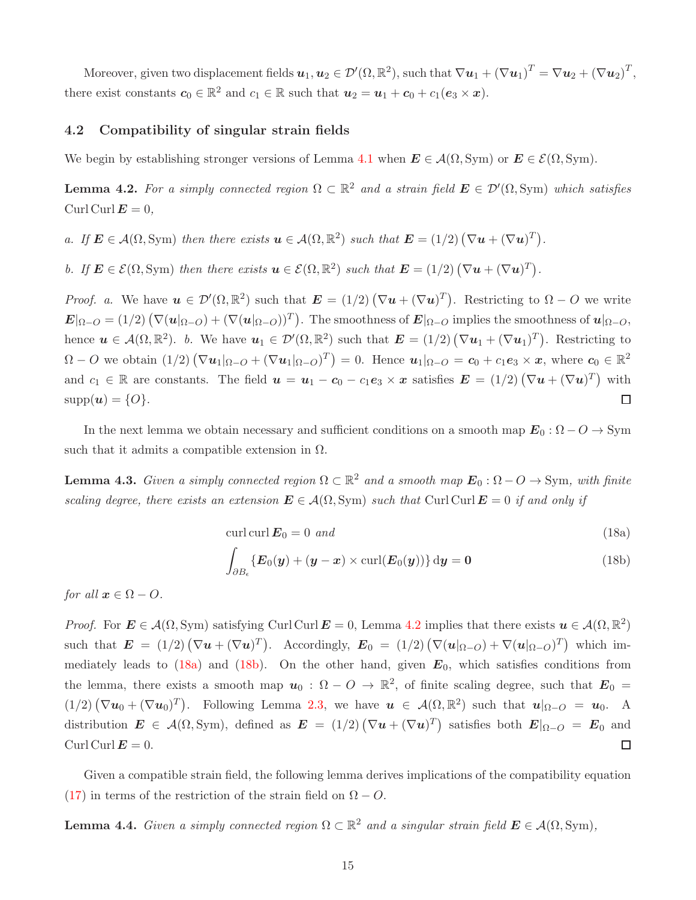Moreover, given two displacement fields $\boldsymbol{u}_1, \boldsymbol{u}_2 \in \mathcal{D}'(\Omega, \mathbb{R}^2)$, such that $\nabla \boldsymbol{u}_1 + (\nabla \boldsymbol{u}_1)^T = \nabla \boldsymbol{u}_2 + (\nabla \boldsymbol{u}_2)^T$, there exist constants $\boldsymbol{c}_0 \in \mathbb{R}^2$ and $c_1 \in \mathbb{R}$ such that $\boldsymbol{u}_2 = \boldsymbol{u}_1 + \boldsymbol{c}_0 + c_1(\boldsymbol{e}_3 \times \boldsymbol{x})$.

### 4.2 Compatibility of singular strain fields

We begin by establishing stronger versions of Lemma 4.1 when $\boldsymbol{E} \in \mathcal{A}(\Omega, \mathrm{Sym})$ or $\boldsymbol{E} \in \mathcal{E}(\Omega, \mathrm{Sym})$.

**Lemma 4.2.** *For a simply connected region $\Omega \subset \mathbb{R}^2$ and a strain field $\boldsymbol{E} \in \mathcal{D}'(\Omega, \mathrm{Sym})$ which satisfies $\mathrm{Curl}\,\mathrm{Curl}\,\boldsymbol{E} = 0$,*

*a. If $\boldsymbol{E} \in \mathcal{A}(\Omega, \mathrm{Sym})$ then there exists $\boldsymbol{u} \in \mathcal{A}(\Omega, \mathbb{R}^2)$ such that $\boldsymbol{E} = (1/2)\left(\nabla \boldsymbol{u} + (\nabla \boldsymbol{u})^T\right)$.*

*b. If $\boldsymbol{E} \in \mathcal{E}(\Omega, \mathrm{Sym})$ then there exists $\boldsymbol{u} \in \mathcal{E}(\Omega, \mathbb{R}^2)$ such that $\boldsymbol{E} = (1/2)\left(\nabla \boldsymbol{u} + (\nabla \boldsymbol{u})^T\right)$.*

*Proof. a.* We have $\boldsymbol{u} \in \mathcal{D}'(\Omega, \mathbb{R}^2)$ such that $\boldsymbol{E} = (1/2)\left(\nabla \boldsymbol{u} + (\nabla \boldsymbol{u})^T\right)$. Restricting to $\Omega - O$ we write $\boldsymbol{E}|_{\Omega - O} = (1/2)\left(\nabla(\boldsymbol{u}|_{\Omega - O}) + (\nabla(\boldsymbol{u}|_{\Omega - O}))^T\right)$. The smoothness of $\boldsymbol{E}|_{\Omega - O}$ implies the smoothness of $\boldsymbol{u}|_{\Omega - O}$, hence $\boldsymbol{u} \in \mathcal{A}(\Omega, \mathbb{R}^2)$. *b.* We have $\boldsymbol{u}_1 \in \mathcal{D}'(\Omega, \mathbb{R}^2)$ such that $\boldsymbol{E} = (1/2)\left(\nabla \boldsymbol{u}_1 + (\nabla \boldsymbol{u}_1)^T\right)$. Restricting to $\Omega - O$ we obtain $(1/2)\left(\nabla \boldsymbol{u}_1|_{\Omega - O} + (\nabla \boldsymbol{u}_1|_{\Omega - O})^T\right) = 0$. Hence $\boldsymbol{u}_1|_{\Omega - O} = \boldsymbol{c}_0 + c_1 \boldsymbol{e}_3 \times \boldsymbol{x}$, where $\boldsymbol{c}_0 \in \mathbb{R}^2$ and $c_1 \in \mathbb{R}$ are constants. The field $\boldsymbol{u} = \boldsymbol{u}_1 - \boldsymbol{c}_0 - c_1 \boldsymbol{e}_3 \times \boldsymbol{x}$ satisfies $\boldsymbol{E} = (1/2)\left(\nabla \boldsymbol{u} + (\nabla \boldsymbol{u})^T\right)$ with $\mathrm{supp}(\boldsymbol{u}) = \{O\}$. ◻

In the next lemma we obtain necessary and sufficient conditions on a smooth map $\boldsymbol{E}_0 : \Omega - O \to \mathrm{Sym}$ such that it admits a compatible extension in $\Omega$.

**Lemma 4.3.** *Given a simply connected region $\Omega \subset \mathbb{R}^2$ and a smooth map $\boldsymbol{E}_0 : \Omega - O \to \mathrm{Sym}$, with finite scaling degree, there exists an extension $\boldsymbol{E} \in \mathcal{A}(\Omega, \mathrm{Sym})$ such that $\mathrm{Curl}\,\mathrm{Curl}\,\boldsymbol{E} = 0$ if and only if*

$$\mathrm{curl}\,\mathrm{curl}\,\boldsymbol{E}_0 = 0 \text{ and} \tag{18a}$$

$$\int_{\partial B_\epsilon} \{\boldsymbol{E}_0(\boldsymbol{y}) + (\boldsymbol{y} - \boldsymbol{x}) \times \mathrm{curl}(\boldsymbol{E}_0(\boldsymbol{y}))\}\, \mathrm{d}\boldsymbol{y} = \boldsymbol{0} \tag{18b}$$

*for all $\boldsymbol{x} \in \Omega - O$.*

*Proof.* For $\boldsymbol{E} \in \mathcal{A}(\Omega, \mathrm{Sym})$ satisfying $\mathrm{Curl}\,\mathrm{Curl}\,\boldsymbol{E} = 0$, Lemma 4.2 implies that there exists $\boldsymbol{u} \in \mathcal{A}(\Omega, \mathbb{R}^2)$ such that $\boldsymbol{E} = (1/2)\left(\nabla \boldsymbol{u} + (\nabla \boldsymbol{u})^T\right)$. Accordingly, $\boldsymbol{E}_0 = (1/2)\left(\nabla(\boldsymbol{u}|_{\Omega - O}) + \nabla(\boldsymbol{u}|_{\Omega - O})^T\right)$ which immediately leads to (18a) and (18b). On the other hand, given $\boldsymbol{E}_0$, which satisfies conditions from the lemma, there exists a smooth map $\boldsymbol{u}_0 : \Omega - O \to \mathbb{R}^2$, of finite scaling degree, such that $\boldsymbol{E}_0 = (1/2)\left(\nabla \boldsymbol{u}_0 + (\nabla \boldsymbol{u}_0)^T\right)$. Following Lemma 2.3, we have $\boldsymbol{u} \in \mathcal{A}(\Omega, \mathbb{R}^2)$ such that $\boldsymbol{u}|_{\Omega - O} = \boldsymbol{u}_0$. A distribution $\boldsymbol{E} \in \mathcal{A}(\Omega, \mathrm{Sym})$, defined as $\boldsymbol{E} = (1/2)\left(\nabla \boldsymbol{u} + (\nabla \boldsymbol{u})^T\right)$ satisfies both $\boldsymbol{E}|_{\Omega - O} = \boldsymbol{E}_0$ and $\mathrm{Curl}\,\mathrm{Curl}\,\boldsymbol{E} = 0$. ◻

Given a compatible strain field, the following lemma derives implications of the compatibility equation (17) in terms of the restriction of the strain field on $\Omega - O$.

**Lemma 4.4.** *Given a simply connected region $\Omega \subset \mathbb{R}^2$ and a singular strain field $\boldsymbol{E} \in \mathcal{A}(\Omega, \mathrm{Sym})$,*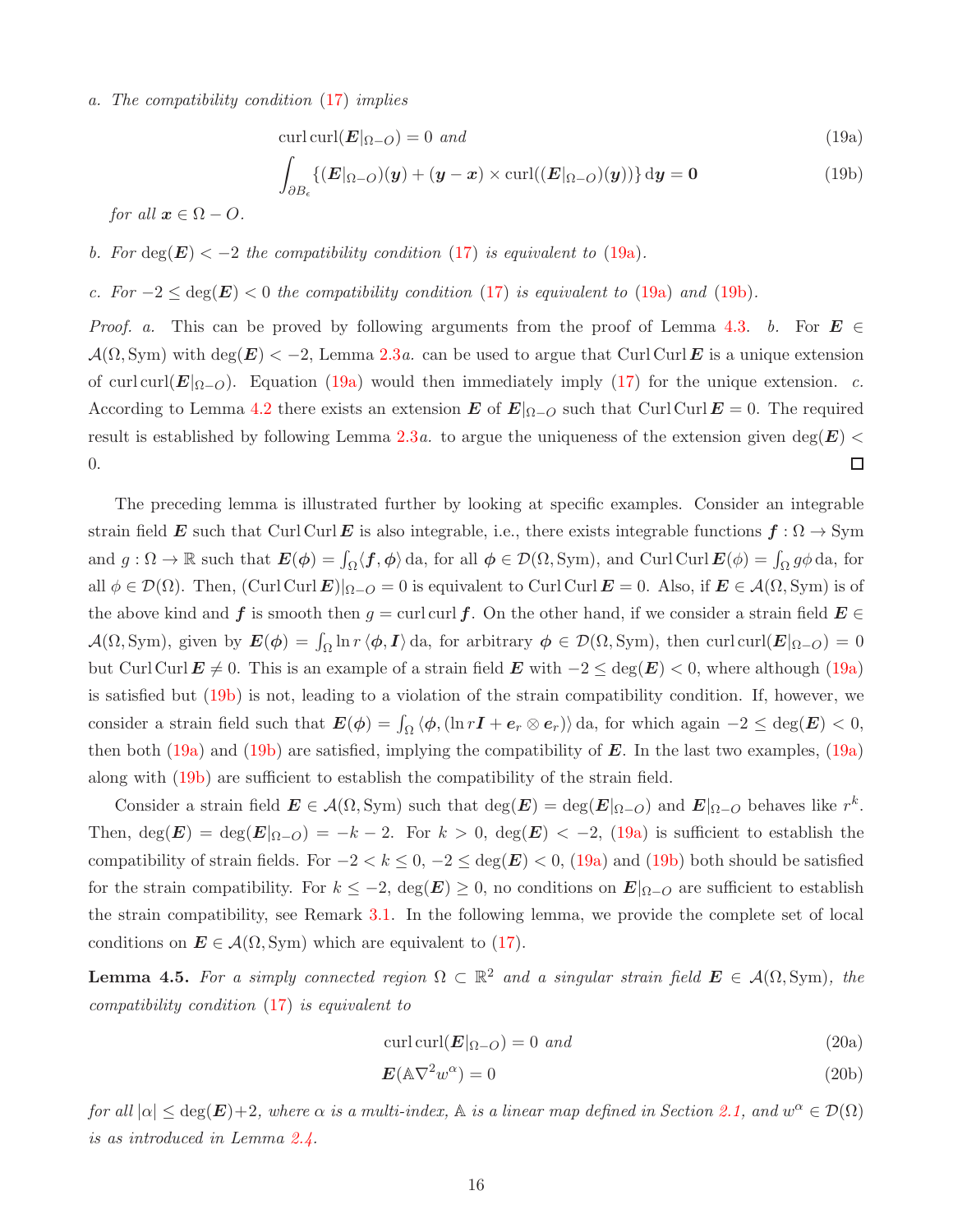*a. The compatibility condition (17) implies*

$$\operatorname{curl}\operatorname{curl}(\boldsymbol{E}|_{\Omega-O}) = 0 \text{ and} \tag{19a}$$

$$\int_{\partial B_\epsilon} \{(\boldsymbol{E}|_{\Omega-O})(\boldsymbol{y}) + (\boldsymbol{y}-\boldsymbol{x}) \times \operatorname{curl}((\boldsymbol{E}|_{\Omega-O})(\boldsymbol{y}))\}\,\mathrm{d}\boldsymbol{y} = \boldsymbol{0} \tag{19b}$$

*for all $\boldsymbol{x} \in \Omega - O$.*

*b. For $\deg(\boldsymbol{E}) < -2$ the compatibility condition (17) is equivalent to (19a).*

*c. For $-2 \le \deg(\boldsymbol{E}) < 0$ the compatibility condition (17) is equivalent to (19a) and (19b).*

*Proof. a.* This can be proved by following arguments from the proof of Lemma 4.3. *b.* For $\boldsymbol{E} \in \mathcal{A}(\Omega, \mathrm{Sym})$ with $\deg(\boldsymbol{E}) < -2$, Lemma 2.3*a*. can be used to argue that $\operatorname{Curl}\operatorname{Curl}\boldsymbol{E}$ is a unique extension of $\operatorname{curl}\operatorname{curl}(\boldsymbol{E}|_{\Omega-O})$. Equation (19a) would then immediately imply (17) for the unique extension. *c.* According to Lemma 4.2 there exists an extension $\boldsymbol{E}$ of $\boldsymbol{E}|_{\Omega-O}$ such that $\operatorname{Curl}\operatorname{Curl}\boldsymbol{E} = 0$. The required result is established by following Lemma 2.3*a*. to argue the uniqueness of the extension given $\deg(\boldsymbol{E}) < 0$. □

The preceding lemma is illustrated further by looking at specific examples. Consider an integrable strain field $\boldsymbol{E}$ such that $\operatorname{Curl}\operatorname{Curl}\boldsymbol{E}$ is also integrable, i.e., there exists integrable functions $\boldsymbol{f} : \Omega \to \mathrm{Sym}$ and $g : \Omega \to \mathbb{R}$ such that $\boldsymbol{E}(\boldsymbol{\phi}) = \int_\Omega \langle \boldsymbol{f}, \boldsymbol{\phi}\rangle\,\mathrm{da}$, for all $\boldsymbol{\phi} \in \mathcal{D}(\Omega, \mathrm{Sym})$, and $\operatorname{Curl}\operatorname{Curl}\boldsymbol{E}(\phi) = \int_\Omega g\phi\,\mathrm{da}$, for all $\phi \in \mathcal{D}(\Omega)$. Then, $(\operatorname{Curl}\operatorname{Curl}\boldsymbol{E})|_{\Omega-O} = 0$ is equivalent to $\operatorname{Curl}\operatorname{Curl}\boldsymbol{E} = 0$. Also, if $\boldsymbol{E} \in \mathcal{A}(\Omega, \mathrm{Sym})$ is of the above kind and $\boldsymbol{f}$ is smooth then $g = \operatorname{curl}\operatorname{curl}\boldsymbol{f}$. On the other hand, if we consider a strain field $\boldsymbol{E} \in \mathcal{A}(\Omega, \mathrm{Sym})$, given by $\boldsymbol{E}(\boldsymbol{\phi}) = \int_\Omega \ln r\,\langle \boldsymbol{\phi}, \boldsymbol{I}\rangle\,\mathrm{da}$, for arbitrary $\boldsymbol{\phi} \in \mathcal{D}(\Omega, \mathrm{Sym})$, then $\operatorname{curl}\operatorname{curl}(\boldsymbol{E}|_{\Omega-O}) = 0$ but $\operatorname{Curl}\operatorname{Curl}\boldsymbol{E} \neq 0$. This is an example of a strain field $\boldsymbol{E}$ with $-2 \le \deg(\boldsymbol{E}) < 0$, where although (19a) is satisfied but (19b) is not, leading to a violation of the strain compatibility condition. If, however, we consider a strain field such that $\boldsymbol{E}(\boldsymbol{\phi}) = \int_\Omega \langle \boldsymbol{\phi}, (\ln r\boldsymbol{I} + \boldsymbol{e}_r \otimes \boldsymbol{e}_r)\rangle\,\mathrm{da}$, for which again $-2 \le \deg(\boldsymbol{E}) < 0$, then both (19a) and (19b) are satisfied, implying the compatibility of $\boldsymbol{E}$. In the last two examples, (19a) along with (19b) are sufficient to establish the compatibility of the strain field.

Consider a strain field $\boldsymbol{E} \in \mathcal{A}(\Omega, \mathrm{Sym})$ such that $\deg(\boldsymbol{E}) = \deg(\boldsymbol{E}|_{\Omega-O})$ and $\boldsymbol{E}|_{\Omega-O}$ behaves like $r^k$. Then, $\deg(\boldsymbol{E}) = \deg(\boldsymbol{E}|_{\Omega-O}) = -k-2$. For $k > 0$, $\deg(\boldsymbol{E}) < -2$, (19a) is sufficient to establish the compatibility of strain fields. For $-2 < k \le 0$, $-2 \le \deg(\boldsymbol{E}) < 0$, (19a) and (19b) both should be satisfied for the strain compatibility. For $k \le -2$, $\deg(\boldsymbol{E}) \ge 0$, no conditions on $\boldsymbol{E}|_{\Omega-O}$ are sufficient to establish the strain compatibility, see Remark 3.1. In the following lemma, we provide the complete set of local conditions on $\boldsymbol{E} \in \mathcal{A}(\Omega, \mathrm{Sym})$ which are equivalent to (17).

**Lemma 4.5.** *For a simply connected region $\Omega \subset \mathbb{R}^2$ and a singular strain field $\boldsymbol{E} \in \mathcal{A}(\Omega, \mathrm{Sym})$, the compatibility condition (17) is equivalent to*

$$\operatorname{curl}\operatorname{curl}(\boldsymbol{E}|_{\Omega-O}) = 0 \text{ and} \tag{20a}$$

$$\boldsymbol{E}(\mathbb{A}\nabla^2 w^\alpha) = 0 \tag{20b}$$

*for all $|\alpha| \le \deg(\boldsymbol{E})+2$, where $\alpha$ is a multi-index, $\mathbb{A}$ is a linear map defined in Section 2.1, and $w^\alpha \in \mathcal{D}(\Omega)$ is as introduced in Lemma 2.4.*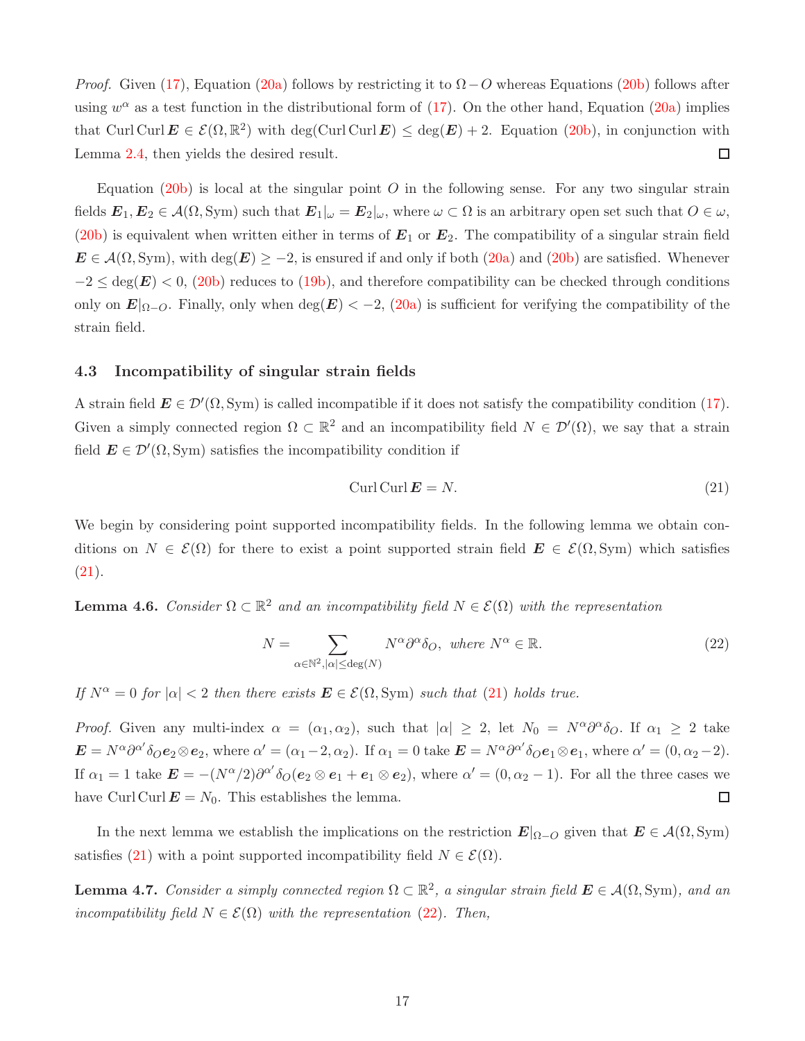*Proof.* Given (17), Equation (20a) follows by restricting it to $\Omega - O$ whereas Equations (20b) follows after using $w^\alpha$ as a test function in the distributional form of (17). On the other hand, Equation (20a) implies that $\operatorname{Curl}\operatorname{Curl}\boldsymbol{E} \in \mathcal{E}(\Omega, \mathbb{R}^2)$ with $\deg(\operatorname{Curl}\operatorname{Curl}\boldsymbol{E}) \le \deg(\boldsymbol{E}) + 2$. Equation (20b), in conjunction with Lemma 2.4, then yields the desired result. $\square$

Equation (20b) is local at the singular point $O$ in the following sense. For any two singular strain fields $\boldsymbol{E}_1, \boldsymbol{E}_2 \in \mathcal{A}(\Omega, \mathrm{Sym})$ such that $\boldsymbol{E}_1|_\omega = \boldsymbol{E}_2|_\omega$, where $\omega \subset \Omega$ is an arbitrary open set such that $O \in \omega$, (20b) is equivalent when written either in terms of $\boldsymbol{E}_1$ or $\boldsymbol{E}_2$. The compatibility of a singular strain field $\boldsymbol{E} \in \mathcal{A}(\Omega, \mathrm{Sym})$, with $\deg(\boldsymbol{E}) \ge -2$, is ensured if and only if both (20a) and (20b) are satisfied. Whenever $-2 \le \deg(\boldsymbol{E}) < 0$, (20b) reduces to (19b), and therefore compatibility can be checked through conditions only on $\boldsymbol{E}|_{\Omega - O}$. Finally, only when $\deg(\boldsymbol{E}) < -2$, (20a) is sufficient for verifying the compatibility of the strain field.

### 4.3 Incompatibility of singular strain fields

A strain field $\boldsymbol{E} \in \mathcal{D}'(\Omega, \mathrm{Sym})$ is called incompatible if it does not satisfy the compatibility condition (17). Given a simply connected region $\Omega \subset \mathbb{R}^2$ and an incompatibility field $N \in \mathcal{D}'(\Omega)$, we say that a strain field $\boldsymbol{E} \in \mathcal{D}'(\Omega, \mathrm{Sym})$ satisfies the incompatibility condition if

$$\operatorname{Curl}\operatorname{Curl}\boldsymbol{E} = N. \tag{21}$$

We begin by considering point supported incompatibility fields. In the following lemma we obtain conditions on $N \in \mathcal{E}(\Omega)$ for there to exist a point supported strain field $\boldsymbol{E} \in \mathcal{E}(\Omega, \mathrm{Sym})$ which satisfies (21).

**Lemma 4.6.** *Consider $\Omega \subset \mathbb{R}^2$ and an incompatibility field $N \in \mathcal{E}(\Omega)$ with the representation*

$$N = \sum_{\alpha \in \mathbb{N}^2, |\alpha| \le \deg(N)} N^\alpha \partial^\alpha \delta_O, \text{ where } N^\alpha \in \mathbb{R}. \tag{22}$$

*If $N^\alpha = 0$ for $|\alpha| < 2$ then there exists $\boldsymbol{E} \in \mathcal{E}(\Omega, \mathrm{Sym})$ such that (21) holds true.*

*Proof.* Given any multi-index $\alpha = (\alpha_1, \alpha_2)$, such that $|\alpha| \ge 2$, let $N_0 = N^\alpha \partial^\alpha \delta_O$. If $\alpha_1 \ge 2$ take $\boldsymbol{E} = N^\alpha \partial^{\alpha'} \delta_O \boldsymbol{e}_2 \otimes \boldsymbol{e}_2$, where $\alpha' = (\alpha_1 - 2, \alpha_2)$. If $\alpha_1 = 0$ take $\boldsymbol{E} = N^\alpha \partial^{\alpha'} \delta_O \boldsymbol{e}_1 \otimes \boldsymbol{e}_1$, where $\alpha' = (0, \alpha_2 - 2)$. If $\alpha_1 = 1$ take $\boldsymbol{E} = -(N^\alpha/2) \partial^{\alpha'} \delta_O (\boldsymbol{e}_2 \otimes \boldsymbol{e}_1 + \boldsymbol{e}_1 \otimes \boldsymbol{e}_2)$, where $\alpha' = (0, \alpha_2 - 1)$. For all the three cases we have $\operatorname{Curl}\operatorname{Curl}\boldsymbol{E} = N_0$. This establishes the lemma. $\square$

In the next lemma we establish the implications on the restriction $\boldsymbol{E}|_{\Omega - O}$ given that $\boldsymbol{E} \in \mathcal{A}(\Omega, \mathrm{Sym})$ satisfies (21) with a point supported incompatibility field $N \in \mathcal{E}(\Omega)$.

**Lemma 4.7.** *Consider a simply connected region $\Omega \subset \mathbb{R}^2$, a singular strain field $\boldsymbol{E} \in \mathcal{A}(\Omega, \mathrm{Sym})$, and an incompatibility field $N \in \mathcal{E}(\Omega)$ with the representation (22). Then,*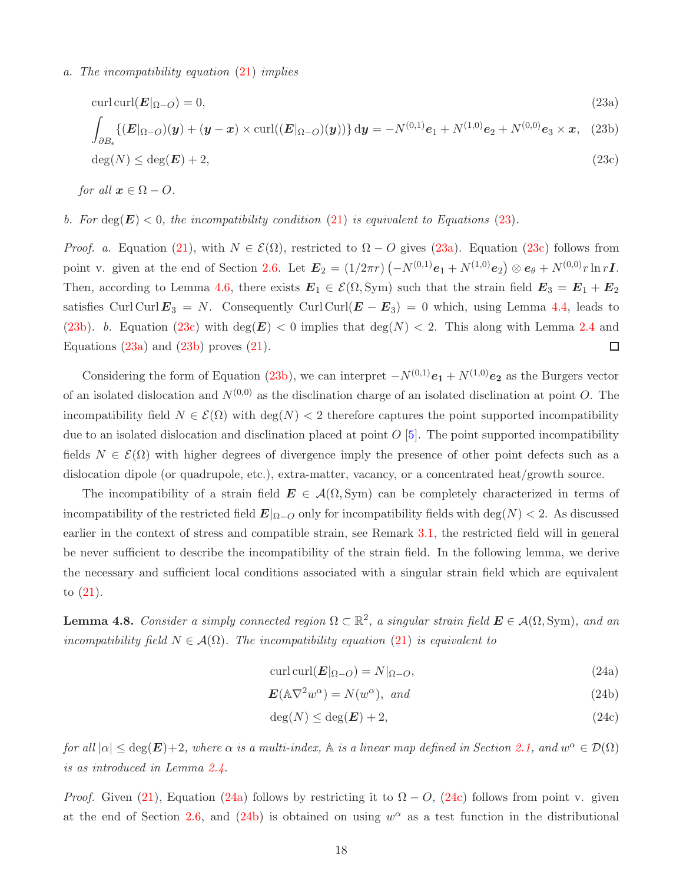*a. The incompatibility equation (21) implies*

$$\operatorname{curl}\operatorname{curl}(\boldsymbol{E}|_{\Omega-O}) = 0, \tag{23a}$$

$$\int_{\partial B_\epsilon} \{(\boldsymbol{E}|_{\Omega-O})(\boldsymbol{y}) + (\boldsymbol{y}-\boldsymbol{x}) \times \operatorname{curl}((\boldsymbol{E}|_{\Omega-O})(\boldsymbol{y}))\}\, \mathrm{d}\boldsymbol{y} = -N^{(0,1)}\boldsymbol{e}_1 + N^{(1,0)}\boldsymbol{e}_2 + N^{(0,0)}\boldsymbol{e}_3 \times \boldsymbol{x}, \tag{23b}$$

$$\deg(N) \leq \deg(\boldsymbol{E}) + 2, \tag{23c}$$

*for all $\boldsymbol{x} \in \Omega - O$.*

*b. For $\deg(\boldsymbol{E}) < 0$, the incompatibility condition (21) is equivalent to Equations (23).*

*Proof. a.* Equation (21), with $N \in \mathcal{E}(\Omega)$, restricted to $\Omega - O$ gives (23a). Equation (23c) follows from point v. given at the end of Section 2.6. Let $\boldsymbol{E}_2 = (1/2\pi r)\left(-N^{(0,1)}\boldsymbol{e}_1 + N^{(1,0)}\boldsymbol{e}_2\right) \otimes \boldsymbol{e}_\theta + N^{(0,0)} r \ln r \boldsymbol{I}$. Then, according to Lemma 4.6, there exists $\boldsymbol{E}_1 \in \mathcal{E}(\Omega, \mathrm{Sym})$ such that the strain field $\boldsymbol{E}_3 = \boldsymbol{E}_1 + \boldsymbol{E}_2$ satisfies $\operatorname{Curl}\operatorname{Curl}\boldsymbol{E}_3 = N$. Consequently $\operatorname{Curl}\operatorname{Curl}(\boldsymbol{E} - \boldsymbol{E}_3) = 0$ which, using Lemma 4.4, leads to (23b). *b.* Equation (23c) with $\deg(\boldsymbol{E}) < 0$ implies that $\deg(N) < 2$. This along with Lemma 2.4 and Equations (23a) and (23b) proves (21). □

Considering the form of Equation (23b), we can interpret $-N^{(0,1)}\boldsymbol{e_1} + N^{(1,0)}\boldsymbol{e_2}$ as the Burgers vector of an isolated dislocation and $N^{(0,0)}$ as the disclination charge of an isolated disclination at point $O$. The incompatibility field $N \in \mathcal{E}(\Omega)$ with $\deg(N) < 2$ therefore captures the point supported incompatibility due to an isolated dislocation and disclination placed at point $O$ [5]. The point supported incompatibility fields $N \in \mathcal{E}(\Omega)$ with higher degrees of divergence imply the presence of other point defects such as a dislocation dipole (or quadrupole, etc.), extra-matter, vacancy, or a concentrated heat/growth source.

The incompatibility of a strain field $\boldsymbol{E} \in \mathcal{A}(\Omega, \mathrm{Sym})$ can be completely characterized in terms of incompatibility of the restricted field $\boldsymbol{E}|_{\Omega-O}$ only for incompatibility fields with $\deg(N) < 2$. As discussed earlier in the context of stress and compatible strain, see Remark 3.1, the restricted field will in general be never sufficient to describe the incompatibility of the strain field. In the following lemma, we derive the necessary and sufficient local conditions associated with a singular strain field which are equivalent to (21).

**Lemma 4.8.** *Consider a simply connected region $\Omega \subset \mathbb{R}^2$, a singular strain field $\boldsymbol{E} \in \mathcal{A}(\Omega, \mathrm{Sym})$, and an incompatibility field $N \in \mathcal{A}(\Omega)$. The incompatibility equation (21) is equivalent to*

$$\operatorname{curl}\operatorname{curl}(\boldsymbol{E}|_{\Omega-O}) = N|_{\Omega-O}, \tag{24a}$$

$$\boldsymbol{E}(\mathbb{A}\nabla^2 w^\alpha) = N(w^\alpha), \text{ and} \tag{24b}$$

$$\deg(N) \leq \deg(\boldsymbol{E}) + 2, \tag{24c}$$

*for all $|\alpha| \leq \deg(\boldsymbol{E}) + 2$, where $\alpha$ is a multi-index, $\mathbb{A}$ is a linear map defined in Section 2.1, and $w^\alpha \in \mathcal{D}(\Omega)$ is as introduced in Lemma 2.4.*

*Proof.* Given (21), Equation (24a) follows by restricting it to $\Omega - O$, (24c) follows from point v. given at the end of Section 2.6, and (24b) is obtained on using $w^\alpha$ as a test function in the distributional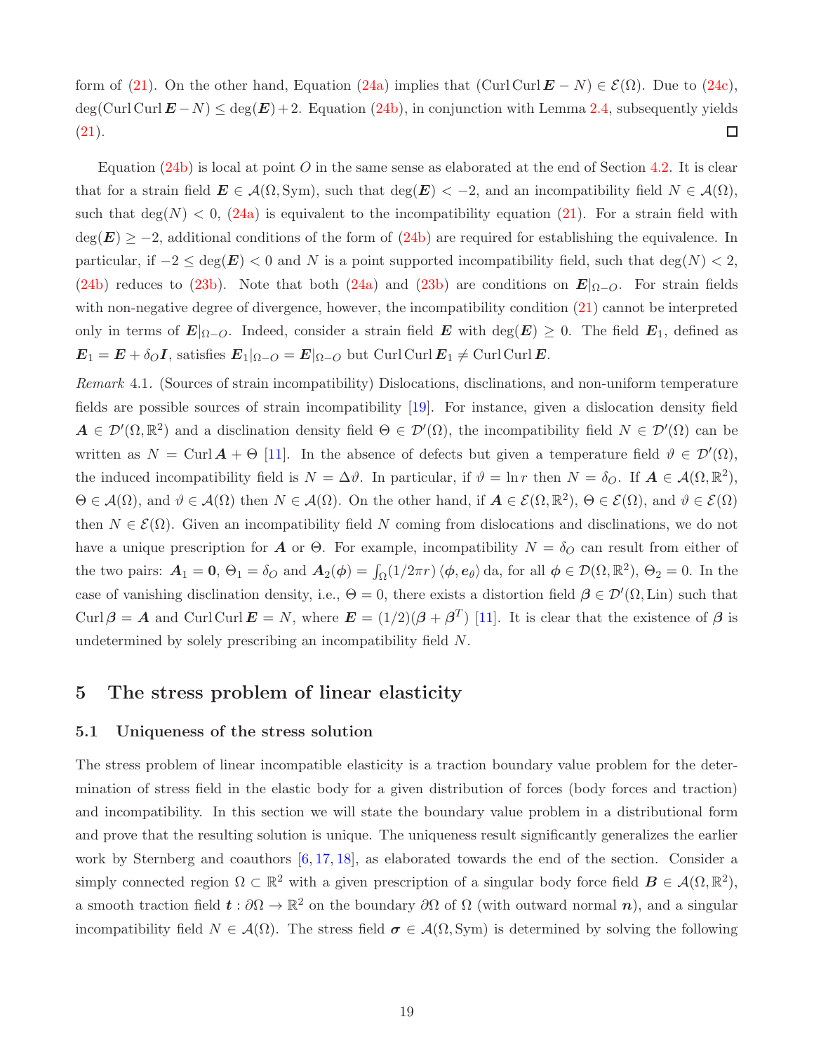form of (21). On the other hand, Equation (24a) implies that $(\operatorname{Curl}\operatorname{Curl}\boldsymbol{E} - N) \in \mathcal{E}(\Omega)$. Due to (24c), $\deg(\operatorname{Curl}\operatorname{Curl}\boldsymbol{E} - N) \leq \deg(\boldsymbol{E}) + 2$. Equation (24b), in conjunction with Lemma 2.4, subsequently yields (21). $\square$

Equation (24b) is local at point $O$ in the same sense as elaborated at the end of Section 4.2. It is clear that for a strain field $\boldsymbol{E} \in \mathcal{A}(\Omega, \mathrm{Sym})$, such that $\deg(\boldsymbol{E}) < -2$, and an incompatibility field $N \in \mathcal{A}(\Omega)$, such that $\deg(N) < 0$, (24a) is equivalent to the incompatibility equation (21). For a strain field with $\deg(\boldsymbol{E}) \geq -2$, additional conditions of the form of (24b) are required for establishing the equivalence. In particular, if $-2 \leq \deg(\boldsymbol{E}) < 0$ and $N$ is a point supported incompatibility field, such that $\deg(N) < 2$, (24b) reduces to (23b). Note that both (24a) and (23b) are conditions on $\boldsymbol{E}|_{\Omega - O}$. For strain fields with non-negative degree of divergence, however, the incompatibility condition (21) cannot be interpreted only in terms of $\boldsymbol{E}|_{\Omega - O}$. Indeed, consider a strain field $\boldsymbol{E}$ with $\deg(\boldsymbol{E}) \geq 0$. The field $\boldsymbol{E}_1$, defined as $\boldsymbol{E}_1 = \boldsymbol{E} + \delta_O \boldsymbol{I}$, satisfies $\boldsymbol{E}_1|_{\Omega - O} = \boldsymbol{E}|_{\Omega - O}$ but $\operatorname{Curl}\operatorname{Curl}\boldsymbol{E}_1 \neq \operatorname{Curl}\operatorname{Curl}\boldsymbol{E}$.

*Remark* 4.1. (Sources of strain incompatibility) Dislocations, disclinations, and non-uniform temperature fields are possible sources of strain incompatibility [19]. For instance, given a dislocation density field $\boldsymbol{A} \in \mathcal{D}'(\Omega, \mathbb{R}^2)$ and a disclination density field $\Theta \in \mathcal{D}'(\Omega)$, the incompatibility field $N \in \mathcal{D}'(\Omega)$ can be written as $N = \operatorname{Curl}\boldsymbol{A} + \Theta$ [11]. In the absence of defects but given a temperature field $\vartheta \in \mathcal{D}'(\Omega)$, the induced incompatibility field is $N = \Delta\vartheta$. In particular, if $\vartheta = \ln r$ then $N = \delta_O$. If $\boldsymbol{A} \in \mathcal{A}(\Omega, \mathbb{R}^2)$, $\Theta \in \mathcal{A}(\Omega)$, and $\vartheta \in \mathcal{A}(\Omega)$ then $N \in \mathcal{A}(\Omega)$. On the other hand, if $\boldsymbol{A} \in \mathcal{E}(\Omega, \mathbb{R}^2)$, $\Theta \in \mathcal{E}(\Omega)$, and $\vartheta \in \mathcal{E}(\Omega)$ then $N \in \mathcal{E}(\Omega)$. Given an incompatibility field $N$ coming from dislocations and disclinations, we do not have a unique prescription for $\boldsymbol{A}$ or $\Theta$. For example, incompatibility $N = \delta_O$ can result from either of the two pairs: $\boldsymbol{A}_1 = \boldsymbol{0}$, $\Theta_1 = \delta_O$ and $\boldsymbol{A}_2(\boldsymbol{\phi}) = \int_\Omega (1/2\pi r) \langle \boldsymbol{\phi}, \boldsymbol{e}_\theta \rangle \, \mathrm{da}$, for all $\boldsymbol{\phi} \in \mathcal{D}(\Omega, \mathbb{R}^2)$, $\Theta_2 = 0$. In the case of vanishing disclination density, i.e., $\Theta = 0$, there exists a distortion field $\boldsymbol{\beta} \in \mathcal{D}'(\Omega, \mathrm{Lin})$ such that $\operatorname{Curl}\boldsymbol{\beta} = \boldsymbol{A}$ and $\operatorname{Curl}\operatorname{Curl}\boldsymbol{E} = N$, where $\boldsymbol{E} = (1/2)(\boldsymbol{\beta} + \boldsymbol{\beta}^T)$ [11]. It is clear that the existence of $\boldsymbol{\beta}$ is undetermined by solely prescribing an incompatibility field $N$.

## 5 The stress problem of linear elasticity

### 5.1 Uniqueness of the stress solution

The stress problem of linear incompatible elasticity is a traction boundary value problem for the determination of stress field in the elastic body for a given distribution of forces (body forces and traction) and incompatibility. In this section we will state the boundary value problem in a distributional form and prove that the resulting solution is unique. The uniqueness result significantly generalizes the earlier work by Sternberg and coauthors [6, 17, 18], as elaborated towards the end of the section. Consider a simply connected region $\Omega \subset \mathbb{R}^2$ with a given prescription of a singular body force field $\boldsymbol{B} \in \mathcal{A}(\Omega, \mathbb{R}^2)$, a smooth traction field $\boldsymbol{t} : \partial\Omega \to \mathbb{R}^2$ on the boundary $\partial\Omega$ of $\Omega$ (with outward normal $\boldsymbol{n}$), and a singular incompatibility field $N \in \mathcal{A}(\Omega)$. The stress field $\boldsymbol{\sigma} \in \mathcal{A}(\Omega, \mathrm{Sym})$ is determined by solving the following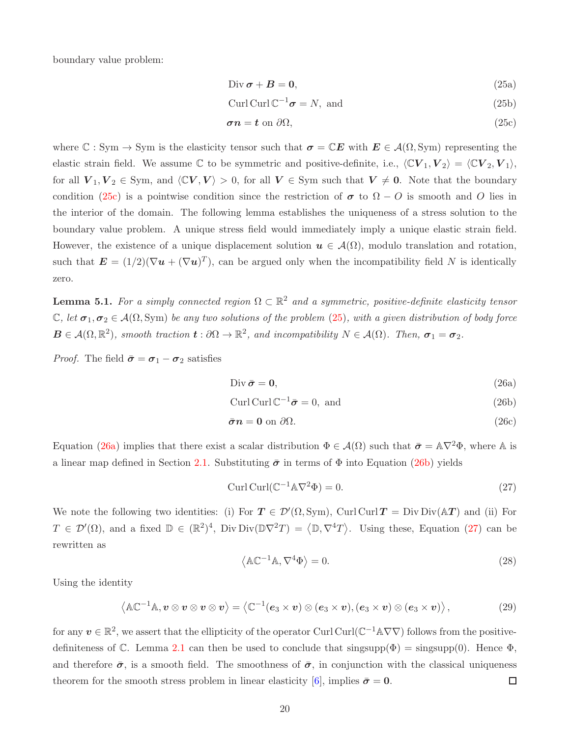boundary value problem:

$$\operatorname{Div} \boldsymbol{\sigma} + \boldsymbol{B} = \boldsymbol{0}, \tag{25a}$$

$$\operatorname{Curl}\operatorname{Curl} \mathbb{C}^{-1}\boldsymbol{\sigma} = N, \text{ and} \tag{25b}$$

$$\boldsymbol{\sigma}\boldsymbol{n} = \boldsymbol{t} \text{ on } \partial\Omega, \tag{25c}$$

where $\mathbb{C} : \mathrm{Sym} \to \mathrm{Sym}$ is the elasticity tensor such that $\boldsymbol{\sigma} = \mathbb{C}\boldsymbol{E}$ with $\boldsymbol{E} \in \mathcal{A}(\Omega, \mathrm{Sym})$ representing the elastic strain field. We assume $\mathbb{C}$ to be symmetric and positive-definite, i.e., $\langle \mathbb{C}\boldsymbol{V}_1, \boldsymbol{V}_2 \rangle = \langle \mathbb{C}\boldsymbol{V}_2, \boldsymbol{V}_1 \rangle$, for all $\boldsymbol{V}_1, \boldsymbol{V}_2 \in \mathrm{Sym}$, and $\langle \mathbb{C}\boldsymbol{V}, \boldsymbol{V} \rangle > 0$, for all $\boldsymbol{V} \in \mathrm{Sym}$ such that $\boldsymbol{V} \neq \boldsymbol{0}$. Note that the boundary condition (25c) is a pointwise condition since the restriction of $\boldsymbol{\sigma}$ to $\Omega - O$ is smooth and $O$ lies in the interior of the domain. The following lemma establishes the uniqueness of a stress solution to the boundary value problem. A unique stress field would immediately imply a unique elastic strain field. However, the existence of a unique displacement solution $\boldsymbol{u} \in \mathcal{A}(\Omega)$, modulo translation and rotation, such that $\boldsymbol{E} = (1/2)(\nabla \boldsymbol{u} + (\nabla \boldsymbol{u})^T)$, can be argued only when the incompatibility field $N$ is identically zero.

**Lemma 5.1.** *For a simply connected region $\Omega \subset \mathbb{R}^2$ and a symmetric, positive-definite elasticity tensor $\mathbb{C}$, let $\boldsymbol{\sigma}_1, \boldsymbol{\sigma}_2 \in \mathcal{A}(\Omega, \mathrm{Sym})$ be any two solutions of the problem (25), with a given distribution of body force $\boldsymbol{B} \in \mathcal{A}(\Omega, \mathbb{R}^2)$, smooth traction $\boldsymbol{t} : \partial\Omega \to \mathbb{R}^2$, and incompatibility $N \in \mathcal{A}(\Omega)$. Then, $\boldsymbol{\sigma}_1 = \boldsymbol{\sigma}_2$.*

*Proof.* The field $\bar{\boldsymbol{\sigma}} = \boldsymbol{\sigma}_1 - \boldsymbol{\sigma}_2$ satisfies

$$\operatorname{Div} \bar{\boldsymbol{\sigma}} = \boldsymbol{0}, \tag{26a}$$

$$\operatorname{Curl}\operatorname{Curl} \mathbb{C}^{-1}\bar{\boldsymbol{\sigma}} = 0, \text{ and} \tag{26b}$$

$$\bar{\boldsymbol{\sigma}}\boldsymbol{n} = \boldsymbol{0} \text{ on } \partial\Omega. \tag{26c}$$

Equation (26a) implies that there exist a scalar distribution $\Phi \in \mathcal{A}(\Omega)$ such that $\bar{\boldsymbol{\sigma}} = \mathbb{A}\nabla^2\Phi$, where $\mathbb{A}$ is a linear map defined in Section 2.1. Substituting $\bar{\boldsymbol{\sigma}}$ in terms of $\Phi$ into Equation (26b) yields

$$\operatorname{Curl}\operatorname{Curl}(\mathbb{C}^{-1}\mathbb{A}\nabla^2\Phi) = 0. \tag{27}$$

We note the following two identities: (i) For $\boldsymbol{T} \in \mathcal{D}'(\Omega, \mathrm{Sym})$, $\operatorname{Curl}\operatorname{Curl} \boldsymbol{T} = \operatorname{Div}\operatorname{Div}(\mathbb{A}\boldsymbol{T})$ and (ii) For $T \in \mathcal{D}'(\Omega)$, and a fixed $\mathbb{D} \in (\mathbb{R}^2)^4$, $\operatorname{Div}\operatorname{Div}(\mathbb{D}\nabla^2 T) = \langle \mathbb{D}, \nabla^4 T \rangle$. Using these, Equation (27) can be rewritten as

$$\langle \mathbb{A}\mathbb{C}^{-1}\mathbb{A}, \nabla^4\Phi \rangle = 0. \tag{28}$$

Using the identity

$$\langle \mathbb{A}\mathbb{C}^{-1}\mathbb{A}, \boldsymbol{v} \otimes \boldsymbol{v} \otimes \boldsymbol{v} \otimes \boldsymbol{v} \rangle = \langle \mathbb{C}^{-1}(\boldsymbol{e}_3 \times \boldsymbol{v}) \otimes (\boldsymbol{e}_3 \times \boldsymbol{v}), (\boldsymbol{e}_3 \times \boldsymbol{v}) \otimes (\boldsymbol{e}_3 \times \boldsymbol{v}) \rangle, \tag{29}$$

for any $\boldsymbol{v} \in \mathbb{R}^2$, we assert that the ellipticity of the operator $\operatorname{Curl}\operatorname{Curl}(\mathbb{C}^{-1}\mathbb{A}\nabla\nabla)$ follows from the positive-definiteness of $\mathbb{C}$. Lemma 2.1 can then be used to conclude that $\operatorname{singsupp}(\Phi) = \operatorname{singsupp}(0)$. Hence $\Phi$, and therefore $\bar{\boldsymbol{\sigma}}$, is a smooth field. The smoothness of $\bar{\boldsymbol{\sigma}}$, in conjunction with the classical uniqueness theorem for the smooth stress problem in linear elasticity [6], implies $\bar{\boldsymbol{\sigma}} = \boldsymbol{0}$. ☐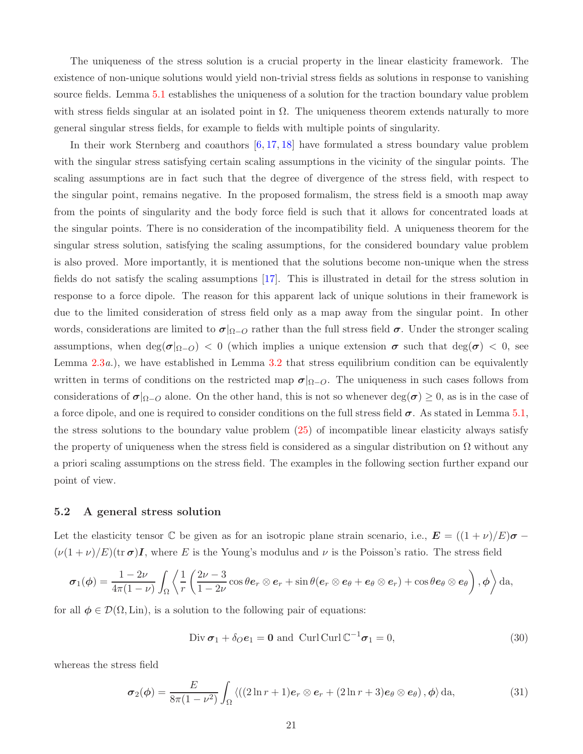The uniqueness of the stress solution is a crucial property in the linear elasticity framework. The existence of non-unique solutions would yield non-trivial stress fields as solutions in response to vanishing source fields. Lemma 5.1 establishes the uniqueness of a solution for the traction boundary value problem with stress fields singular at an isolated point in $\Omega$. The uniqueness theorem extends naturally to more general singular stress fields, for example to fields with multiple points of singularity.

In their work Sternberg and coauthors [6, 17, 18] have formulated a stress boundary value problem with the singular stress satisfying certain scaling assumptions in the vicinity of the singular points. The scaling assumptions are in fact such that the degree of divergence of the stress field, with respect to the singular point, remains negative. In the proposed formalism, the stress field is a smooth map away from the points of singularity and the body force field is such that it allows for concentrated loads at the singular points. There is no consideration of the incompatibility field. A uniqueness theorem for the singular stress solution, satisfying the scaling assumptions, for the considered boundary value problem is also proved. More importantly, it is mentioned that the solutions become non-unique when the stress fields do not satisfy the scaling assumptions [17]. This is illustrated in detail for the stress solution in response to a force dipole. The reason for this apparent lack of unique solutions in their framework is due to the limited consideration of stress field only as a map away from the singular point. In other words, considerations are limited to $\boldsymbol{\sigma}|_{\Omega-O}$ rather than the full stress field $\boldsymbol{\sigma}$. Under the stronger scaling assumptions, when $\deg(\boldsymbol{\sigma}|_{\Omega-O}) < 0$ (which implies a unique extension $\boldsymbol{\sigma}$ such that $\deg(\boldsymbol{\sigma}) < 0$, see Lemma 2.3*a*.), we have established in Lemma 3.2 that stress equilibrium condition can be equivalently written in terms of conditions on the restricted map $\boldsymbol{\sigma}|_{\Omega-O}$. The uniqueness in such cases follows from considerations of $\boldsymbol{\sigma}|_{\Omega-O}$ alone. On the other hand, this is not so whenever $\deg(\boldsymbol{\sigma}) \geq 0$, as is in the case of a force dipole, and one is required to consider conditions on the full stress field $\boldsymbol{\sigma}$. As stated in Lemma 5.1, the stress solutions to the boundary value problem (25) of incompatible linear elasticity always satisfy the property of uniqueness when the stress field is considered as a singular distribution on $\Omega$ without any a priori scaling assumptions on the stress field. The examples in the following section further expand our point of view.

### 5.2 A general stress solution

Let the elasticity tensor $\mathbb{C}$ be given as for an isotropic plane strain scenario, i.e., $\boldsymbol{E} = ((1+\nu)/E)\boldsymbol{\sigma} - (\nu(1+\nu)/E)(\operatorname{tr}\boldsymbol{\sigma})\boldsymbol{I}$, where $E$ is the Young's modulus and $\nu$ is the Poisson's ratio. The stress field

$$\boldsymbol{\sigma}_1(\boldsymbol{\phi}) = \frac{1-2\nu}{4\pi(1-\nu)} \int_\Omega \left\langle \frac{1}{r}\left(\frac{2\nu-3}{1-2\nu}\cos\theta \boldsymbol{e}_r \otimes \boldsymbol{e}_r + \sin\theta(\boldsymbol{e}_r \otimes \boldsymbol{e}_\theta + \boldsymbol{e}_\theta \otimes \boldsymbol{e}_r) + \cos\theta \boldsymbol{e}_\theta \otimes \boldsymbol{e}_\theta\right), \boldsymbol{\phi} \right\rangle \mathrm{da},$$

for all $\boldsymbol{\phi} \in \mathcal{D}(\Omega, \mathrm{Lin})$, is a solution to the following pair of equations:

$$\operatorname{Div}\boldsymbol{\sigma}_1 + \delta_O \boldsymbol{e}_1 = \boldsymbol{0} \text{ and } \operatorname{Curl}\operatorname{Curl}\mathbb{C}^{-1}\boldsymbol{\sigma}_1 = 0, \tag{30}$$

whereas the stress field

$$\boldsymbol{\sigma}_2(\boldsymbol{\phi}) = \frac{E}{8\pi(1-\nu^2)} \int_\Omega \langle ((2\ln r + 1)\boldsymbol{e}_r \otimes \boldsymbol{e}_r + (2\ln r + 3)\boldsymbol{e}_\theta \otimes \boldsymbol{e}_\theta), \boldsymbol{\phi}\rangle \,\mathrm{da}, \tag{31}$$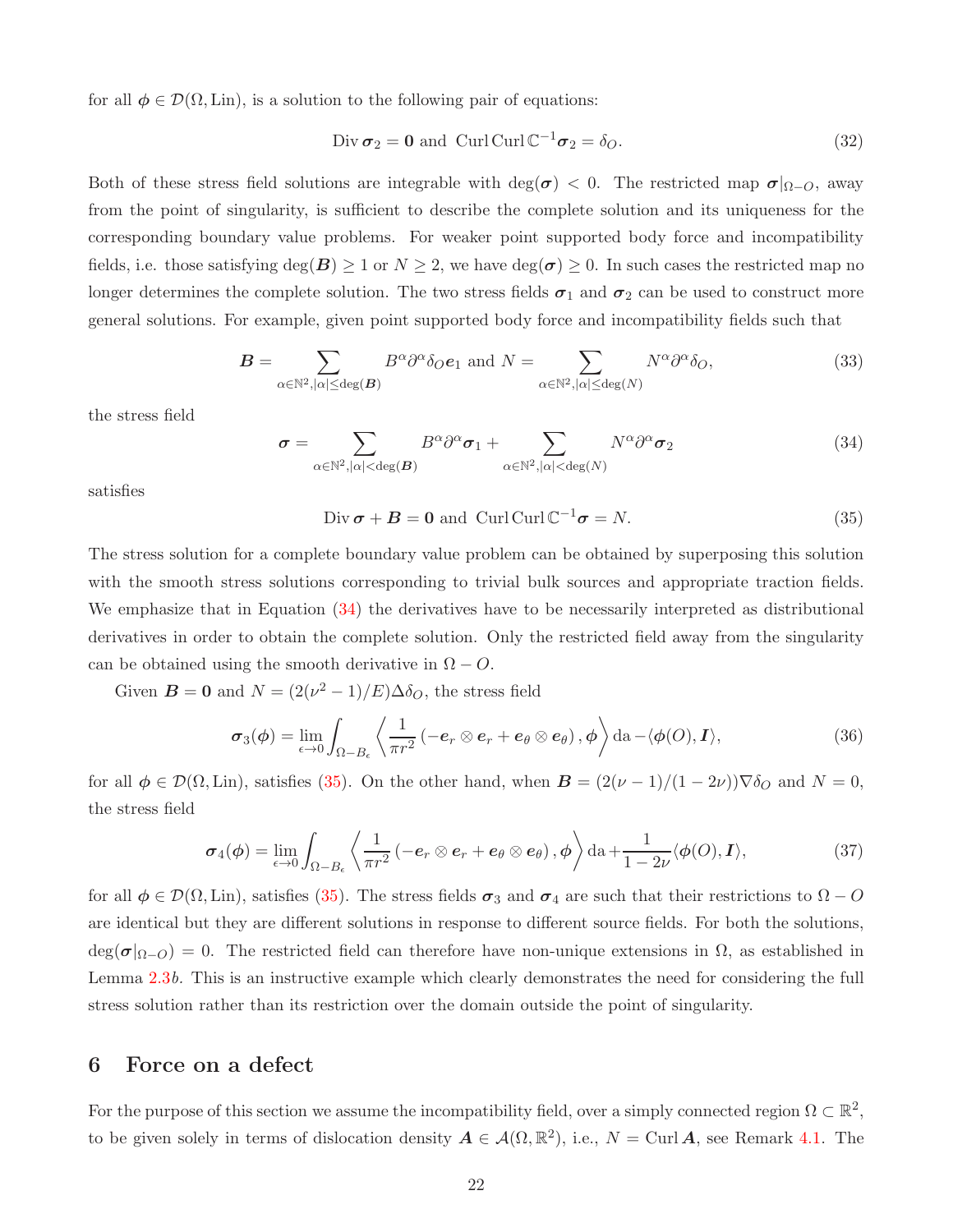for all $\boldsymbol{\phi} \in \mathcal{D}(\Omega, \mathrm{Lin})$, is a solution to the following pair of equations:

$$\operatorname{Div} \boldsymbol{\sigma}_2 = \mathbf{0} \text{ and } \operatorname{Curl}\operatorname{Curl} \mathbb{C}^{-1} \boldsymbol{\sigma}_2 = \delta_O. \tag{32}$$

Both of these stress field solutions are integrable with $\deg(\boldsymbol{\sigma}) < 0$. The restricted map $\boldsymbol{\sigma}|_{\Omega - O}$, away from the point of singularity, is sufficient to describe the complete solution and its uniqueness for the corresponding boundary value problems. For weaker point supported body force and incompatibility fields, i.e. those satisfying $\deg(\boldsymbol{B}) \geq 1$ or $N \geq 2$, we have $\deg(\boldsymbol{\sigma}) \geq 0$. In such cases the restricted map no longer determines the complete solution. The two stress fields $\boldsymbol{\sigma}_1$ and $\boldsymbol{\sigma}_2$ can be used to construct more general solutions. For example, given point supported body force and incompatibility fields such that

$$\boldsymbol{B} = \sum_{\alpha \in \mathbb{N}^2, |\alpha| \leq \deg(\boldsymbol{B})} B^\alpha \partial^\alpha \delta_O \boldsymbol{e}_1 \text{ and } N = \sum_{\alpha \in \mathbb{N}^2, |\alpha| \leq \deg(N)} N^\alpha \partial^\alpha \delta_O, \tag{33}$$

the stress field

$$\boldsymbol{\sigma} = \sum_{\alpha \in \mathbb{N}^2, |\alpha| < \deg(\boldsymbol{B})} B^\alpha \partial^\alpha \boldsymbol{\sigma}_1 + \sum_{\alpha \in \mathbb{N}^2, |\alpha| < \deg(N)} N^\alpha \partial^\alpha \boldsymbol{\sigma}_2 \tag{34}$$

satisfies

$$\operatorname{Div} \boldsymbol{\sigma} + \boldsymbol{B} = \mathbf{0} \text{ and } \operatorname{Curl}\operatorname{Curl} \mathbb{C}^{-1} \boldsymbol{\sigma} = N. \tag{35}$$

The stress solution for a complete boundary value problem can be obtained by superposing this solution with the smooth stress solutions corresponding to trivial bulk sources and appropriate traction fields. We emphasize that in Equation (34) the derivatives have to be necessarily interpreted as distributional derivatives in order to obtain the complete solution. Only the restricted field away from the singularity can be obtained using the smooth derivative in $\Omega - O$.

Given $\boldsymbol{B} = \mathbf{0}$ and $N = (2(\nu^2 - 1)/E)\Delta \delta_O$, the stress field

$$\boldsymbol{\sigma}_3(\boldsymbol{\phi}) = \lim_{\epsilon \to 0} \int_{\Omega - B_\epsilon} \left\langle \frac{1}{\pi r^2} \left( -\boldsymbol{e}_r \otimes \boldsymbol{e}_r + \boldsymbol{e}_\theta \otimes \boldsymbol{e}_\theta \right), \boldsymbol{\phi} \right\rangle \mathrm{da} - \langle \boldsymbol{\phi}(O), \boldsymbol{I} \rangle, \tag{36}$$

for all $\boldsymbol{\phi} \in \mathcal{D}(\Omega, \mathrm{Lin})$, satisfies (35). On the other hand, when $\boldsymbol{B} = (2(\nu - 1)/(1 - 2\nu))\nabla \delta_O$ and $N = 0$, the stress field

$$\boldsymbol{\sigma}_4(\boldsymbol{\phi}) = \lim_{\epsilon \to 0} \int_{\Omega - B_\epsilon} \left\langle \frac{1}{\pi r^2} \left( -\boldsymbol{e}_r \otimes \boldsymbol{e}_r + \boldsymbol{e}_\theta \otimes \boldsymbol{e}_\theta \right), \boldsymbol{\phi} \right\rangle \mathrm{da} + \frac{1}{1 - 2\nu} \langle \boldsymbol{\phi}(O), \boldsymbol{I} \rangle, \tag{37}$$

for all $\boldsymbol{\phi} \in \mathcal{D}(\Omega, \mathrm{Lin})$, satisfies (35). The stress fields $\boldsymbol{\sigma}_3$ and $\boldsymbol{\sigma}_4$ are such that their restrictions to $\Omega - O$ are identical but they are different solutions in response to different source fields. For both the solutions, $\deg(\boldsymbol{\sigma}|_{\Omega - O}) = 0$. The restricted field can therefore have non-unique extensions in $\Omega$, as established in Lemma 2.3*b*. This is an instructive example which clearly demonstrates the need for considering the full stress solution rather than its restriction over the domain outside the point of singularity.

## 6 Force on a defect

For the purpose of this section we assume the incompatibility field, over a simply connected region $\Omega \subset \mathbb{R}^2$, to be given solely in terms of dislocation density $\boldsymbol{A} \in \mathcal{A}(\Omega, \mathbb{R}^2)$, i.e., $N = \operatorname{Curl} \boldsymbol{A}$, see Remark 4.1. The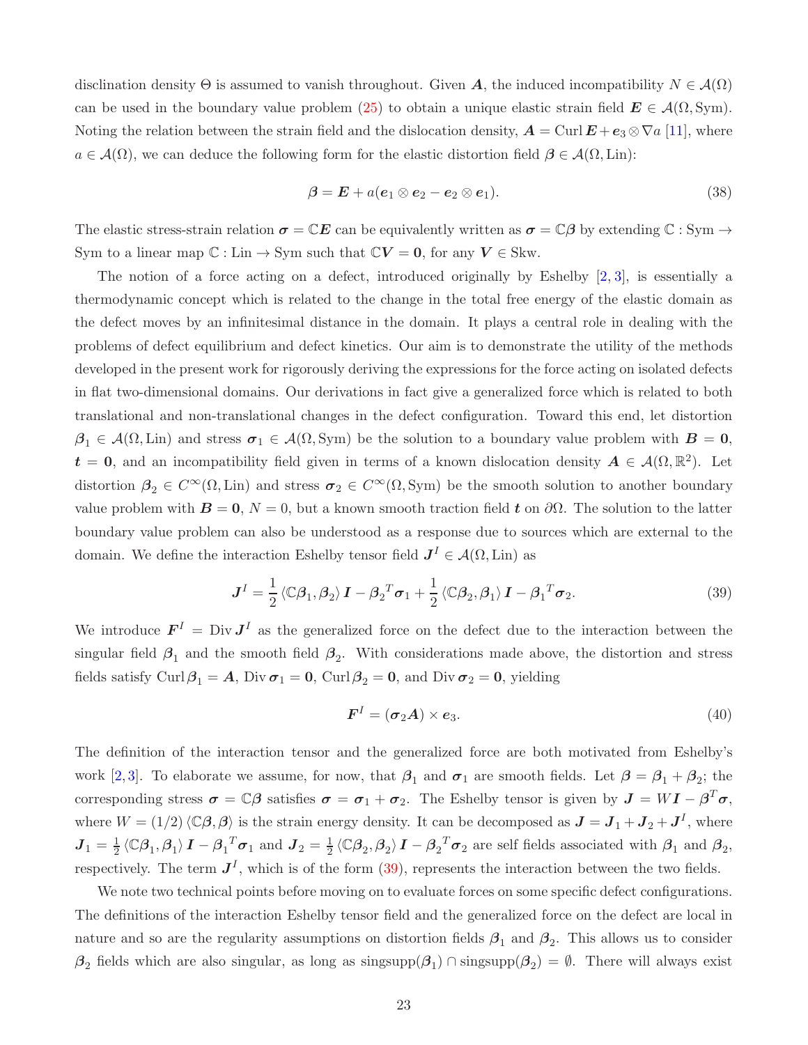disclination density $\Theta$ is assumed to vanish throughout. Given $\boldsymbol{A}$, the induced incompatibility $N \in \mathcal{A}(\Omega)$ can be used in the boundary value problem (25) to obtain a unique elastic strain field $\boldsymbol{E} \in \mathcal{A}(\Omega, \text{Sym})$. Noting the relation between the strain field and the dislocation density, $\boldsymbol{A} = \text{Curl}\,\boldsymbol{E} + \boldsymbol{e}_3 \otimes \nabla a$ [11], where $a \in \mathcal{A}(\Omega)$, we can deduce the following form for the elastic distortion field $\boldsymbol{\beta} \in \mathcal{A}(\Omega, \text{Lin})$:

$$\boldsymbol{\beta} = \boldsymbol{E} + a(\boldsymbol{e}_1 \otimes \boldsymbol{e}_2 - \boldsymbol{e}_2 \otimes \boldsymbol{e}_1). \tag{38}$$

The elastic stress-strain relation $\boldsymbol{\sigma} = \mathbb{C}\boldsymbol{E}$ can be equivalently written as $\boldsymbol{\sigma} = \mathbb{C}\boldsymbol{\beta}$ by extending $\mathbb{C} : \text{Sym} \to \text{Sym}$ to a linear map $\mathbb{C} : \text{Lin} \to \text{Sym}$ such that $\mathbb{C}\boldsymbol{V} = \boldsymbol{0}$, for any $\boldsymbol{V} \in \text{Skw}$.

The notion of a force acting on a defect, introduced originally by Eshelby [2, 3], is essentially a thermodynamic concept which is related to the change in the total free energy of the elastic domain as the defect moves by an infinitesimal distance in the domain. It plays a central role in dealing with the problems of defect equilibrium and defect kinetics. Our aim is to demonstrate the utility of the methods developed in the present work for rigorously deriving the expressions for the force acting on isolated defects in flat two-dimensional domains. Our derivations in fact give a generalized force which is related to both translational and non-translational changes in the defect configuration. Toward this end, let distortion $\boldsymbol{\beta}_1 \in \mathcal{A}(\Omega, \text{Lin})$ and stress $\boldsymbol{\sigma}_1 \in \mathcal{A}(\Omega, \text{Sym})$ be the solution to a boundary value problem with $\boldsymbol{B} = \boldsymbol{0}$, $\boldsymbol{t} = \boldsymbol{0}$, and an incompatibility field given in terms of a known dislocation density $\boldsymbol{A} \in \mathcal{A}(\Omega, \mathbb{R}^2)$. Let distortion $\boldsymbol{\beta}_2 \in C^\infty(\Omega, \text{Lin})$ and stress $\boldsymbol{\sigma}_2 \in C^\infty(\Omega, \text{Sym})$ be the smooth solution to another boundary value problem with $\boldsymbol{B} = \boldsymbol{0}$, $N = 0$, but a known smooth traction field $\boldsymbol{t}$ on $\partial\Omega$. The solution to the latter boundary value problem can also be understood as a response due to sources which are external to the domain. We define the interaction Eshelby tensor field $\boldsymbol{J}^I \in \mathcal{A}(\Omega, \text{Lin})$ as

$$\boldsymbol{J}^I = \frac{1}{2}\langle \mathbb{C}\boldsymbol{\beta}_1, \boldsymbol{\beta}_2 \rangle \boldsymbol{I} - \boldsymbol{\beta}_2^T \boldsymbol{\sigma}_1 + \frac{1}{2}\langle \mathbb{C}\boldsymbol{\beta}_2, \boldsymbol{\beta}_1 \rangle \boldsymbol{I} - \boldsymbol{\beta}_1^T \boldsymbol{\sigma}_2. \tag{39}$$

We introduce $\boldsymbol{F}^I = \text{Div}\,\boldsymbol{J}^I$ as the generalized force on the defect due to the interaction between the singular field $\boldsymbol{\beta}_1$ and the smooth field $\boldsymbol{\beta}_2$. With considerations made above, the distortion and stress fields satisfy $\text{Curl}\,\boldsymbol{\beta}_1 = \boldsymbol{A}$, $\text{Div}\,\boldsymbol{\sigma}_1 = \boldsymbol{0}$, $\text{Curl}\,\boldsymbol{\beta}_2 = \boldsymbol{0}$, and $\text{Div}\,\boldsymbol{\sigma}_2 = \boldsymbol{0}$, yielding

$$\boldsymbol{F}^I = (\boldsymbol{\sigma}_2 \boldsymbol{A}) \times \boldsymbol{e}_3. \tag{40}$$

The definition of the interaction tensor and the generalized force are both motivated from Eshelby's work [2, 3]. To elaborate we assume, for now, that $\boldsymbol{\beta}_1$ and $\boldsymbol{\sigma}_1$ are smooth fields. Let $\boldsymbol{\beta} = \boldsymbol{\beta}_1 + \boldsymbol{\beta}_2$; the corresponding stress $\boldsymbol{\sigma} = \mathbb{C}\boldsymbol{\beta}$ satisfies $\boldsymbol{\sigma} = \boldsymbol{\sigma}_1 + \boldsymbol{\sigma}_2$. The Eshelby tensor is given by $\boldsymbol{J} = W\boldsymbol{I} - \boldsymbol{\beta}^T\boldsymbol{\sigma}$, where $W = (1/2)\langle \mathbb{C}\boldsymbol{\beta}, \boldsymbol{\beta} \rangle$ is the strain energy density. It can be decomposed as $\boldsymbol{J} = \boldsymbol{J}_1 + \boldsymbol{J}_2 + \boldsymbol{J}^I$, where $\boldsymbol{J}_1 = \frac{1}{2}\langle \mathbb{C}\boldsymbol{\beta}_1, \boldsymbol{\beta}_1 \rangle \boldsymbol{I} - \boldsymbol{\beta}_1^T\boldsymbol{\sigma}_1$ and $\boldsymbol{J}_2 = \frac{1}{2}\langle \mathbb{C}\boldsymbol{\beta}_2, \boldsymbol{\beta}_2 \rangle \boldsymbol{I} - \boldsymbol{\beta}_2^T\boldsymbol{\sigma}_2$ are self fields associated with $\boldsymbol{\beta}_1$ and $\boldsymbol{\beta}_2$, respectively. The term $\boldsymbol{J}^I$, which is of the form (39), represents the interaction between the two fields.

We note two technical points before moving on to evaluate forces on some specific defect configurations. The definitions of the interaction Eshelby tensor field and the generalized force on the defect are local in nature and so are the regularity assumptions on distortion fields $\boldsymbol{\beta}_1$ and $\boldsymbol{\beta}_2$. This allows us to consider $\boldsymbol{\beta}_2$ fields which are also singular, as long as $\text{singsupp}(\boldsymbol{\beta}_1) \cap \text{singsupp}(\boldsymbol{\beta}_2) = \emptyset$. There will always exist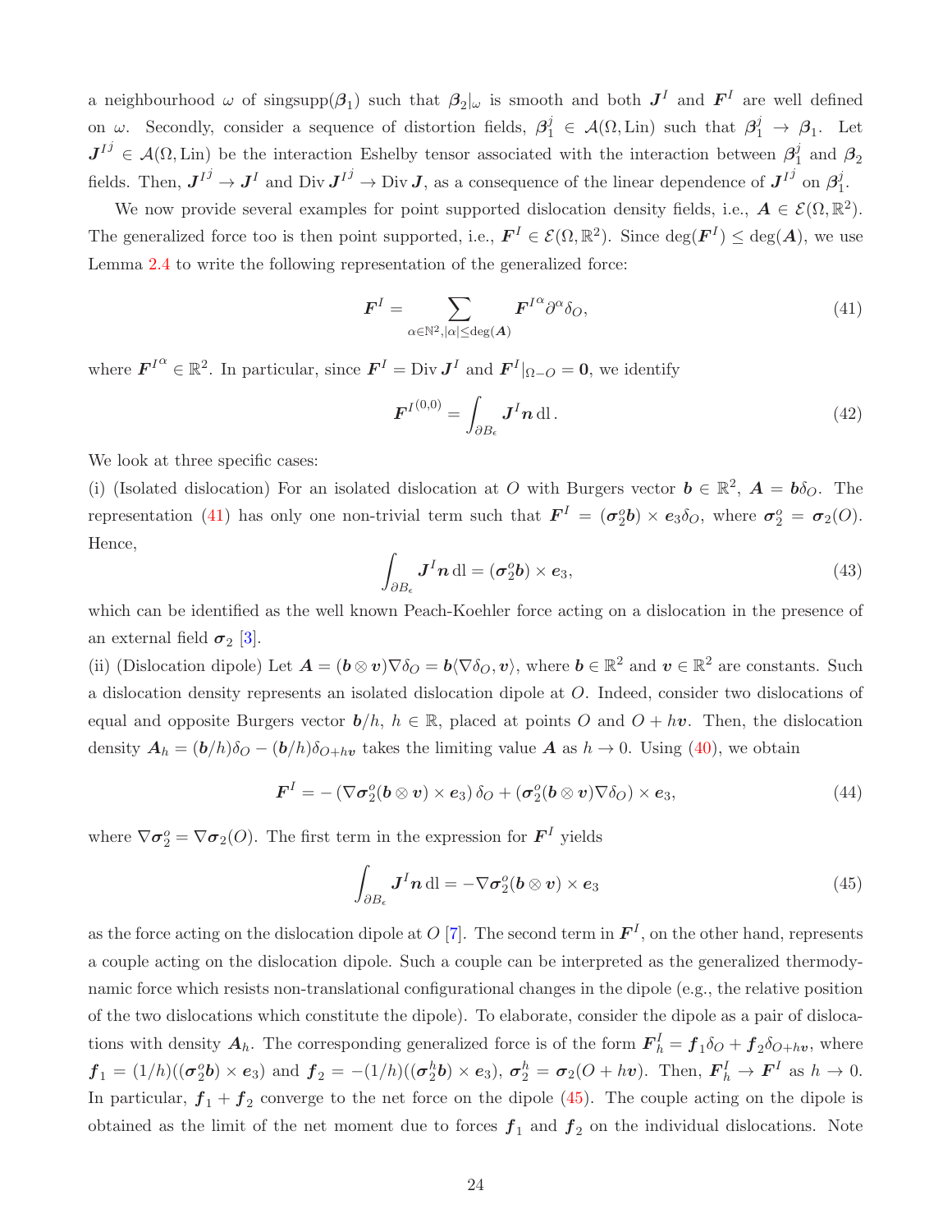a neighbourhood $\omega$ of singsupp$(\boldsymbol{\beta}_1)$ such that $\boldsymbol{\beta}_2|_\omega$ is smooth and both $\boldsymbol{J}^I$ and $\boldsymbol{F}^I$ are well defined on $\omega$. Secondly, consider a sequence of distortion fields, $\boldsymbol{\beta}_1^j \in \mathcal{A}(\Omega, \mathrm{Lin})$ such that $\boldsymbol{\beta}_1^j \to \boldsymbol{\beta}_1$. Let $\boldsymbol{J}^{I^j} \in \mathcal{A}(\Omega, \mathrm{Lin})$ be the interaction Eshelby tensor associated with the interaction between $\boldsymbol{\beta}_1^j$ and $\boldsymbol{\beta}_2$ fields. Then, $\boldsymbol{J}^{I^j} \to \boldsymbol{J}^I$ and $\mathrm{Div}\,\boldsymbol{J}^{I^j} \to \mathrm{Div}\,\boldsymbol{J}$, as a consequence of the linear dependence of $\boldsymbol{J}^{I^j}$ on $\boldsymbol{\beta}_1^j$.

We now provide several examples for point supported dislocation density fields, i.e., $\boldsymbol{A} \in \mathcal{E}(\Omega, \mathbb{R}^2)$. The generalized force too is then point supported, i.e., $\boldsymbol{F}^I \in \mathcal{E}(\Omega, \mathbb{R}^2)$. Since $\deg(\boldsymbol{F}^I) \leq \deg(\boldsymbol{A})$, we use Lemma 2.4 to write the following representation of the generalized force:

$$\boldsymbol{F}^I = \sum_{\alpha \in \mathbb{N}^2, |\alpha| \leq \deg(\boldsymbol{A})} \boldsymbol{F}^{I^\alpha} \partial^\alpha \delta_O, \tag{41}$$

where $\boldsymbol{F}^{I^\alpha} \in \mathbb{R}^2$. In particular, since $\boldsymbol{F}^I = \mathrm{Div}\,\boldsymbol{J}^I$ and $\boldsymbol{F}^I|_{\Omega - O} = \boldsymbol{0}$, we identify

$$\boldsymbol{F}^{I^{(0,0)}} = \int_{\partial B_\epsilon} \boldsymbol{J}^I \boldsymbol{n}\, \mathrm{dl}\,. \tag{42}$$

We look at three specific cases:

(i) (Isolated dislocation) For an isolated dislocation at $O$ with Burgers vector $\boldsymbol{b} \in \mathbb{R}^2$, $\boldsymbol{A} = \boldsymbol{b}\delta_O$. The representation (41) has only one non-trivial term such that $\boldsymbol{F}^I = (\boldsymbol{\sigma}_2^o \boldsymbol{b}) \times \boldsymbol{e}_3 \delta_O$, where $\boldsymbol{\sigma}_2^o = \boldsymbol{\sigma}_2(O)$. Hence,

$$\int_{\partial B_\epsilon} \boldsymbol{J}^I \boldsymbol{n}\, \mathrm{dl} = (\boldsymbol{\sigma}_2^o \boldsymbol{b}) \times \boldsymbol{e}_3, \tag{43}$$

which can be identified as the well known Peach-Koehler force acting on a dislocation in the presence of an external field $\boldsymbol{\sigma}_2$ [3].

(ii) (Dislocation dipole) Let $\boldsymbol{A} = (\boldsymbol{b} \otimes \boldsymbol{v})\nabla\delta_O = \boldsymbol{b}\langle \nabla\delta_O, \boldsymbol{v}\rangle$, where $\boldsymbol{b} \in \mathbb{R}^2$ and $\boldsymbol{v} \in \mathbb{R}^2$ are constants. Such a dislocation density represents an isolated dislocation dipole at $O$. Indeed, consider two dislocations of equal and opposite Burgers vector $\boldsymbol{b}/h$, $h \in \mathbb{R}$, placed at points $O$ and $O + h\boldsymbol{v}$. Then, the dislocation density $\boldsymbol{A}_h = (\boldsymbol{b}/h)\delta_O - (\boldsymbol{b}/h)\delta_{O+h\boldsymbol{v}}$ takes the limiting value $\boldsymbol{A}$ as $h \to 0$. Using (40), we obtain

$$\boldsymbol{F}^I = -\left(\nabla\boldsymbol{\sigma}_2^o(\boldsymbol{b} \otimes \boldsymbol{v}) \times \boldsymbol{e}_3\right)\delta_O + (\boldsymbol{\sigma}_2^o(\boldsymbol{b} \otimes \boldsymbol{v})\nabla\delta_O) \times \boldsymbol{e}_3, \tag{44}$$

where $\nabla\boldsymbol{\sigma}_2^o = \nabla\boldsymbol{\sigma}_2(O)$. The first term in the expression for $\boldsymbol{F}^I$ yields

$$\int_{\partial B_\epsilon} \boldsymbol{J}^I \boldsymbol{n}\, \mathrm{dl} = -\nabla\boldsymbol{\sigma}_2^o(\boldsymbol{b} \otimes \boldsymbol{v}) \times \boldsymbol{e}_3 \tag{45}$$

as the force acting on the dislocation dipole at $O$ [7]. The second term in $\boldsymbol{F}^I$, on the other hand, represents a couple acting on the dislocation dipole. Such a couple can be interpreted as the generalized thermodynamic force which resists non-translational configurational changes in the dipole (e.g., the relative position of the two dislocations which constitute the dipole). To elaborate, consider the dipole as a pair of dislocations with density $\boldsymbol{A}_h$. The corresponding generalized force is of the form $\boldsymbol{F}_h^I = \boldsymbol{f}_1\delta_O + \boldsymbol{f}_2\delta_{O+h\boldsymbol{v}}$, where $\boldsymbol{f}_1 = (1/h)((\boldsymbol{\sigma}_2^o\boldsymbol{b}) \times \boldsymbol{e}_3)$ and $\boldsymbol{f}_2 = -(1/h)((\boldsymbol{\sigma}_2^h\boldsymbol{b}) \times \boldsymbol{e}_3)$, $\boldsymbol{\sigma}_2^h = \boldsymbol{\sigma}_2(O + h\boldsymbol{v})$. Then, $\boldsymbol{F}_h^I \to \boldsymbol{F}^I$ as $h \to 0$. In particular, $\boldsymbol{f}_1 + \boldsymbol{f}_2$ converge to the net force on the dipole (45). The couple acting on the dipole is obtained as the limit of the net moment due to forces $\boldsymbol{f}_1$ and $\boldsymbol{f}_2$ on the individual dislocations. Note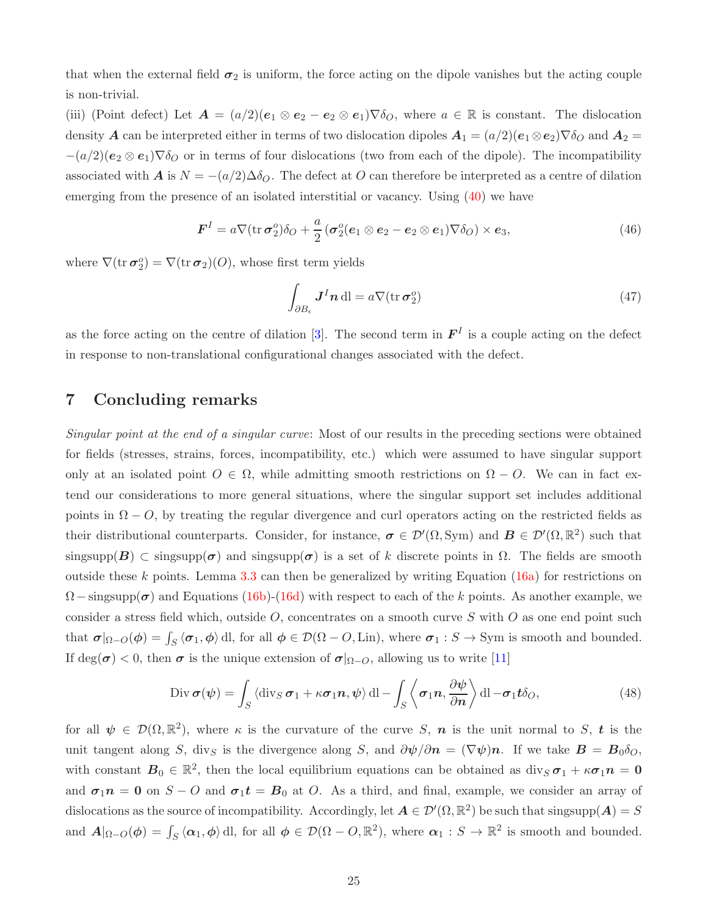that when the external field $\boldsymbol{\sigma}_2$ is uniform, the force acting on the dipole vanishes but the acting couple is non-trivial.

(iii) (Point defect) Let $\boldsymbol{A} = (a/2)(\boldsymbol{e}_1 \otimes \boldsymbol{e}_2 - \boldsymbol{e}_2 \otimes \boldsymbol{e}_1)\nabla\delta_O$, where $a \in \mathbb{R}$ is constant. The dislocation density $\boldsymbol{A}$ can be interpreted either in terms of two dislocation dipoles $\boldsymbol{A}_1 = (a/2)(\boldsymbol{e}_1 \otimes \boldsymbol{e}_2)\nabla\delta_O$ and $\boldsymbol{A}_2 = -(a/2)(\boldsymbol{e}_2 \otimes \boldsymbol{e}_1)\nabla\delta_O$ or in terms of four dislocations (two from each of the dipole). The incompatibility associated with $\boldsymbol{A}$ is $N = -(a/2)\Delta\delta_O$. The defect at $O$ can therefore be interpreted as a centre of dilation emerging from the presence of an isolated interstitial or vacancy. Using (40) we have

$$\boldsymbol{F}^I = a\nabla(\operatorname{tr}\boldsymbol{\sigma}_2^o)\delta_O + \frac{a}{2}\left(\boldsymbol{\sigma}_2^o(\boldsymbol{e}_1 \otimes \boldsymbol{e}_2 - \boldsymbol{e}_2 \otimes \boldsymbol{e}_1)\nabla\delta_O\right) \times \boldsymbol{e}_3, \tag{46}$$

where $\nabla(\operatorname{tr}\boldsymbol{\sigma}_2^o) = \nabla(\operatorname{tr}\boldsymbol{\sigma}_2)(O)$, whose first term yields

$$\int_{\partial B_\epsilon} \boldsymbol{J}^I\boldsymbol{n}\,\mathrm{dl} = a\nabla(\operatorname{tr}\boldsymbol{\sigma}_2^o) \tag{47}$$

as the force acting on the centre of dilation [3]. The second term in $\boldsymbol{F}^I$ is a couple acting on the defect in response to non-translational configurational changes associated with the defect.

## 7 Concluding remarks

*Singular point at the end of a singular curve*: Most of our results in the preceding sections were obtained for fields (stresses, strains, forces, incompatibility, etc.) which were assumed to have singular support only at an isolated point $O \in \Omega$, while admitting smooth restrictions on $\Omega - O$. We can in fact extend our considerations to more general situations, where the singular support set includes additional points in $\Omega - O$, by treating the regular divergence and curl operators acting on the restricted fields as their distributional counterparts. Consider, for instance, $\boldsymbol{\sigma} \in \mathcal{D}'(\Omega, \mathrm{Sym})$ and $\boldsymbol{B} \in \mathcal{D}'(\Omega, \mathbb{R}^2)$ such that $\operatorname{singsupp}(\boldsymbol{B}) \subset \operatorname{singsupp}(\boldsymbol{\sigma})$ and $\operatorname{singsupp}(\boldsymbol{\sigma})$ is a set of $k$ discrete points in $\Omega$. The fields are smooth outside these $k$ points. Lemma 3.3 can then be generalized by writing Equation (16a) for restrictions on $\Omega - \operatorname{singsupp}(\boldsymbol{\sigma})$ and Equations (16b)-(16d) with respect to each of the $k$ points. As another example, we consider a stress field which, outside $O$, concentrates on a smooth curve $S$ with $O$ as one end point such that $\boldsymbol{\sigma}|_{\Omega-O}(\boldsymbol{\phi}) = \int_S \langle \boldsymbol{\sigma}_1, \boldsymbol{\phi}\rangle\,\mathrm{dl}$, for all $\boldsymbol{\phi} \in \mathcal{D}(\Omega - O, \mathrm{Lin})$, where $\boldsymbol{\sigma}_1 : S \to \mathrm{Sym}$ is smooth and bounded. If $\deg(\boldsymbol{\sigma}) < 0$, then $\boldsymbol{\sigma}$ is the unique extension of $\boldsymbol{\sigma}|_{\Omega-O}$, allowing us to write [11]

$$\operatorname{Div}\boldsymbol{\sigma}(\boldsymbol{\psi}) = \int_S \langle \operatorname{div}_S \boldsymbol{\sigma}_1 + \kappa\boldsymbol{\sigma}_1\boldsymbol{n}, \boldsymbol{\psi}\rangle\,\mathrm{dl} - \int_S \left\langle \boldsymbol{\sigma}_1\boldsymbol{n}, \frac{\partial\boldsymbol{\psi}}{\partial\boldsymbol{n}}\right\rangle \mathrm{dl} - \boldsymbol{\sigma}_1\boldsymbol{t}\delta_O, \tag{48}$$

for all $\boldsymbol{\psi} \in \mathcal{D}(\Omega, \mathbb{R}^2)$, where $\kappa$ is the curvature of the curve $S$, $\boldsymbol{n}$ is the unit normal to $S$, $\boldsymbol{t}$ is the unit tangent along $S$, $\operatorname{div}_S$ is the divergence along $S$, and $\partial\boldsymbol{\psi}/\partial\boldsymbol{n} = (\nabla\boldsymbol{\psi})\boldsymbol{n}$. If we take $\boldsymbol{B} = \boldsymbol{B}_0\delta_O$, with constant $\boldsymbol{B}_0 \in \mathbb{R}^2$, then the local equilibrium equations can be obtained as $\operatorname{div}_S \boldsymbol{\sigma}_1 + \kappa\boldsymbol{\sigma}_1\boldsymbol{n} = \boldsymbol{0}$ and $\boldsymbol{\sigma}_1\boldsymbol{n} = \boldsymbol{0}$ on $S - O$ and $\boldsymbol{\sigma}_1\boldsymbol{t} = \boldsymbol{B}_0$ at $O$. As a third, and final, example, we consider an array of dislocations as the source of incompatibility. Accordingly, let $\boldsymbol{A} \in \mathcal{D}'(\Omega, \mathbb{R}^2)$ be such that $\operatorname{singsupp}(\boldsymbol{A}) = S$ and $\boldsymbol{A}|_{\Omega-O}(\boldsymbol{\phi}) = \int_S \langle \boldsymbol{\alpha}_1, \boldsymbol{\phi}\rangle\,\mathrm{dl}$, for all $\boldsymbol{\phi} \in \mathcal{D}(\Omega - O, \mathbb{R}^2)$, where $\boldsymbol{\alpha}_1 : S \to \mathbb{R}^2$ is smooth and bounded.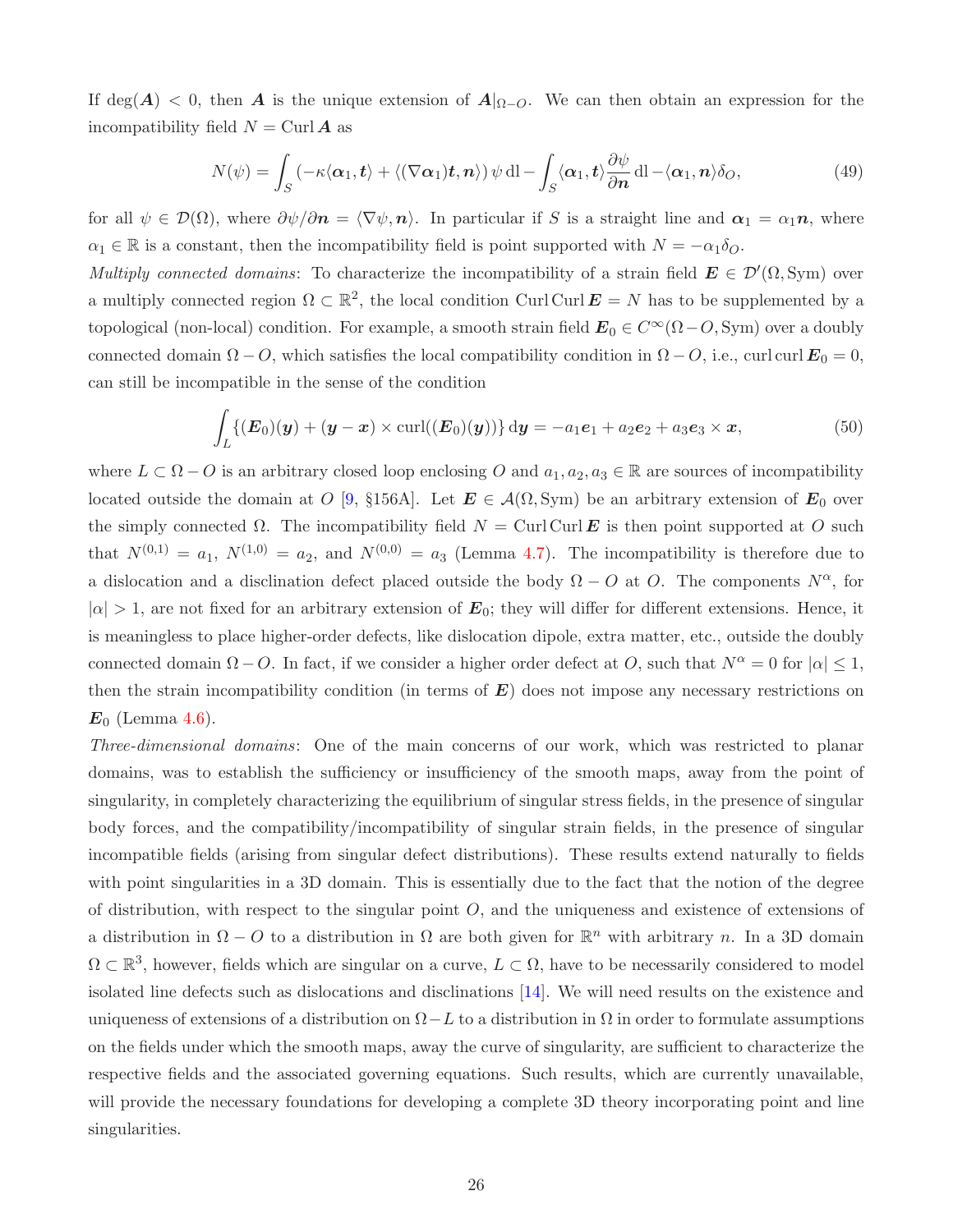If $\deg(\boldsymbol{A}) < 0$, then $\boldsymbol{A}$ is the unique extension of $\boldsymbol{A}|_{\Omega-O}$. We can then obtain an expression for the incompatibility field $N = \operatorname{Curl} \boldsymbol{A}$ as

$$N(\psi) = \int_S \left(-\kappa\langle \boldsymbol{\alpha}_1, \boldsymbol{t}\rangle + \langle (\nabla \boldsymbol{\alpha}_1)\boldsymbol{t}, \boldsymbol{n}\rangle\right)\psi \, \mathrm{dl} - \int_S \langle \boldsymbol{\alpha}_1, \boldsymbol{t}\rangle \frac{\partial \psi}{\partial \boldsymbol{n}} \, \mathrm{dl} - \langle \boldsymbol{\alpha}_1, \boldsymbol{n}\rangle \delta_O, \tag{49}$$

for all $\psi \in \mathcal{D}(\Omega)$, where $\partial\psi/\partial \boldsymbol{n} = \langle \nabla\psi, \boldsymbol{n}\rangle$. In particular if $S$ is a straight line and $\boldsymbol{\alpha}_1 = \alpha_1 \boldsymbol{n}$, where $\alpha_1 \in \mathbb{R}$ is a constant, then the incompatibility field is point supported with $N = -\alpha_1 \delta_O$.

*Multiply connected domains*: To characterize the incompatibility of a strain field $\boldsymbol{E} \in \mathcal{D}'(\Omega, \mathrm{Sym})$ over a multiply connected region $\Omega \subset \mathbb{R}^2$, the local condition $\operatorname{Curl}\operatorname{Curl} \boldsymbol{E} = N$ has to be supplemented by a topological (non-local) condition. For example, a smooth strain field $\boldsymbol{E}_0 \in C^\infty(\Omega - O, \mathrm{Sym})$ over a doubly connected domain $\Omega - O$, which satisfies the local compatibility condition in $\Omega - O$, i.e., $\operatorname{curl}\operatorname{curl} \boldsymbol{E}_0 = 0$, can still be incompatible in the sense of the condition

$$\int_L \{(\boldsymbol{E}_0)(\boldsymbol{y}) + (\boldsymbol{y} - \boldsymbol{x}) \times \operatorname{curl}((\boldsymbol{E}_0)(\boldsymbol{y}))\} \, \mathrm{d}\boldsymbol{y} = -a_1 \boldsymbol{e}_1 + a_2 \boldsymbol{e}_2 + a_3 \boldsymbol{e}_3 \times \boldsymbol{x}, \tag{50}$$

where $L \subset \Omega - O$ is an arbitrary closed loop enclosing $O$ and $a_1, a_2, a_3 \in \mathbb{R}$ are sources of incompatibility located outside the domain at $O$ [9, §156A]. Let $\boldsymbol{E} \in \mathcal{A}(\Omega, \mathrm{Sym})$ be an arbitrary extension of $\boldsymbol{E}_0$ over the simply connected $\Omega$. The incompatibility field $N = \operatorname{Curl}\operatorname{Curl} \boldsymbol{E}$ is then point supported at $O$ such that $N^{(0,1)} = a_1$, $N^{(1,0)} = a_2$, and $N^{(0,0)} = a_3$ (Lemma 4.7). The incompatibility is therefore due to a dislocation and a disclination defect placed outside the body $\Omega - O$ at $O$. The components $N^\alpha$, for $|\alpha| > 1$, are not fixed for an arbitrary extension of $\boldsymbol{E}_0$; they will differ for different extensions. Hence, it is meaningless to place higher-order defects, like dislocation dipole, extra matter, etc., outside the doubly connected domain $\Omega - O$. In fact, if we consider a higher order defect at $O$, such that $N^\alpha = 0$ for $|\alpha| \leq 1$, then the strain incompatibility condition (in terms of $\boldsymbol{E}$) does not impose any necessary restrictions on $\boldsymbol{E}_0$ (Lemma 4.6).

*Three-dimensional domains*: One of the main concerns of our work, which was restricted to planar domains, was to establish the sufficiency or insufficiency of the smooth maps, away from the point of singularity, in completely characterizing the equilibrium of singular stress fields, in the presence of singular body forces, and the compatibility/incompatibility of singular strain fields, in the presence of singular incompatible fields (arising from singular defect distributions). These results extend naturally to fields with point singularities in a 3D domain. This is essentially due to the fact that the notion of the degree of distribution, with respect to the singular point $O$, and the uniqueness and existence of extensions of a distribution in $\Omega - O$ to a distribution in $\Omega$ are both given for $\mathbb{R}^n$ with arbitrary $n$. In a 3D domain $\Omega \subset \mathbb{R}^3$, however, fields which are singular on a curve, $L \subset \Omega$, have to be necessarily considered to model isolated line defects such as dislocations and disclinations [14]. We will need results on the existence and uniqueness of extensions of a distribution on $\Omega - L$ to a distribution in $\Omega$ in order to formulate assumptions on the fields under which the smooth maps, away the curve of singularity, are sufficient to characterize the respective fields and the associated governing equations. Such results, which are currently unavailable, will provide the necessary foundations for developing a complete 3D theory incorporating point and line singularities.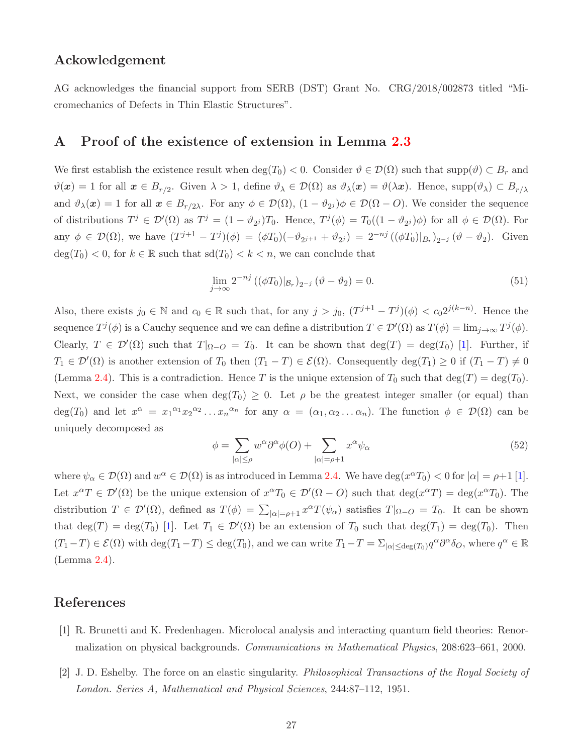## Ackowledgement

AG acknowledges the financial support from SERB (DST) Grant No. CRG/2018/002873 titled "Micromechanics of Defects in Thin Elastic Structures".

## A Proof of the existence of extension in Lemma 2.3

We first establish the existence result when $\deg(T_0) < 0$. Consider $\vartheta \in \mathcal{D}(\Omega)$ such that $\text{supp}(\vartheta) \subset B_r$ and $\vartheta(\boldsymbol{x}) = 1$ for all $\boldsymbol{x} \in B_{r/2}$. Given $\lambda > 1$, define $\vartheta_\lambda \in \mathcal{D}(\Omega)$ as $\vartheta_\lambda(\boldsymbol{x}) = \vartheta(\lambda \boldsymbol{x})$. Hence, $\text{supp}(\vartheta_\lambda) \subset B_{r/\lambda}$ and $\vartheta_\lambda(\boldsymbol{x}) = 1$ for all $\boldsymbol{x} \in B_{r/2\lambda}$. For any $\phi \in \mathcal{D}(\Omega)$, $(1 - \vartheta_{2^j})\phi \in \mathcal{D}(\Omega - O)$. We consider the sequence of distributions $T^j \in \mathcal{D}'(\Omega)$ as $T^j = (1 - \vartheta_{2^j})T_0$. Hence, $T^j(\phi) = T_0((1 - \vartheta_{2^j})\phi)$ for all $\phi \in \mathcal{D}(\Omega)$. For any $\phi \in \mathcal{D}(\Omega)$, we have $(T^{j+1} - T^j)(\phi) = (\phi T_0)(-\vartheta_{2^{j+1}} + \vartheta_{2^j}) = 2^{-nj}\left((\phi T_0)|_{B_r}\right)_{2^{-j}}(\vartheta - \vartheta_2)$. Given $\deg(T_0) < 0$, for $k \in \mathbb{R}$ such that $\text{sd}(T_0) < k < n$, we can conclude that

$$\lim_{j \to \infty} 2^{-nj}\left((\phi T_0)|_{\mathcal{B}_r}\right)_{2^{-j}}(\vartheta - \vartheta_2) = 0. \tag{51}$$

Also, there exists $j_0 \in \mathbb{N}$ and $c_0 \in \mathbb{R}$ such that, for any $j > j_0$, $(T^{j+1} - T^j)(\phi) < c_0 2^{j(k-n)}$. Hence the sequence $T^j(\phi)$ is a Cauchy sequence and we can define a distribution $T \in \mathcal{D}'(\Omega)$ as $T(\phi) = \lim_{j\to\infty} T^j(\phi)$. Clearly, $T \in \mathcal{D}'(\Omega)$ such that $T|_{\Omega - O} = T_0$. It can be shown that $\deg(T) = \deg(T_0)$ [1]. Further, if $T_1 \in \mathcal{D}'(\Omega)$ is another extension of $T_0$ then $(T_1 - T) \in \mathcal{E}(\Omega)$. Consequently $\deg(T_1) \geq 0$ if $(T_1 - T) \neq 0$ (Lemma 2.4). This is a contradiction. Hence $T$ is the unique extension of $T_0$ such that $\deg(T) = \deg(T_0)$. Next, we consider the case when $\deg(T_0) \geq 0$. Let $\rho$ be the greatest integer smaller (or equal) than $\deg(T_0)$ and let $x^\alpha = {x_1}^{\alpha_1}{x_2}^{\alpha_2}\dots{x_n}^{\alpha_n}$ for any $\alpha = (\alpha_1, \alpha_2 \dots \alpha_n)$. The function $\phi \in \mathcal{D}(\Omega)$ can be uniquely decomposed as

$$\phi = \sum_{|\alpha| \leq \rho} w^\alpha \partial^\alpha \phi(O) + \sum_{|\alpha| = \rho+1} x^\alpha \psi_\alpha \tag{52}$$

where $\psi_\alpha \in \mathcal{D}(\Omega)$ and $w^\alpha \in \mathcal{D}(\Omega)$ is as introduced in Lemma 2.4. We have $\deg(x^\alpha T_0) < 0$ for $|\alpha| = \rho+1$ [1]. Let $x^\alpha T \in \mathcal{D}'(\Omega)$ be the unique extension of $x^\alpha T_0 \in \mathcal{D}'(\Omega - O)$ such that $\deg(x^\alpha T) = \deg(x^\alpha T_0)$. The distribution $T \in \mathcal{D}'(\Omega)$, defined as $T(\phi) = \sum_{|\alpha|=\rho+1} x^\alpha T(\psi_\alpha)$ satisfies $T|_{\Omega - O} = T_0$. It can be shown that $\deg(T) = \deg(T_0)$ [1]. Let $T_1 \in \mathcal{D}'(\Omega)$ be an extension of $T_0$ such that $\deg(T_1) = \deg(T_0)$. Then $(T_1 - T) \in \mathcal{E}(\Omega)$ with $\deg(T_1 - T) \leq \deg(T_0)$, and we can write $T_1 - T = \Sigma_{|\alpha| \leq \deg(T_0)} q^\alpha \partial^\alpha \delta_O$, where $q^\alpha \in \mathbb{R}$ (Lemma 2.4).

## References

[1] R. Brunetti and K. Fredenhagen. Microlocal analysis and interacting quantum field theories: Renormalization on physical backgrounds. *Communications in Mathematical Physics*, 208:623–661, 2000.

[2] J. D. Eshelby. The force on an elastic singularity. *Philosophical Transactions of the Royal Society of London. Series A, Mathematical and Physical Sciences*, 244:87–112, 1951.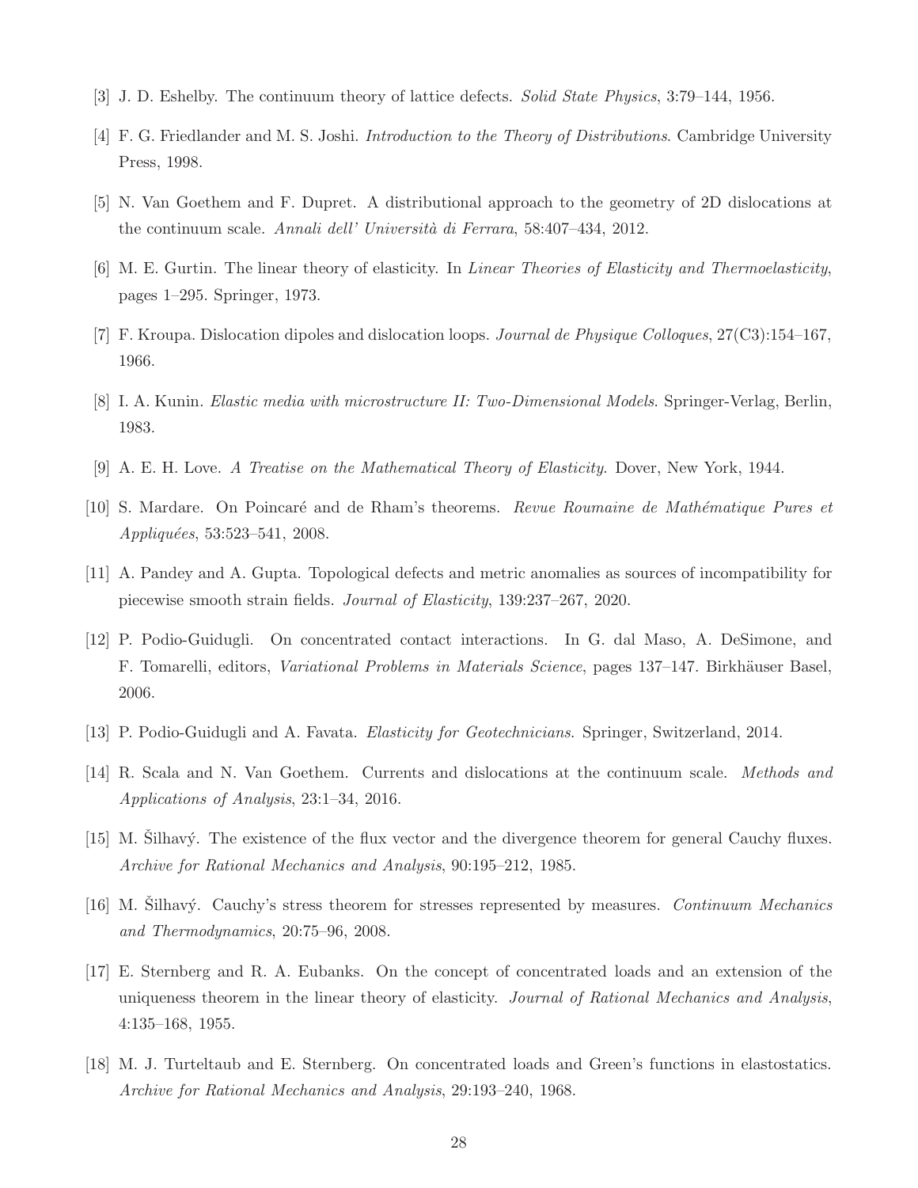[3] J. D. Eshelby. The continuum theory of lattice defects. *Solid State Physics*, 3:79–144, 1956.

[4] F. G. Friedlander and M. S. Joshi. *Introduction to the Theory of Distributions*. Cambridge University Press, 1998.

[5] N. Van Goethem and F. Dupret. A distributional approach to the geometry of 2D dislocations at the continuum scale. *Annali dell' Università di Ferrara*, 58:407–434, 2012.

[6] M. E. Gurtin. The linear theory of elasticity. In *Linear Theories of Elasticity and Thermoelasticity*, pages 1–295. Springer, 1973.

[7] F. Kroupa. Dislocation dipoles and dislocation loops. *Journal de Physique Colloques*, 27(C3):154–167, 1966.

[8] I. A. Kunin. *Elastic media with microstructure II: Two-Dimensional Models*. Springer-Verlag, Berlin, 1983.

[9] A. E. H. Love. *A Treatise on the Mathematical Theory of Elasticity*. Dover, New York, 1944.

[10] S. Mardare. On Poincaré and de Rham's theorems. *Revue Roumaine de Mathématique Pures et Appliquées*, 53:523–541, 2008.

[11] A. Pandey and A. Gupta. Topological defects and metric anomalies as sources of incompatibility for piecewise smooth strain fields. *Journal of Elasticity*, 139:237–267, 2020.

[12] P. Podio-Guidugli. On concentrated contact interactions. In G. dal Maso, A. DeSimone, and F. Tomarelli, editors, *Variational Problems in Materials Science*, pages 137–147. Birkhäuser Basel, 2006.

[13] P. Podio-Guidugli and A. Favata. *Elasticity for Geotechnicians*. Springer, Switzerland, 2014.

[14] R. Scala and N. Van Goethem. Currents and dislocations at the continuum scale. *Methods and Applications of Analysis*, 23:1–34, 2016.

[15] M. Šilhavý. The existence of the flux vector and the divergence theorem for general Cauchy fluxes. *Archive for Rational Mechanics and Analysis*, 90:195–212, 1985.

[16] M. Šilhavý. Cauchy's stress theorem for stresses represented by measures. *Continuum Mechanics and Thermodynamics*, 20:75–96, 2008.

[17] E. Sternberg and R. A. Eubanks. On the concept of concentrated loads and an extension of the uniqueness theorem in the linear theory of elasticity. *Journal of Rational Mechanics and Analysis*, 4:135–168, 1955.

[18] M. J. Turteltaub and E. Sternberg. On concentrated loads and Green's functions in elastostatics. *Archive for Rational Mechanics and Analysis*, 29:193–240, 1968.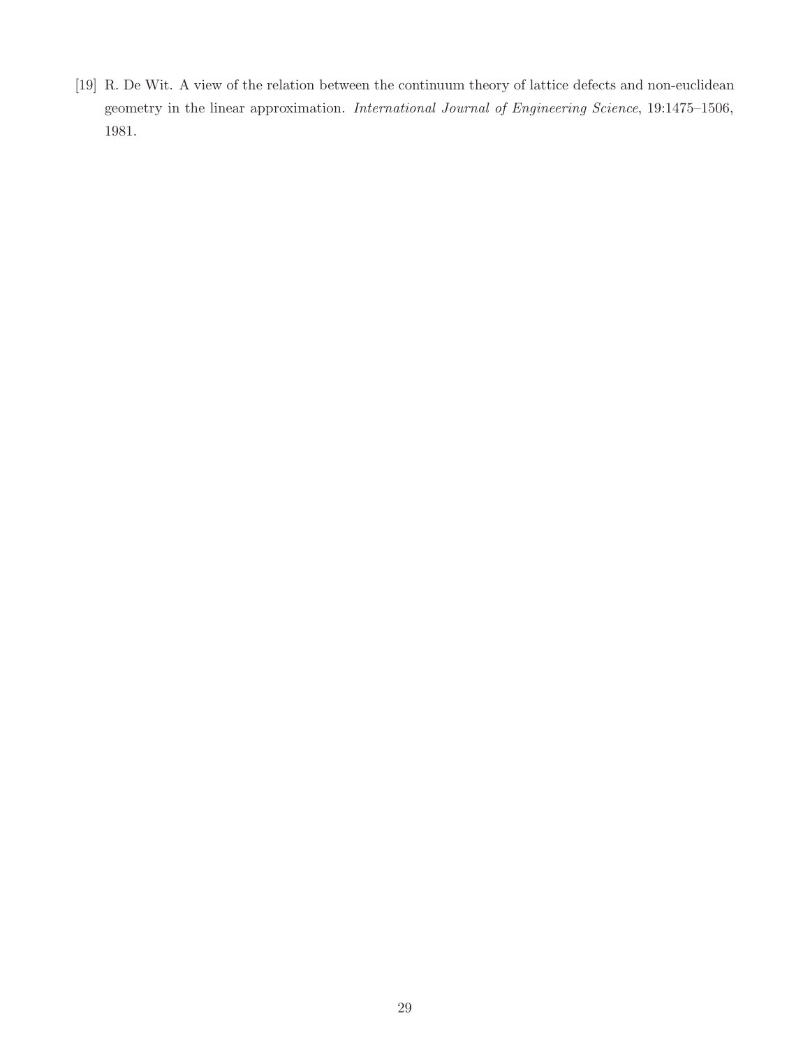[19] R. De Wit. A view of the relation between the continuum theory of lattice defects and non-euclidean geometry in the linear approximation. *International Journal of Engineering Science*, 19:1475–1506, 1981.